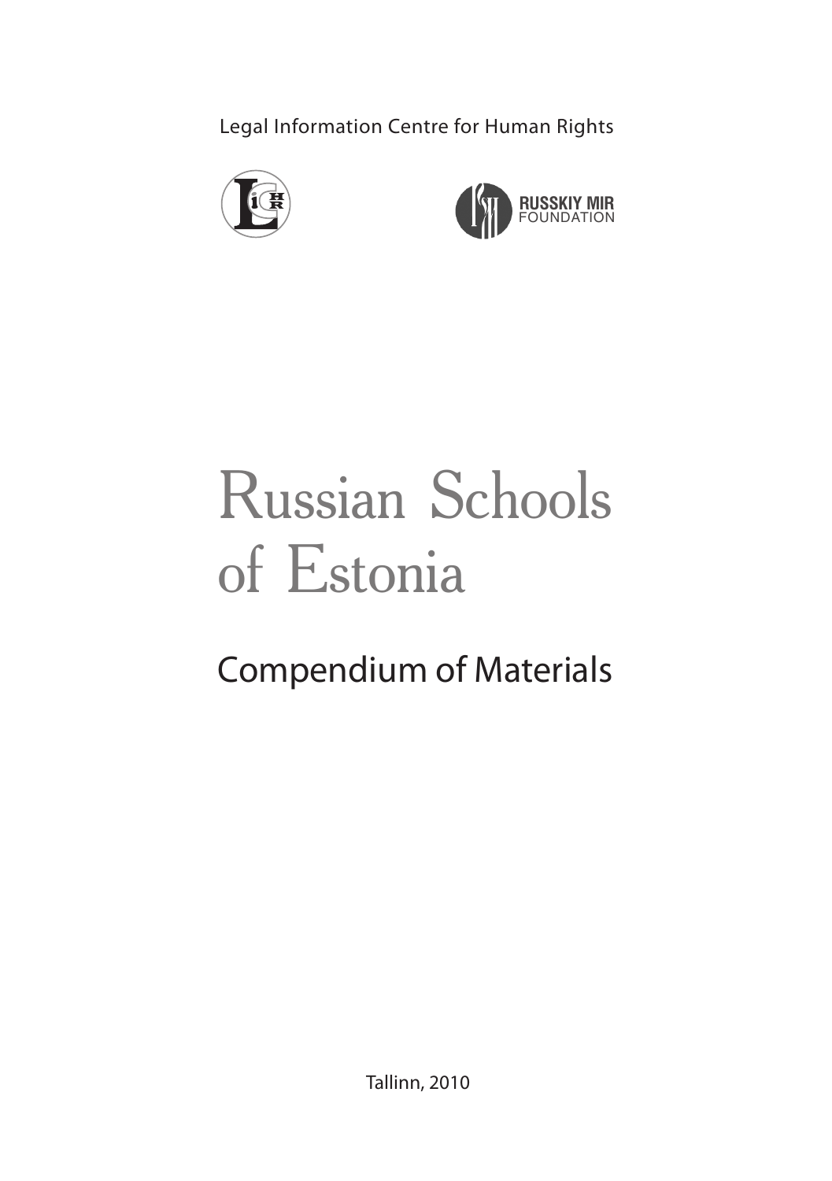Legal Information Centre for Human Rights

RUSSKIY MIR FOUNDATION

# Russian Schools of Estonia

## Compendium of Materials

Tallinn, 2010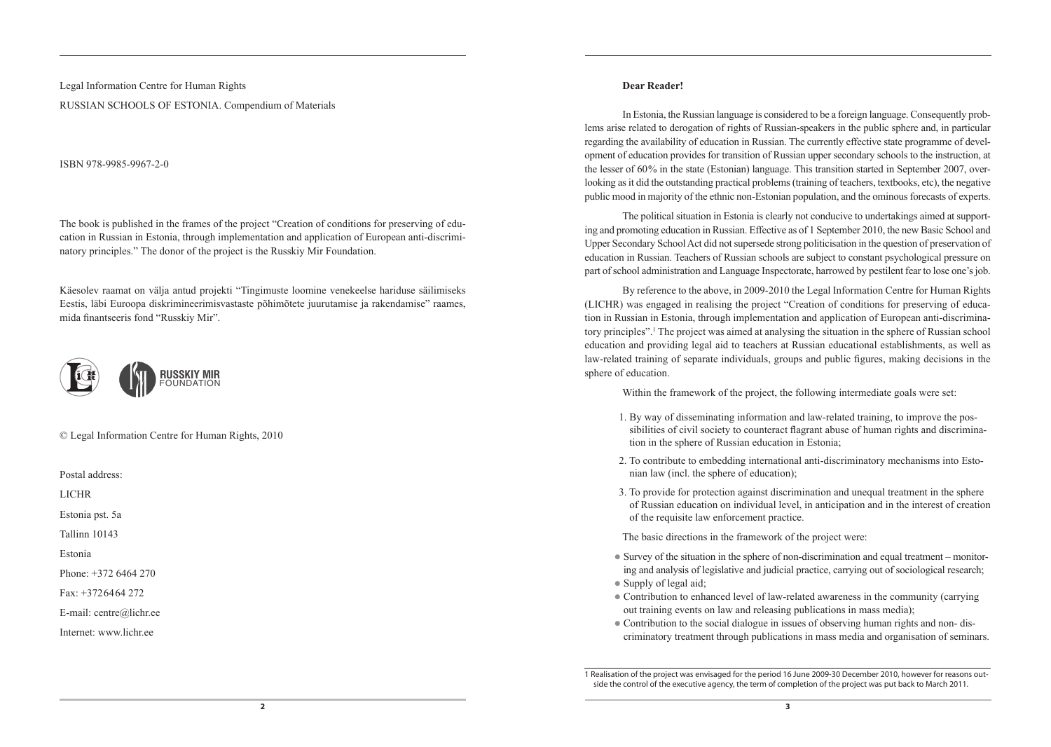Legal Information Centre for Human Rights

RUSSIAN SCHOOLS OF ESTONIA. Compendium of Materials

ISBN 978-9985-9967-2-0

The book is published in the frames of the project "Creation of conditions for preserving of education in Russian in Estonia, through implementation and application of European anti-discriminatory principles." The donor of the project is the Russkiy Mir Foundation.

Käesolev raamat on välja antud projekti "Tingimuste loomine venekeelse hariduse säilimiseks Eestis, läbi Euroopa diskrimineerimisvastaste põhimõtete juurutamise ja rakendamise" raames, mida finantseeris fond "Russkiy Mir".

© Legal Information Centre for Human Rights, 2010

Postal address:

LICHR

Estonia pst. 5a

Tallinn 10143

Estonia

Phone: +372 6464 270

Fax: +3726464 272

E-mail: centre@lichr.ee

Internet: www.lichr.ee

**Dear Reader!**

In Estonia, the Russian language is considered to be a foreign language. Consequently problems arise related to derogation of rights of Russian-speakers in the public sphere and, in particular regarding the availability of education in Russian. The currently effective state programme of development of education provides for transition of Russian upper secondary schools to the instruction, at the lesser of 60% in the state (Estonian) language. This transition started in September 2007, overlooking as it did the outstanding practical problems (training of teachers, textbooks, etc), the negative public mood in majority of the ethnic non-Estonian population, and the ominous forecasts of experts.

The political situation in Estonia is clearly not conducive to undertakings aimed at supporting and promoting education in Russian. Effective as of 1 September 2010, the new Basic School and Upper Secondary School Act did not supersede strong politicisation in the question of preservation of education in Russian. Teachers of Russian schools are subject to constant psychological pressure on part of school administration and Language Inspectorate, harrowed by pestilent fear to lose one's job.

By reference to the above, in 2009-2010 the Legal Information Centre for Human Rights (LICHR) was engaged in realising the project "Creation of conditions for preserving of education in Russian in Estonia, through implementation and application of European anti-discriminatory principles".[1] The project was aimed at analysing the situation in the sphere of Russian school education and providing legal aid to teachers at Russian educational establishments, as well as law-related training of separate individuals, groups and public figures, making decisions in the sphere of education.

Within the framework of the project, the following intermediate goals were set:

1. By way of disseminating information and law-related training, to improve the possibilities of civil society to counteract flagrant abuse of human rights and discrimination in the sphere of Russian education in Estonia;
2. To contribute to embedding international anti-discriminatory mechanisms into Estonian law (incl. the sphere of education);
3. To provide for protection against discrimination and unequal treatment in the sphere of Russian education on individual level, in anticipation and in the interest of creation of the requisite law enforcement practice.

The basic directions in the framework of the project were:

- Survey of the situation in the sphere of non-discrimination and equal treatment – monitoring and analysis of legislative and judicial practice, carrying out of sociological research;
- Supply of legal aid;
- Contribution to enhanced level of law-related awareness in the community (carrying out training events on law and releasing publications in mass media);
- Contribution to the social dialogue in issues of observing human rights and non- discriminatory treatment through publications in mass media and organisation of seminars.

1 Realisation of the project was envisaged for the period 16 June 2009-30 December 2010, however for reasons outside the control of the executive agency, the term of completion of the project was put back to March 2011.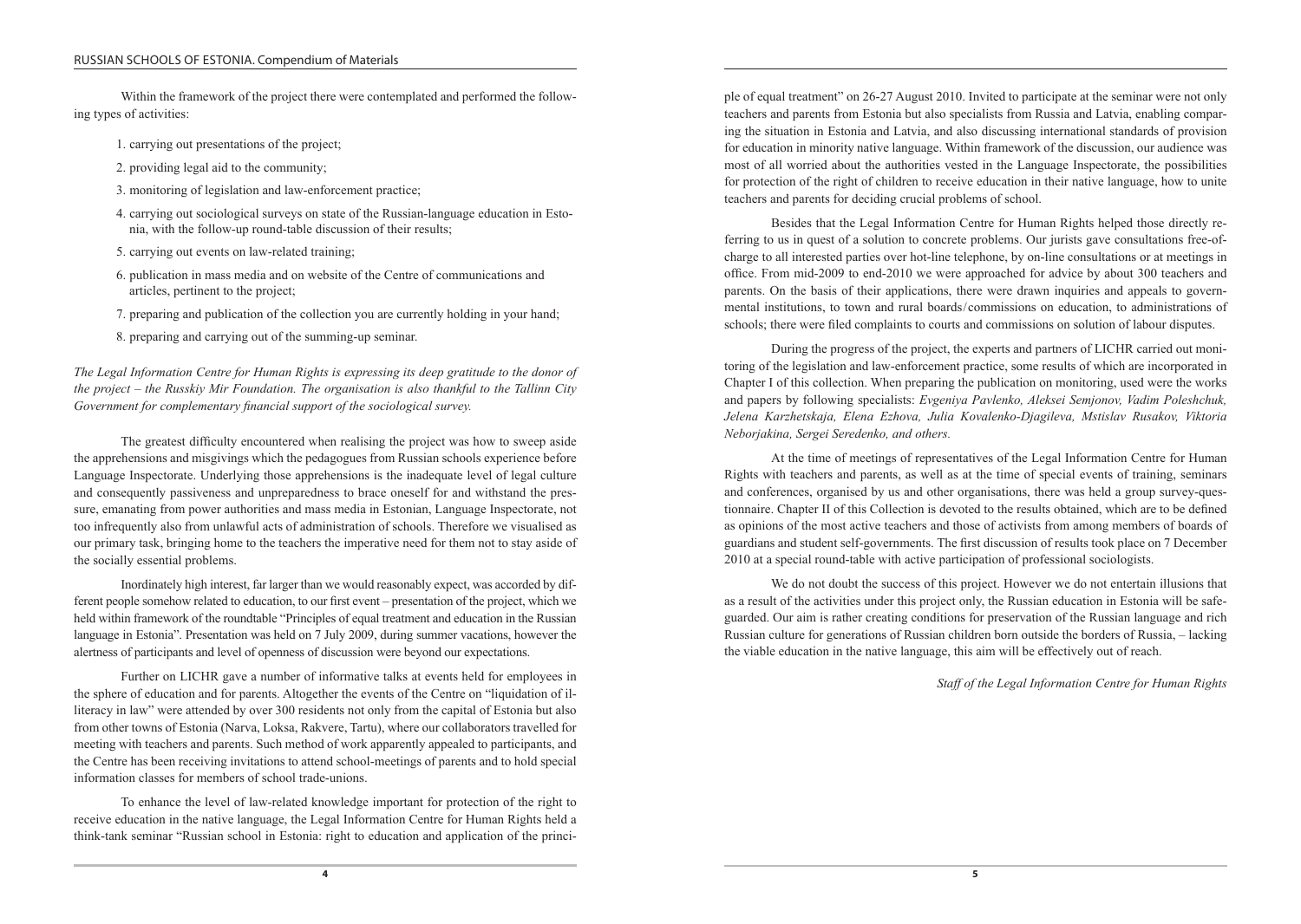Within the framework of the project there were contemplated and performed the following types of activities:

1. carrying out presentations of the project;
2. providing legal aid to the community;
3. monitoring of legislation and law-enforcement practice;
4. carrying out sociological surveys on state of the Russian-language education in Estonia, with the follow-up round-table discussion of their results;
5. carrying out events on law-related training;
6. publication in mass media and on website of the Centre of communications and articles, pertinent to the project;
7. preparing and publication of the collection you are currently holding in your hand;
8. preparing and carrying out of the summing-up seminar.

*The Legal Information Centre for Human Rights is expressing its deep gratitude to the donor of the project – the Russkiy Mir Foundation. The organisation is also thankful to the Tallinn City Government for complementary financial support of the sociological survey.*

The greatest difficulty encountered when realising the project was how to sweep aside the apprehensions and misgivings which the pedagogues from Russian schools experience before Language Inspectorate. Underlying those apprehensions is the inadequate level of legal culture and consequently passiveness and unpreparedness to brace oneself for and withstand the pressure, emanating from power authorities and mass media in Estonian, Language Inspectorate, not too infrequently also from unlawful acts of administration of schools. Therefore we visualised as our primary task, bringing home to the teachers the imperative need for them not to stay aside of the socially essential problems.

Inordinately high interest, far larger than we would reasonably expect, was accorded by different people somehow related to education, to our first event – presentation of the project, which we held within framework of the roundtable "Principles of equal treatment and education in the Russian language in Estonia". Presentation was held on 7 July 2009, during summer vacations, however the alertness of participants and level of openness of discussion were beyond our expectations.

Further on LICHR gave a number of informative talks at events held for employees in the sphere of education and for parents. Altogether the events of the Centre on "liquidation of illiteracy in law" were attended by over 300 residents not only from the capital of Estonia but also from other towns of Estonia (Narva, Loksa, Rakvere, Tartu), where our collaborators travelled for meeting with teachers and parents. Such method of work apparently appealed to participants, and the Centre has been receiving invitations to attend school-meetings of parents and to hold special information classes for members of school trade-unions.

To enhance the level of law-related knowledge important for protection of the right to receive education in the native language, the Legal Information Centre for Human Rights held a think-tank seminar "Russian school in Estonia: right to education and application of the principle of equal treatment" on 26-27 August 2010. Invited to participate at the seminar were not only teachers and parents from Estonia but also specialists from Russia and Latvia, enabling comparing the situation in Estonia and Latvia, and also discussing international standards of provision for education in minority native language. Within framework of the discussion, our audience was most of all worried about the authorities vested in the Language Inspectorate, the possibilities for protection of the right of children to receive education in their native language, how to unite teachers and parents for deciding crucial problems of school.

Besides that the Legal Information Centre for Human Rights helped those directly referring to us in quest of a solution to concrete problems. Our jurists gave consultations free-of-charge to all interested parties over hot-line telephone, by on-line consultations or at meetings in office. From mid-2009 to end-2010 we were approached for advice by about 300 teachers and parents. On the basis of their applications, there were drawn inquiries and appeals to governmental institutions, to town and rural boards/commissions on education, to administrations of schools; there were filed complaints to courts and commissions on solution of labour disputes.

During the progress of the project, the experts and partners of LICHR carried out monitoring of the legislation and law-enforcement practice, some results of which are incorporated in Chapter I of this collection. When preparing the publication on monitoring, used were the works and papers by following specialists: *Evgeniya Pavlenko, Aleksei Semjonov, Vadim Poleshchuk, Jelena Karzhetskaja, Elena Ezhova, Julia Kovalenko-Djagileva, Mstislav Rusakov, Viktoria Neborjakina, Sergei Seredenko, and others.*

At the time of meetings of representatives of the Legal Information Centre for Human Rights with teachers and parents, as well as at the time of special events of training, seminars and conferences, organised by us and other organisations, there was held a group survey-questionnaire. Chapter II of this Collection is devoted to the results obtained, which are to be defined as opinions of the most active teachers and those of activists from among members of boards of guardians and student self-governments. The first discussion of results took place on 7 December 2010 at a special round-table with active participation of professional sociologists.

We do not doubt the success of this project. However we do not entertain illusions that as a result of the activities under this project only, the Russian education in Estonia will be safeguarded. Our aim is rather creating conditions for preservation of the Russian language and rich Russian culture for generations of Russian children born outside the borders of Russia, – lacking the viable education in the native language, this aim will be effectively out of reach.

*Staff of the Legal Information Centre for Human Rights*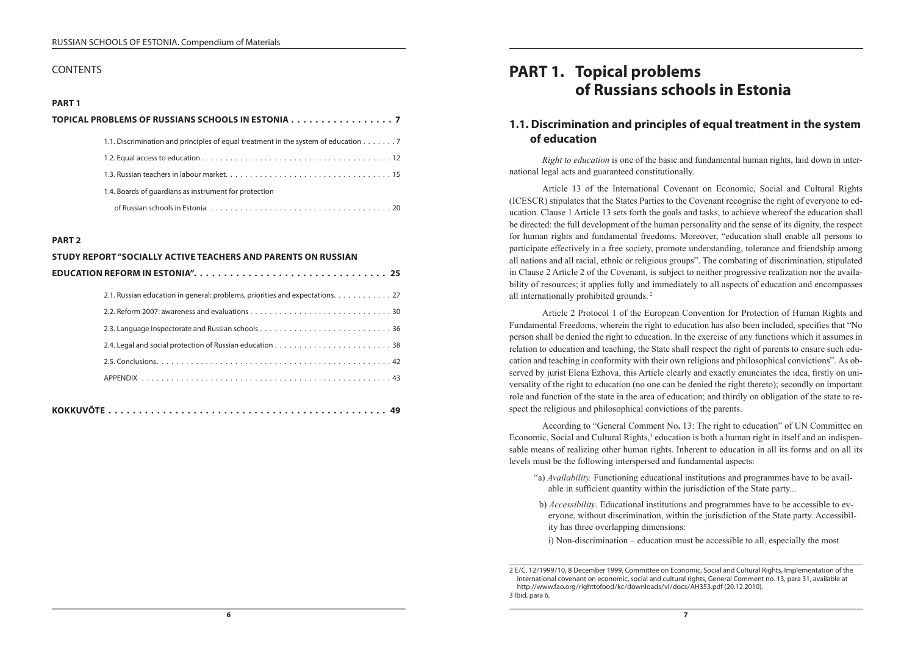## CONTENTS

**PART 1**

**TOPICAL PROBLEMS OF RUSSIANS SCHOOLS IN ESTONIA . . . . . . . . . . . . . . . . . 7**

1.1. Discrimination and principles of equal treatment in the system of education . . . . . . . 7

1.2. Equal access to education . . . . . . . . . . . . . . . . . . . . . . . . . . . . . . . . . . . . . . 12

1.3. Russian teachers in labour market. . . . . . . . . . . . . . . . . . . . . . . . . . . . . . . . . 15

1.4. Boards of guardians as instrument for protection of Russian schools in Estonia . . . . . . . . . . . . . . . . . . . . . . . . . . . . . . . . . . . . 20

**PART 2**

**STUDY REPORT "SOCIALLY ACTIVE TEACHERS AND PARENTS ON RUSSIAN EDUCATION REFORM IN ESTONIA". . . . . . . . . . . . . . . . . . . . . . . . . . . . . . . . 25**

2.1. Russian education in general: problems, priorities and expectations. . . . . . . . . . . 27

2.2. Reform 2007: awareness and evaluations . . . . . . . . . . . . . . . . . . . . . . . . . . . . 30

2.3. Language Inspectorate and Russian schools . . . . . . . . . . . . . . . . . . . . . . . . . . 36

2.4. Legal and social protection of Russian education . . . . . . . . . . . . . . . . . . . . . . . 38

2.5. Conclusions. . . . . . . . . . . . . . . . . . . . . . . . . . . . . . . . . . . . . . . . . . . . . . . 42

APPENDIX . . . . . . . . . . . . . . . . . . . . . . . . . . . . . . . . . . . . . . . . . . . . . . . . . 43

**KOKKUVÕTE . . . . . . . . . . . . . . . . . . . . . . . . . . . . . . . . . . . . . . . . . . . . . 49**

# PART 1. Topical problems of Russians schools in Estonia

## 1.1. Discrimination and principles of equal treatment in the system of education

*Right to education* is one of the basic and fundamental human rights, laid down in international legal acts and guaranteed constitutionally.

Article 13 of the International Covenant on Economic, Social and Cultural Rights (ICESCR) stipulates that the States Parties to the Covenant recognise the right of everyone to education. Clause 1 Article 13 sets forth the goals and tasks, to achieve whereof the education shall be directed: the full development of the human personality and the sense of its dignity, the respect for human rights and fundamental freedoms. Moreover, "education shall enable all persons to participate effectively in a free society, promote understanding, tolerance and friendship among all nations and all racial, ethnic or religious groups". The combating of discrimination, stipulated in Clause 2 Article 2 of the Covenant, is subject to neither progressive realization nor the availability of resources; it applies fully and immediately to all aspects of education and encompasses all internationally prohibited grounds. [2]

Article 2 Protocol 1 of the European Convention for Protection of Human Rights and Fundamental Freedoms, wherein the right to education has also been included, specifies that "No person shall be denied the right to education. In the exercise of any functions which it assumes in relation to education and teaching, the State shall respect the right of parents to ensure such education and teaching in conformity with their own religions and philosophical convictions". As observed by jurist Elena Ezhova, this Article clearly and exactly enunciates the idea, firstly on universality of the right to education (no one can be denied the right thereto); secondly on important role and function of the state in the area of education; and thirdly on obligation of the state to respect the religious and philosophical convictions of the parents.

According to "General Comment No**.** 13: The right to education" of UN Committee on Economic, Social and Cultural Rights,[3] education is both a human right in itself and an indispensable means of realizing other human rights. Inherent to education in all its forms and on all its levels must be the following interspersed and fundamental aspects:

"a) *Availability.* Functioning educational institutions and programmes have to be available in sufficient quantity within the jurisdiction of the State party...

b) *Accessibility*. Educational institutions and programmes have to be accessible to everyone, without discrimination, within the jurisdiction of the State party. Accessibility has three overlapping dimensions:

i) Non-discrimination – education must be accessible to all, especially the most

---

2 E/C. 12/1999/10, 8 December 1999, Committee on Economic, Social and Cultural Rights, Implementation of the international covenant on economic, social and cultural rights, General Comment no. 13, para 31, available at http://www.fao.org/righttofood/kc/downloads/vl/docs/AH353.pdf (20.12.2010).

3 Ibid, para 6.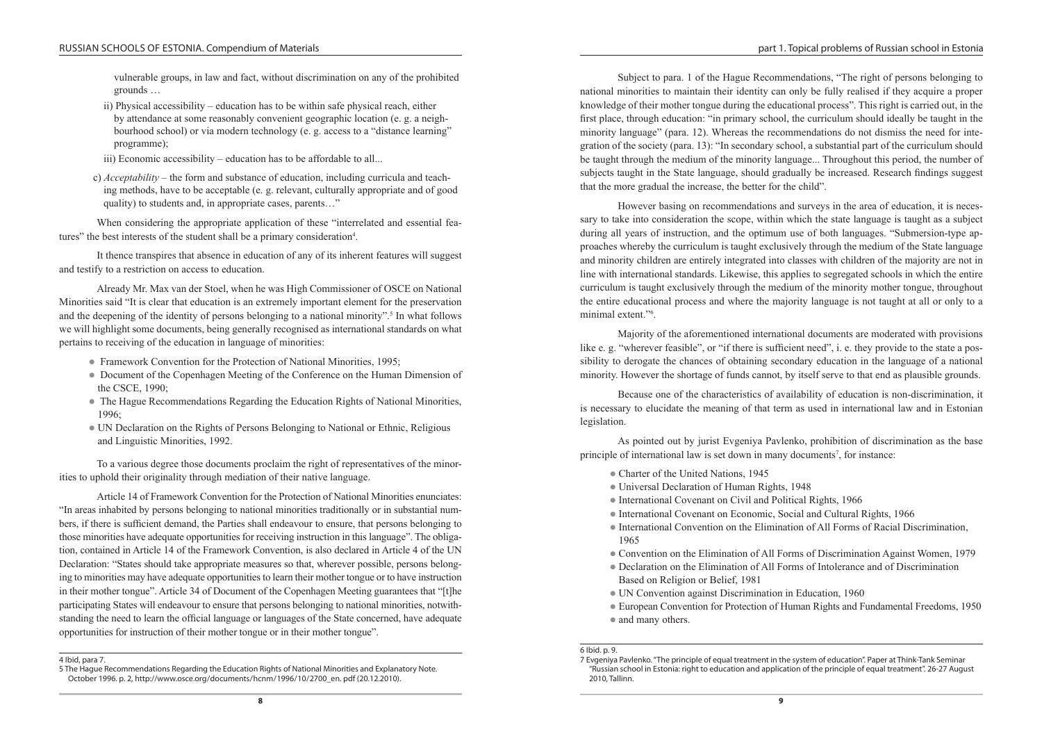vulnerable groups, in law and fact, without discrimination on any of the prohibited grounds …

ii) Physical accessibility – education has to be within safe physical reach, either by attendance at some reasonably convenient geographic location (e. g. a neighbourhood school) or via modern technology (e. g. access to a "distance learning" programme);

iii) Economic accessibility – education has to be affordable to all...

c) *Acceptability* – the form and substance of education, including curricula and teaching methods, have to be acceptable (e. g. relevant, culturally appropriate and of good quality) to students and, in appropriate cases, parents…"

When considering the appropriate application of these "interrelated and essential features" the best interests of the student shall be a primary consideration[4].

It thence transpires that absence in education of any of its inherent features will suggest and testify to a restriction on access to education.

Already Mr. Max van der Stoel, when he was High Commissioner of OSCE on National Minorities said "It is clear that education is an extremely important element for the preservation and the deepening of the identity of persons belonging to a national minority".[5] In what follows we will highlight some documents, being generally recognised as international standards on what pertains to receiving of the education in language of minorities:

- Framework Convention for the Protection of National Minorities, 1995;
- Document of the Copenhagen Meeting of the Conference on the Human Dimension of the CSCE, 1990;
- The Hague Recommendations Regarding the Education Rights of National Minorities, 1996;
- UN Declaration on the Rights of Persons Belonging to National or Ethnic, Religious and Linguistic Minorities, 1992.

To a various degree those documents proclaim the right of representatives of the minorities to uphold their originality through mediation of their native language.

Article 14 of Framework Convention for the Protection of National Minorities enunciates: "In areas inhabited by persons belonging to national minorities traditionally or in substantial numbers, if there is sufficient demand, the Parties shall endeavour to ensure, that persons belonging to those minorities have adequate opportunities for receiving instruction in this language". The obligation, contained in Article 14 of the Framework Convention, is also declared in Article 4 of the UN Declaration: "States should take appropriate measures so that, wherever possible, persons belonging to minorities may have adequate opportunities to learn their mother tongue or to have instruction in their mother tongue". Article 34 of Document of the Copenhagen Meeting guarantees that "[t]he participating States will endeavour to ensure that persons belonging to national minorities, notwithstanding the need to learn the official language or languages of the State concerned, have adequate opportunities for instruction of their mother tongue or in their mother tongue".

4 Ibid, para 7.

5 The Hague Recommendations Regarding the Education Rights of National Minorities and Explanatory Note. October 1996. p. 2, http://www.osce.org/documents/hcnm/1996/10/2700_en. pdf (20.12.2010).

Subject to para. 1 of the Hague Recommendations, "The right of persons belonging to national minorities to maintain their identity can only be fully realised if they acquire a proper knowledge of their mother tongue during the educational process". This right is carried out, in the first place, through education: "in primary school, the curriculum should ideally be taught in the minority language" (para. 12). Whereas the recommendations do not dismiss the need for integration of the society (para. 13): "In secondary school, a substantial part of the curriculum should be taught through the medium of the minority language... Throughout this period, the number of subjects taught in the State language, should gradually be increased. Research findings suggest that the more gradual the increase, the better for the child".

However basing on recommendations and surveys in the area of education, it is necessary to take into consideration the scope, within which the state language is taught as a subject during all years of instruction, and the optimum use of both languages. "Submersion-type approaches whereby the curriculum is taught exclusively through the medium of the State language and minority children are entirely integrated into classes with children of the majority are not in line with international standards. Likewise, this applies to segregated schools in which the entire curriculum is taught exclusively through the medium of the minority mother tongue, throughout the entire educational process and where the majority language is not taught at all or only to a minimal extent."[6].

Majority of the aforementioned international documents are moderated with provisions like e. g. "wherever feasible", or "if there is sufficient need", i. e. they provide to the state a possibility to derogate the chances of obtaining secondary education in the language of a national minority. However the shortage of funds cannot, by itself serve to that end as plausible grounds.

Because one of the characteristics of availability of education is non-discrimination, it is necessary to elucidate the meaning of that term as used in international law and in Estonian legislation.

As pointed out by jurist Evgeniya Pavlenko, prohibition of discrimination as the base principle of international law is set down in many documents[7], for instance:

- Charter of the United Nations, 1945
- Universal Declaration of Human Rights, 1948
- International Covenant on Civil and Political Rights, 1966
- International Covenant on Economic, Social and Cultural Rights, 1966
- International Convention on the Elimination of All Forms of Racial Discrimination, 1965
- Convention on the Elimination of All Forms of Discrimination Against Women, 1979
- Declaration on the Elimination of All Forms of Intolerance and of Discrimination Based on Religion or Belief, 1981
- UN Convention against Discrimination in Education, 1960
- European Convention for Protection of Human Rights and Fundamental Freedoms, 1950
- and many others.

6 Ibid. p. 9.

7 Evgeniya Pavlenko. "The principle of equal treatment in the system of education". Paper at Think-Tank Seminar "Russian school in Estonia: right to education and application of the principle of equal treatment". 26-27 August 2010, Tallinn.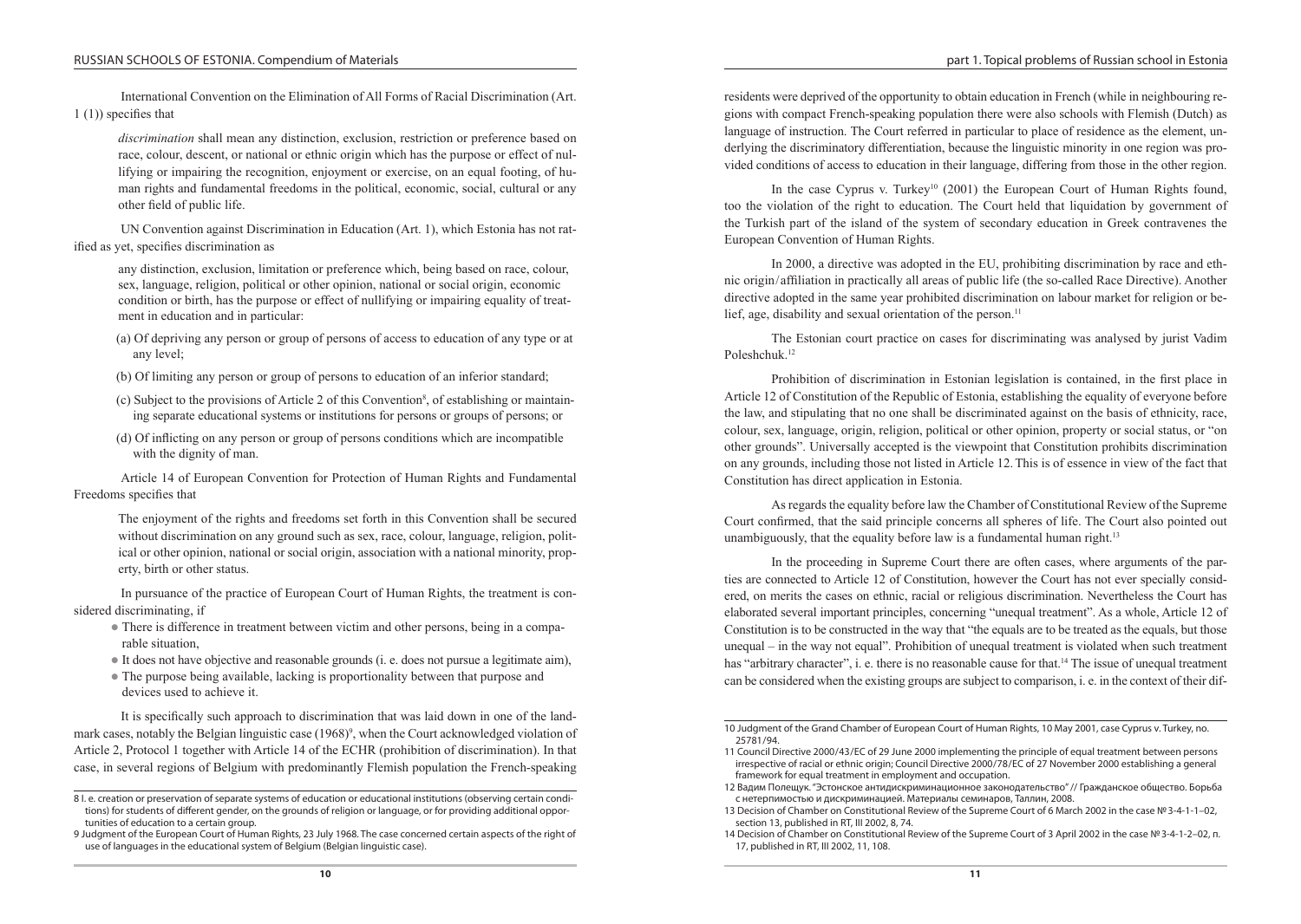International Convention on the Elimination of All Forms of Racial Discrimination (Art. 1 (1)) specifies that

> *discrimination* shall mean any distinction, exclusion, restriction or preference based on race, colour, descent, or national or ethnic origin which has the purpose or effect of nullifying or impairing the recognition, enjoyment or exercise, on an equal footing, of human rights and fundamental freedoms in the political, economic, social, cultural or any other field of public life.

UN Convention against Discrimination in Education (Art. 1), which Estonia has not ratified as yet, specifies discrimination as

> any distinction, exclusion, limitation or preference which, being based on race, colour, sex, language, religion, political or other opinion, national or social origin, economic condition or birth, has the purpose or effect of nullifying or impairing equality of treatment in education and in particular:
>
> (a) Of depriving any person or group of persons of access to education of any type or at any level;
>
> (b) Of limiting any person or group of persons to education of an inferior standard;
>
> (c) Subject to the provisions of Article 2 of this Convention[8], of establishing or maintaining separate educational systems or institutions for persons or groups of persons; or
>
> (d) Of inflicting on any person or group of persons conditions which are incompatible with the dignity of man.

Article 14 of European Convention for Protection of Human Rights and Fundamental Freedoms specifies that

> The enjoyment of the rights and freedoms set forth in this Convention shall be secured without discrimination on any ground such as sex, race, colour, language, religion, political or other opinion, national or social origin, association with a national minority, property, birth or other status.

In pursuance of the practice of European Court of Human Rights, the treatment is considered discriminating, if

- There is difference in treatment between victim and other persons, being in a comparable situation,
- It does not have objective and reasonable grounds (i. e. does not pursue a legitimate aim),
- The purpose being available, lacking is proportionality between that purpose and devices used to achieve it.

It is specifically such approach to discrimination that was laid down in one of the landmark cases, notably the Belgian linguistic case (1968)[9], when the Court acknowledged violation of Article 2, Protocol 1 together with Article 14 of the ECHR (prohibition of discrimination). In that case, in several regions of Belgium with predominantly Flemish population the French-speaking residents were deprived of the opportunity to obtain education in French (while in neighbouring regions with compact French-speaking population there were also schools with Flemish (Dutch) as language of instruction. The Court referred in particular to place of residence as the element, underlying the discriminatory differentiation, because the linguistic minority in one region was provided conditions of access to education in their language, differing from those in the other region.

In the case Cyprus v. Turkey[10] (2001) the European Court of Human Rights found, too the violation of the right to education. The Court held that liquidation by government of the Turkish part of the island of the system of secondary education in Greek contravenes the European Convention of Human Rights.

In 2000, a directive was adopted in the EU, prohibiting discrimination by race and ethnic origin/affiliation in practically all areas of public life (the so-called Race Directive). Another directive adopted in the same year prohibited discrimination on labour market for religion or belief, age, disability and sexual orientation of the person.[11]

The Estonian court practice on cases for discriminating was analysed by jurist Vadim Poleshchuk.[12]

Prohibition of discrimination in Estonian legislation is contained, in the first place in Article 12 of Constitution of the Republic of Estonia, establishing the equality of everyone before the law, and stipulating that no one shall be discriminated against on the basis of ethnicity, race, colour, sex, language, origin, religion, political or other opinion, property or social status, or "on other grounds". Universally accepted is the viewpoint that Constitution prohibits discrimination on any grounds, including those not listed in Article 12. This is of essence in view of the fact that Constitution has direct application in Estonia.

As regards the equality before law the Chamber of Constitutional Review of the Supreme Court confirmed, that the said principle concerns all spheres of life. The Court also pointed out unambiguously, that the equality before law is a fundamental human right.[13]

In the proceeding in Supreme Court there are often cases, where arguments of the parties are connected to Article 12 of Constitution, however the Court has not ever specially considered, on merits the cases on ethnic, racial or religious discrimination. Nevertheless the Court has elaborated several important principles, concerning "unequal treatment". As a whole, Article 12 of Constitution is to be constructed in the way that "the equals are to be treated as the equals, but those unequal – in the way not equal". Prohibition of unequal treatment is violated when such treatment has "arbitrary character", i. e. there is no reasonable cause for that.[14] The issue of unequal treatment can be considered when the existing groups are subject to comparison, i. e. in the context of their dif-

---

8 I. e. creation or preservation of separate systems of education or educational institutions (observing certain conditions) for students of different gender, on the grounds of religion or language, or for providing additional opportunities of education to a certain group.

9 Judgment of the European Court of Human Rights, 23 July 1968. The case concerned certain aspects of the right of use of languages in the educational system of Belgium (Belgian linguistic case).

10 Judgment of the Grand Chamber of European Court of Human Rights, 10 May 2001, case Cyprus v. Turkey, no. 25781/94.

11 Council Directive 2000/43/EC of 29 June 2000 implementing the principle of equal treatment between persons irrespective of racial or ethnic origin; Council Directive 2000/78/EC of 27 November 2000 establishing a general framework for equal treatment in employment and occupation.

12 Вадим Полещук. "Эстонское антидискриминационное законодательство" // Гражданское общество. Борьба с нетерпимостью и дискриминацией. Материалы семинаров, Таллин, 2008.

13 Decision of Chamber on Constitutional Review of the Supreme Court of 6 March 2002 in the case № 3-4-1-1–02, section 13, published in RT, III 2002, 8, 74.

14 Decision of Chamber on Constitutional Review of the Supreme Court of 3 April 2002 in the case № 3-4-1-2–02, п. 17, published in RT, III 2002, 11, 108.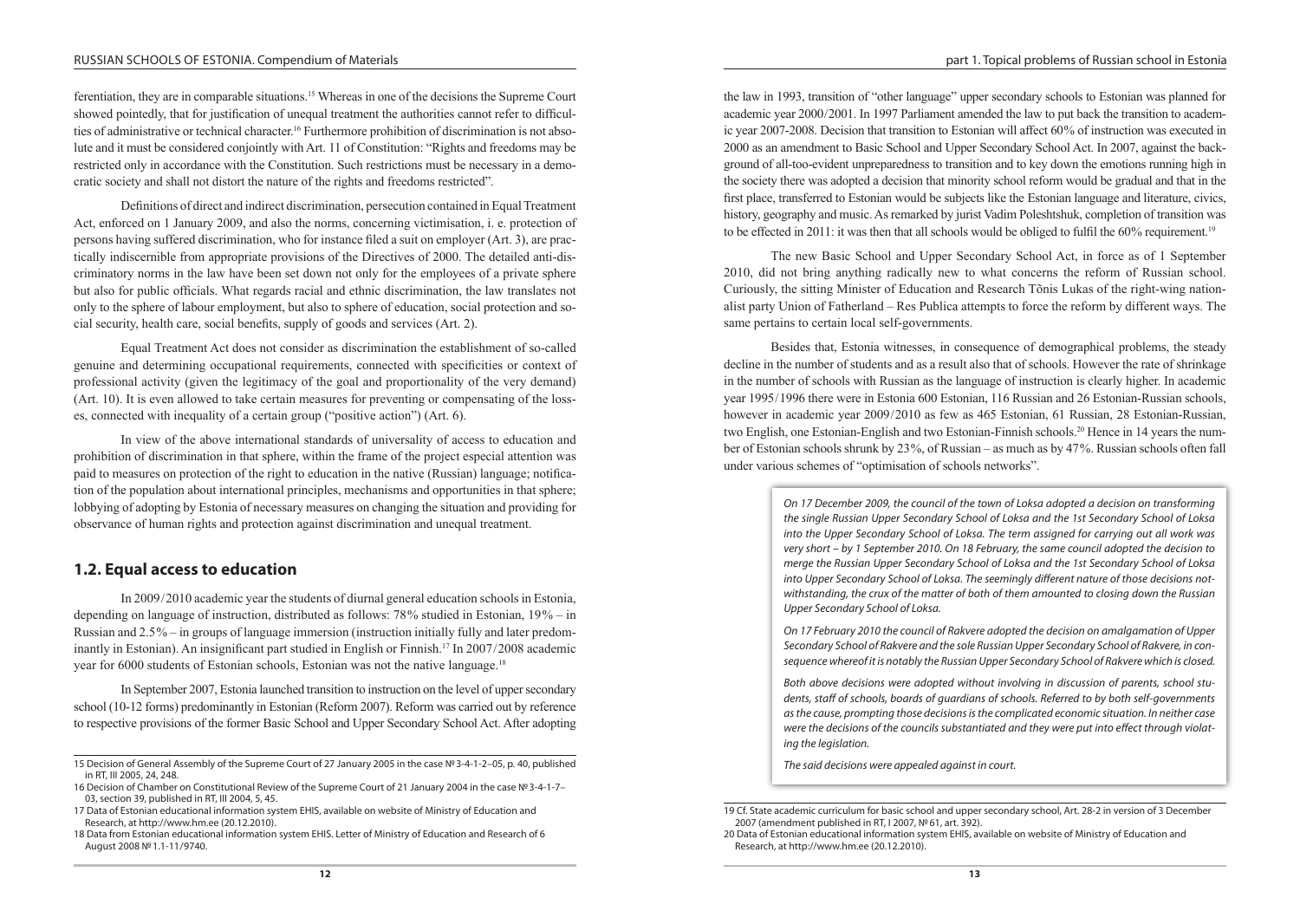ferentiation, they are in comparable situations.[15] Whereas in one of the decisions the Supreme Court showed pointedly, that for justification of unequal treatment the authorities cannot refer to difficulties of administrative or technical character.[16] Furthermore prohibition of discrimination is not absolute and it must be considered conjointly with Art. 11 of Constitution: "Rights and freedoms may be restricted only in accordance with the Constitution. Such restrictions must be necessary in a democratic society and shall not distort the nature of the rights and freedoms restricted".

Definitions of direct and indirect discrimination, persecution contained in Equal Treatment Act, enforced on 1 January 2009, and also the norms, concerning victimisation, i. e. protection of persons having suffered discrimination, who for instance filed a suit on employer (Art. 3), are practically indiscernible from appropriate provisions of the Directives of 2000. The detailed anti-discriminatory norms in the law have been set down not only for the employees of a private sphere but also for public officials. What regards racial and ethnic discrimination, the law translates not only to the sphere of labour employment, but also to sphere of education, social protection and social security, health care, social benefits, supply of goods and services (Art. 2).

Equal Treatment Act does not consider as discrimination the establishment of so-called genuine and determining occupational requirements, connected with specificities or context of professional activity (given the legitimacy of the goal and proportionality of the very demand) (Art. 10). It is even allowed to take certain measures for preventing or compensating of the losses, connected with inequality of a certain group ("positive action") (Art. 6).

In view of the above international standards of universality of access to education and prohibition of discrimination in that sphere, within the frame of the project especial attention was paid to measures on protection of the right to education in the native (Russian) language; notification of the population about international principles, mechanisms and opportunities in that sphere; lobbying of adopting by Estonia of necessary measures on changing the situation and providing for observance of human rights and protection against discrimination and unequal treatment.

## 1.2. Equal access to education

In 2009/2010 academic year the students of diurnal general education schools in Estonia, depending on language of instruction, distributed as follows: 78% studied in Estonian, 19% – in Russian and 2.5% – in groups of language immersion (instruction initially fully and later predominantly in Estonian). An insignificant part studied in English or Finnish.[17] In 2007/2008 academic year for 6000 students of Estonian schools, Estonian was not the native language.[18]

In September 2007, Estonia launched transition to instruction on the level of upper secondary school (10-12 forms) predominantly in Estonian (Reform 2007). Reform was carried out by reference to respective provisions of the former Basic School and Upper Secondary School Act. After adopting the law in 1993, transition of "other language" upper secondary schools to Estonian was planned for academic year 2000/2001. In 1997 Parliament amended the law to put back the transition to academic year 2007-2008. Decision that transition to Estonian will affect 60% of instruction was executed in 2000 as an amendment to Basic School and Upper Secondary School Act. In 2007, against the background of all-too-evident unpreparedness to transition and to key down the emotions running high in the society there was adopted a decision that minority school reform would be gradual and that in the first place, transferred to Estonian would be subjects like the Estonian language and literature, civics, history, geography and music. As remarked by jurist Vadim Poleshtshuk, completion of transition was to be effected in 2011: it was then that all schools would be obliged to fulfil the 60% requirement.[19]

The new Basic School and Upper Secondary School Act, in force as of 1 September 2010, did not bring anything radically new to what concerns the reform of Russian school. Curiously, the sitting Minister of Education and Research Tõnis Lukas of the right-wing nationalist party Union of Fatherland – Res Publica attempts to force the reform by different ways. The same pertains to certain local self-governments.

Besides that, Estonia witnesses, in consequence of demographical problems, the steady decline in the number of students and as a result also that of schools. However the rate of shrinkage in the number of schools with Russian as the language of instruction is clearly higher. In academic year 1995/1996 there were in Estonia 600 Estonian, 116 Russian and 26 Estonian-Russian schools, however in academic year 2009/2010 as few as 465 Estonian, 61 Russian, 28 Estonian-Russian, two English, one Estonian-English and two Estonian-Finnish schools.[20] Hence in 14 years the number of Estonian schools shrunk by 23%, of Russian – as much as by 47%. Russian schools often fall under various schemes of "optimisation of schools networks".

*On 17 December 2009, the council of the town of Loksa adopted a decision on transforming the single Russian Upper Secondary School of Loksa and the 1st Secondary School of Loksa into the Upper Secondary School of Loksa. The term assigned for carrying out all work was very short – by 1 September 2010. On 18 February, the same council adopted the decision to merge the Russian Upper Secondary School of Loksa and the 1st Secondary School of Loksa into Upper Secondary School of Loksa. The seemingly different nature of those decisions notwithstanding, the crux of the matter of both of them amounted to closing down the Russian Upper Secondary School of Loksa.*

*On 17 February 2010 the council of Rakvere adopted the decision on amalgamation of Upper Secondary School of Rakvere and the sole Russian Upper Secondary School of Rakvere, in consequence whereof it is notably the Russian Upper Secondary School of Rakvere which is closed.*

*Both above decisions were adopted without involving in discussion of parents, school students, staff of schools, boards of guardians of schools. Referred to by both self-governments as the cause, prompting those decisions is the complicated economic situation. In neither case were the decisions of the councils substantiated and they were put into effect through violating the legislation.*

*The said decisions were appealed against in court.*

---

15 Decision of General Assembly of the Supreme Court of 27 January 2005 in the case № 3-4-1-2–05, p. 40, published in RT, III 2005, 24, 248.

16 Decision of Chamber on Constitutional Review of the Supreme Court of 21 January 2004 in the case № 3-4-1-7–03, section 39, published in RT, III 2004, 5, 45.

17 Data of Estonian educational information system EHIS, available on website of Ministry of Education and Research, at http://www.hm.ee (20.12.2010).

18 Data from Estonian educational information system EHIS. Letter of Ministry of Education and Research of 6 August 2008 № 1.1-11/9740.

19 Cf. State academic curriculum for basic school and upper secondary school, Art. 28-2 in version of 3 December 2007 (amendment published in RT, I 2007, № 61, art. 392).

20 Data of Estonian educational information system EHIS, available on website of Ministry of Education and Research, at http://www.hm.ee (20.12.2010).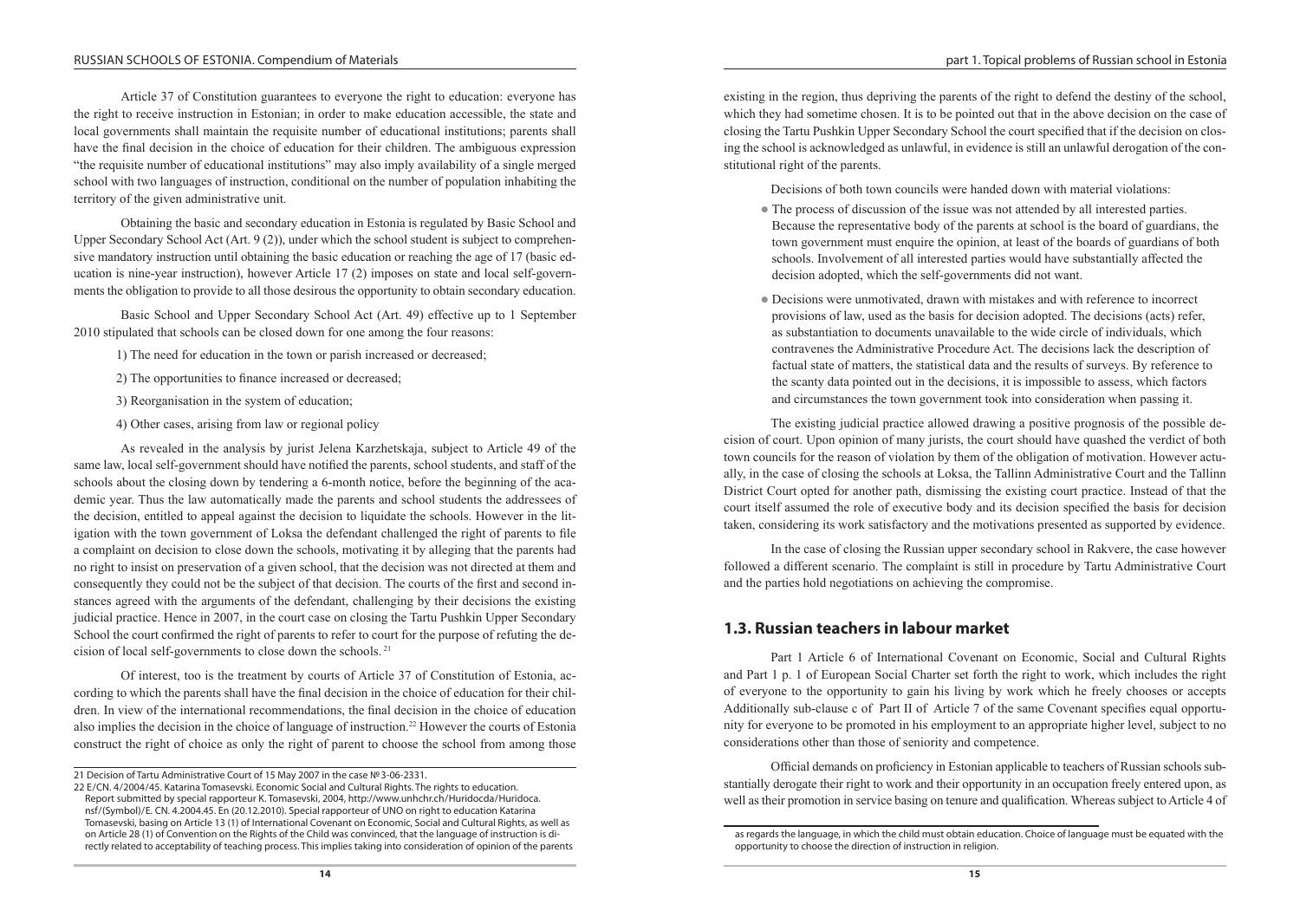Article 37 of Constitution guarantees to everyone the right to education: everyone has the right to receive instruction in Estonian; in order to make education accessible, the state and local governments shall maintain the requisite number of educational institutions; parents shall have the final decision in the choice of education for their children. The ambiguous expression "the requisite number of educational institutions" may also imply availability of a single merged school with two languages of instruction, conditional on the number of population inhabiting the territory of the given administrative unit.

Obtaining the basic and secondary education in Estonia is regulated by Basic School and Upper Secondary School Act (Art. 9 (2)), under which the school student is subject to comprehensive mandatory instruction until obtaining the basic education or reaching the age of 17 (basic education is nine-year instruction), however Article 17 (2) imposes on state and local self-governments the obligation to provide to all those desirous the opportunity to obtain secondary education.

Basic School and Upper Secondary School Act (Art. 49) effective up to 1 September 2010 stipulated that schools can be closed down for one among the four reasons:

1) The need for education in the town or parish increased or decreased;

2) The opportunities to finance increased or decreased;

3) Reorganisation in the system of education;

4) Other cases, arising from law or regional policy

As revealed in the analysis by jurist Jelena Karzhetskaja, subject to Article 49 of the same law, local self-government should have notified the parents, school students, and staff of the schools about the closing down by tendering a 6-month notice, before the beginning of the academic year. Thus the law automatically made the parents and school students the addressees of the decision, entitled to appeal against the decision to liquidate the schools. However in the litigation with the town government of Loksa the defendant challenged the right of parents to file a complaint on decision to close down the schools, motivating it by alleging that the parents had no right to insist on preservation of a given school, that the decision was not directed at them and consequently they could not be the subject of that decision. The courts of the first and second instances agreed with the arguments of the defendant, challenging by their decisions the existing judicial practice. Hence in 2007, in the court case on closing the Tartu Pushkin Upper Secondary School the court confirmed the right of parents to refer to court for the purpose of refuting the decision of local self-governments to close down the schools. [21]

Of interest, too is the treatment by courts of Article 37 of Constitution of Estonia, according to which the parents shall have the final decision in the choice of education for their children. In view of the international recommendations, the final decision in the choice of education also implies the decision in the choice of language of instruction.[22] However the courts of Estonia construct the right of choice as only the right of parent to choose the school from among those existing in the region, thus depriving the parents of the right to defend the destiny of the school, which they had sometime chosen. It is to be pointed out that in the above decision on the case of closing the Tartu Pushkin Upper Secondary School the court specified that if the decision on closing the school is acknowledged as unlawful, in evidence is still an unlawful derogation of the constitutional right of the parents.

Decisions of both town councils were handed down with material violations:

- The process of discussion of the issue was not attended by all interested parties. Because the representative body of the parents at school is the board of guardians, the town government must enquire the opinion, at least of the boards of guardians of both schools. Involvement of all interested parties would have substantially affected the decision adopted, which the self-governments did not want.
- Decisions were unmotivated, drawn with mistakes and with reference to incorrect provisions of law, used as the basis for decision adopted. The decisions (acts) refer, as substantiation to documents unavailable to the wide circle of individuals, which contravenes the Administrative Procedure Act. The decisions lack the description of factual state of matters, the statistical data and the results of surveys. By reference to the scanty data pointed out in the decisions, it is impossible to assess, which factors and circumstances the town government took into consideration when passing it.

The existing judicial practice allowed drawing a positive prognosis of the possible decision of court. Upon opinion of many jurists, the court should have quashed the verdict of both town councils for the reason of violation by them of the obligation of motivation. However actually, in the case of closing the schools at Loksa, the Tallinn Administrative Court and the Tallinn District Court opted for another path, dismissing the existing court practice. Instead of that the court itself assumed the role of executive body and its decision specified the basis for decision taken, considering its work satisfactory and the motivations presented as supported by evidence.

In the case of closing the Russian upper secondary school in Rakvere, the case however followed a different scenario. The complaint is still in procedure by Tartu Administrative Court and the parties hold negotiations on achieving the compromise.

## 1.3. Russian teachers in labour market

Part 1 Article 6 of International Covenant on Economic, Social and Cultural Rights and Part 1 p. 1 of European Social Charter set forth the right to work, which includes the right of everyone to the opportunity to gain his living by work which he freely chooses or accepts Additionally sub-clause c of Part II of Article 7 of the same Covenant specifies equal opportunity for everyone to be promoted in his employment to an appropriate higher level, subject to no considerations other than those of seniority and competence.

Official demands on proficiency in Estonian applicable to teachers of Russian schools substantially derogate their right to work and their opportunity in an occupation freely entered upon, as well as their promotion in service basing on tenure and qualification. Whereas subject to Article 4 of

---

21 Decision of Tartu Administrative Court of 15 May 2007 in the case № 3-06-2331.

22 E/CN. 4/2004/45. Katarina Tomasevski. Economic Social and Cultural Rights. The rights to education. Report submitted by special rapporteur K. Tomasevski, 2004, http://www.unhchr.ch/Huridocda/Huridoca.nsf/(Symbol)/E. CN. 4.2004.45. En (20.12.2010). Special rapporteur of UNO on right to education Katarina Tomasevski, basing on Article 13 (1) of International Covenant on Economic, Social and Cultural Rights, as well as on Article 28 (1) of Convention on the Rights of the Child was convinced, that the language of instruction is directly related to acceptability of teaching process. This implies taking into consideration of opinion of the parents as regards the language, in which the child must obtain education. Choice of language must be equated with the opportunity to choose the direction of instruction in religion.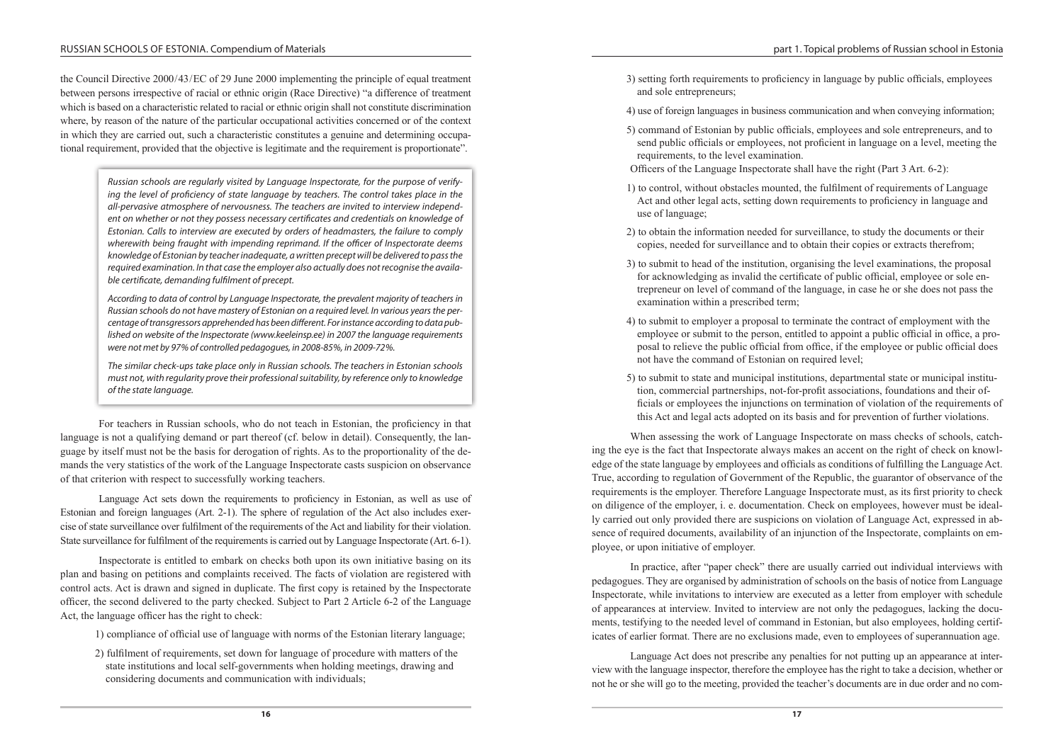the Council Directive 2000/43/EC of 29 June 2000 implementing the principle of equal treatment between persons irrespective of racial or ethnic origin (Race Directive) "a difference of treatment which is based on a characteristic related to racial or ethnic origin shall not constitute discrimination where, by reason of the nature of the particular occupational activities concerned or of the context in which they are carried out, such a characteristic constitutes a genuine and determining occupational requirement, provided that the objective is legitimate and the requirement is proportionate".

> *Russian schools are regularly visited by Language Inspectorate, for the purpose of verifying the level of proficiency of state language by teachers. The control takes place in the all-pervasive atmosphere of nervousness. The teachers are invited to interview independent on whether or not they possess necessary certificates and credentials on knowledge of Estonian. Calls to interview are executed by orders of headmasters, the failure to comply wherewith being fraught with impending reprimand. If the officer of Inspectorate deems knowledge of Estonian by teacher inadequate, a written precept will be delivered to pass the required examination. In that case the employer also actually does not recognise the available certificate, demanding fulfilment of precept.*
>
> *According to data of control by Language Inspectorate, the prevalent majority of teachers in Russian schools do not have mastery of Estonian on a required level. In various years the percentage of transgressors apprehended has been different. For instance according to data published on website of the Inspectorate (www.keeleinsp.ee) in 2007 the language requirements were not met by 97% of controlled pedagogues, in 2008-85%, in 2009-72%.*
>
> *The similar check-ups take place only in Russian schools. The teachers in Estonian schools must not, with regularity prove their professional suitability, by reference only to knowledge of the state language.*

For teachers in Russian schools, who do not teach in Estonian, the proficiency in that language is not a qualifying demand or part thereof (cf. below in detail). Consequently, the language by itself must not be the basis for derogation of rights. As to the proportionality of the demands the very statistics of the work of the Language Inspectorate casts suspicion on observance of that criterion with respect to successfully working teachers.

Language Act sets down the requirements to proficiency in Estonian, as well as use of Estonian and foreign languages (Art. 2-1). The sphere of regulation of the Act also includes exercise of state surveillance over fulfilment of the requirements of the Act and liability for their violation. State surveillance for fulfilment of the requirements is carried out by Language Inspectorate (Art. 6-1).

Inspectorate is entitled to embark on checks both upon its own initiative basing on its plan and basing on petitions and complaints received. The facts of violation are registered with control acts. Act is drawn and signed in duplicate. The first copy is retained by the Inspectorate officer, the second delivered to the party checked. Subject to Part 2 Article 6-2 of the Language Act, the language officer has the right to check:

1) compliance of official use of language with norms of the Estonian literary language;
2) fulfilment of requirements, set down for language of procedure with matters of the state institutions and local self-governments when holding meetings, drawing and considering documents and communication with individuals;
3) setting forth requirements to proficiency in language by public officials, employees and sole entrepreneurs;
4) use of foreign languages in business communication and when conveying information;
5) command of Estonian by public officials, employees and sole entrepreneurs, and to send public officials or employees, not proficient in language on a level, meeting the requirements, to the level examination.

Officers of the Language Inspectorate shall have the right (Part 3 Art. 6-2):

1) to control, without obstacles mounted, the fulfilment of requirements of Language Act and other legal acts, setting down requirements to proficiency in language and use of language;
2) to obtain the information needed for surveillance, to study the documents or their copies, needed for surveillance and to obtain their copies or extracts therefrom;
3) to submit to head of the institution, organising the level examinations, the proposal for acknowledging as invalid the certificate of public official, employee or sole entrepreneur on level of command of the language, in case he or she does not pass the examination within a prescribed term;
4) to submit to employer a proposal to terminate the contract of employment with the employee or submit to the person, entitled to appoint a public official in office, a proposal to relieve the public official from office, if the employee or public official does not have the command of Estonian on required level;
5) to submit to state and municipal institutions, departmental state or municipal institution, commercial partnerships, not-for-profit associations, foundations and their officials or employees the injunctions on termination of violation of the requirements of this Act and legal acts adopted on its basis and for prevention of further violations.

When assessing the work of Language Inspectorate on mass checks of schools, catching the eye is the fact that Inspectorate always makes an accent on the right of check on knowledge of the state language by employees and officials as conditions of fulfilling the Language Act. True, according to regulation of Government of the Republic, the guarantor of observance of the requirements is the employer. Therefore Language Inspectorate must, as its first priority to check on diligence of the employer, i. e. documentation. Check on employees, however must be ideally carried out only provided there are suspicions on violation of Language Act, expressed in absence of required documents, availability of an injunction of the Inspectorate, complaints on employee, or upon initiative of employer.

In practice, after "paper check" there are usually carried out individual interviews with pedagogues. They are organised by administration of schools on the basis of notice from Language Inspectorate, while invitations to interview are executed as a letter from employer with schedule of appearances at interview. Invited to interview are not only the pedagogues, lacking the documents, testifying to the needed level of command in Estonian, but also employees, holding certificates of earlier format. There are no exclusions made, even to employees of superannuation age.

Language Act does not prescribe any penalties for not putting up an appearance at interview with the language inspector, therefore the employee has the right to take a decision, whether or not he or she will go to the meeting, provided the teacher's documents are in due order and no com-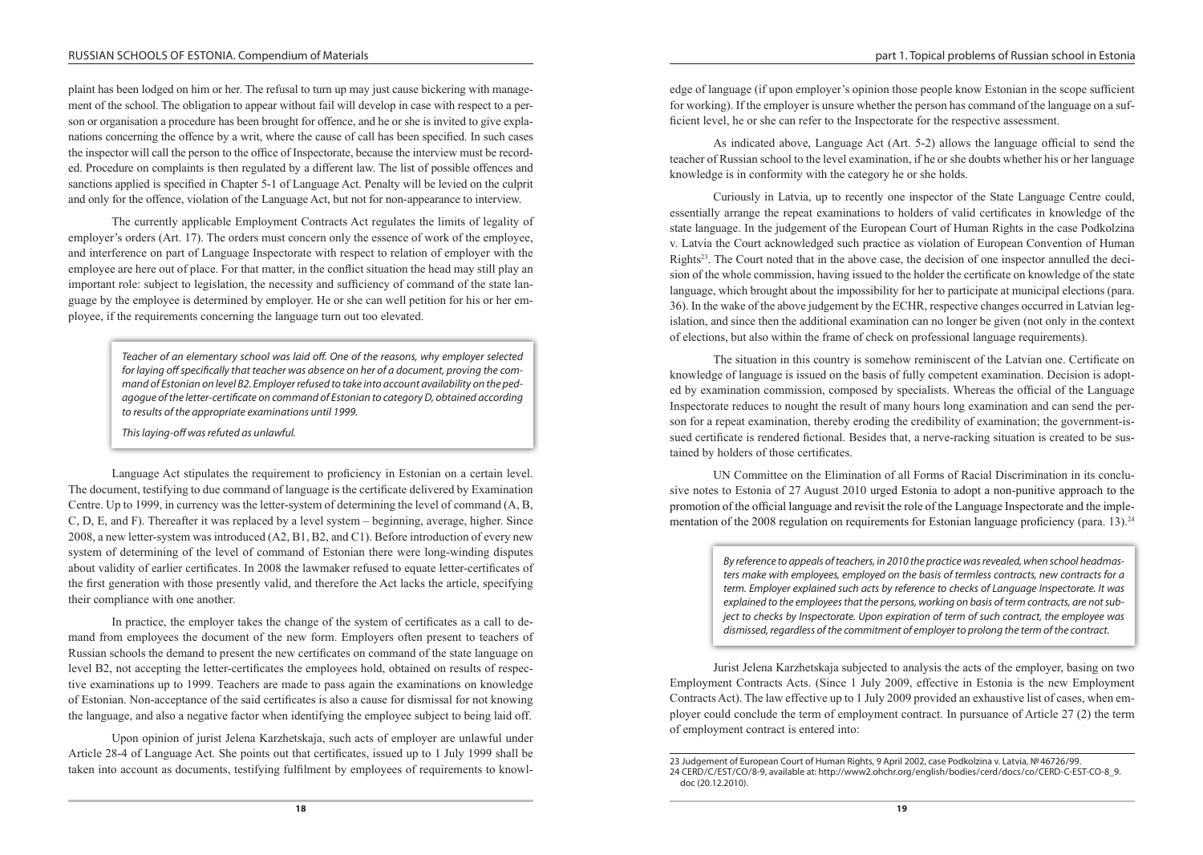plaint has been lodged on him or her. The refusal to turn up may just cause bickering with management of the school. The obligation to appear without fail will develop in case with respect to a person or organisation a procedure has been brought for offence, and he or she is invited to give explanations concerning the offence by a writ, where the cause of call has been specified. In such cases the inspector will call the person to the office of Inspectorate, because the interview must be recorded. Procedure on complaints is then regulated by a different law. The list of possible offences and sanctions applied is specified in Chapter 5-1 of Language Act. Penalty will be levied on the culprit and only for the offence, violation of the Language Act, but not for non-appearance to interview.

The currently applicable Employment Contracts Act regulates the limits of legality of employer's orders (Art. 17). The orders must concern only the essence of work of the employee, and interference on part of Language Inspectorate with respect to relation of employer with the employee are here out of place. For that matter, in the conflict situation the head may still play an important role: subject to legislation, the necessity and sufficiency of command of the state language by the employee is determined by employer. He or she can well petition for his or her employee, if the requirements concerning the language turn out too elevated.

> *Teacher of an elementary school was laid off. One of the reasons, why employer selected for laying off specifically that teacher was absence on her of a document, proving the command of Estonian on level B2. Employer refused to take into account availability on the pedagogue of the letter-certificate on command of Estonian to category D, obtained according to results of the appropriate examinations until 1999.*
>
> *This laying-off was refuted as unlawful.*

Language Act stipulates the requirement to proficiency in Estonian on a certain level. The document, testifying to due command of language is the certificate delivered by Examination Centre. Up to 1999, in currency was the letter-system of determining the level of command (A, B, C, D, E, and F). Thereafter it was replaced by a level system – beginning, average, higher. Since 2008, a new letter-system was introduced (A2, B1, B2, and C1). Before introduction of every new system of determining of the level of command of Estonian there were long-winding disputes about validity of earlier certificates. In 2008 the lawmaker refused to equate letter-certificates of the first generation with those presently valid, and therefore the Act lacks the article, specifying their compliance with one another.

In practice, the employer takes the change of the system of certificates as a call to demand from employees the document of the new form. Employers often present to teachers of Russian schools the demand to present the new certificates on command of the state language on level B2, not accepting the letter-certificates the employees hold, obtained on results of respective examinations up to 1999. Teachers are made to pass again the examinations on knowledge of Estonian. Non-acceptance of the said certificates is also a cause for dismissal for not knowing the language, and also a negative factor when identifying the employee subject to being laid off.

Upon opinion of jurist Jelena Karzhetskaja, such acts of employer are unlawful under Article 28-4 of Language Act. She points out that certificates, issued up to 1 July 1999 shall be taken into account as documents, testifying fulfilment by employees of requirements to knowledge of language (if upon employer's opinion those people know Estonian in the scope sufficient for working). If the employer is unsure whether the person has command of the language on a sufficient level, he or she can refer to the Inspectorate for the respective assessment.

As indicated above, Language Act (Art. 5-2) allows the language official to send the teacher of Russian school to the level examination, if he or she doubts whether his or her language knowledge is in conformity with the category he or she holds.

Curiously in Latvia, up to recently one inspector of the State Language Centre could, essentially arrange the repeat examinations to holders of valid certificates in knowledge of the state language. In the judgement of the European Court of Human Rights in the case Podkolzina v. Latvia the Court acknowledged such practice as violation of European Convention of Human Rights[23]. The Court noted that in the above case, the decision of one inspector annulled the decision of the whole commission, having issued to the holder the certificate on knowledge of the state language, which brought about the impossibility for her to participate at municipal elections (para. 36). In the wake of the above judgement by the ECHR, respective changes occurred in Latvian legislation, and since then the additional examination can no longer be given (not only in the context of elections, but also within the frame of check on professional language requirements).

The situation in this country is somehow reminiscent of the Latvian one. Certificate on knowledge of language is issued on the basis of fully competent examination. Decision is adopted by examination commission, composed by specialists. Whereas the official of the Language Inspectorate reduces to nought the result of many hours long examination and can send the person for a repeat examination, thereby eroding the credibility of examination; the government-issued certificate is rendered fictional. Besides that, a nerve-racking situation is created to be sustained by holders of those certificates.

UN Committee on the Elimination of all Forms of Racial Discrimination in its conclusive notes to Estonia of 27 August 2010 urged Estonia to adopt a non-punitive approach to the promotion of the official language and revisit the role of the Language Inspectorate and the implementation of the 2008 regulation on requirements for Estonian language proficiency (para. 13).[24]

> *By reference to appeals of teachers, in 2010 the practice was revealed, when school headmasters make with employees, employed on the basis of termless contracts, new contracts for a term. Employer explained such acts by reference to checks of Language Inspectorate. It was explained to the employees that the persons, working on basis of term contracts, are not subject to checks by Inspectorate. Upon expiration of term of such contract, the employee was dismissed, regardless of the commitment of employer to prolong the term of the contract.*

Jurist Jelena Karzhetskaja subjected to analysis the acts of the employer, basing on two Employment Contracts Acts. (Since 1 July 2009, effective in Estonia is the new Employment Contracts Act). The law effective up to 1 July 2009 provided an exhaustive list of cases, when employer could conclude the term of employment contract. In pursuance of Article 27 (2) the term of employment contract is entered into:

---

23 Judgement of European Court of Human Rights, 9 April 2002, case Podkolzina v. Latvia, № 46726/99.

24 CERD/C/EST/CO/8-9, available at: http://www2.ohchr.org/english/bodies/cerd/docs/co/CERD-C-EST-CO-8_9.doc (20.12.2010).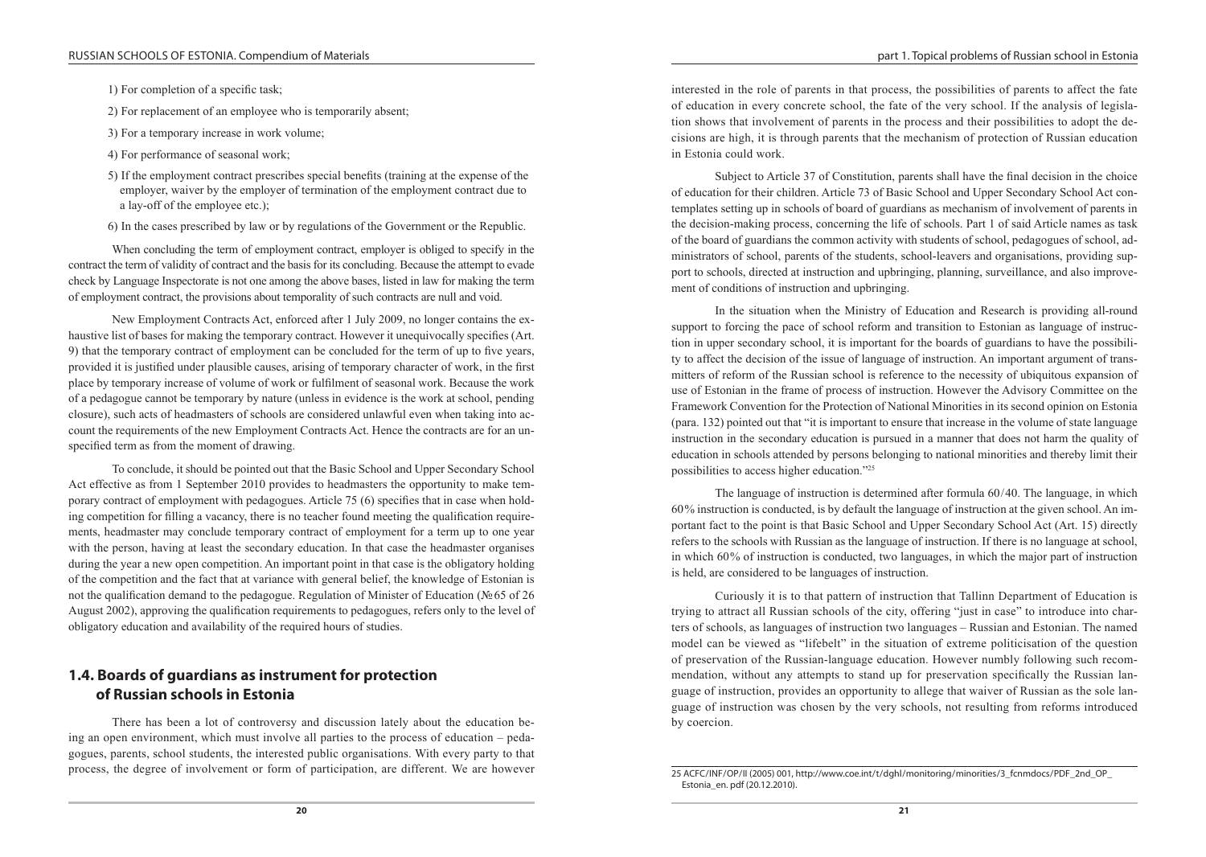1) For completion of a specific task;

2) For replacement of an employee who is temporarily absent;

3) For a temporary increase in work volume;

4) For performance of seasonal work;

5) If the employment contract prescribes special benefits (training at the expense of the employer, waiver by the employer of termination of the employment contract due to a lay-off of the employee etc.);

6) In the cases prescribed by law or by regulations of the Government or the Republic.

When concluding the term of employment contract, employer is obliged to specify in the contract the term of validity of contract and the basis for its concluding. Because the attempt to evade check by Language Inspectorate is not one among the above bases, listed in law for making the term of employment contract, the provisions about temporality of such contracts are null and void.

New Employment Contracts Act, enforced after 1 July 2009, no longer contains the exhaustive list of bases for making the temporary contract. However it unequivocally specifies (Art. 9) that the temporary contract of employment can be concluded for the term of up to five years, provided it is justified under plausible causes, arising of temporary character of work, in the first place by temporary increase of volume of work or fulfilment of seasonal work. Because the work of a pedagogue cannot be temporary by nature (unless in evidence is the work at school, pending closure), such acts of headmasters of schools are considered unlawful even when taking into account the requirements of the new Employment Contracts Act. Hence the contracts are for an unspecified term as from the moment of drawing.

To conclude, it should be pointed out that the Basic School and Upper Secondary School Act effective as from 1 September 2010 provides to headmasters the opportunity to make temporary contract of employment with pedagogues. Article 75 (6) specifies that in case when holding competition for filling a vacancy, there is no teacher found meeting the qualification requirements, headmaster may conclude temporary contract of employment for a term up to one year with the person, having at least the secondary education. In that case the headmaster organises during the year a new open competition. An important point in that case is the obligatory holding of the competition and the fact that at variance with general belief, the knowledge of Estonian is not the qualification demand to the pedagogue. Regulation of Minister of Education (№65 of 26 August 2002), approving the qualification requirements to pedagogues, refers only to the level of obligatory education and availability of the required hours of studies.

## 1.4. Boards of guardians as instrument for protection of Russian schools in Estonia

There has been a lot of controversy and discussion lately about the education being an open environment, which must involve all parties to the process of education – pedagogues, parents, school students, the interested public organisations. With every party to that process, the degree of involvement or form of participation, are different. We are however interested in the role of parents in that process, the possibilities of parents to affect the fate of education in every concrete school, the fate of the very school. If the analysis of legislation shows that involvement of parents in the process and their possibilities to adopt the decisions are high, it is through parents that the mechanism of protection of Russian education in Estonia could work.

Subject to Article 37 of Constitution, parents shall have the final decision in the choice of education for their children. Article 73 of Basic School and Upper Secondary School Act contemplates setting up in schools of board of guardians as mechanism of involvement of parents in the decision-making process, concerning the life of schools. Part 1 of said Article names as task of the board of guardians the common activity with students of school, pedagogues of school, administrators of school, parents of the students, school-leavers and organisations, providing support to schools, directed at instruction and upbringing, planning, surveillance, and also improvement of conditions of instruction and upbringing.

In the situation when the Ministry of Education and Research is providing all-round support to forcing the pace of school reform and transition to Estonian as language of instruction in upper secondary school, it is important for the boards of guardians to have the possibility to affect the decision of the issue of language of instruction. An important argument of transmitters of reform of the Russian school is reference to the necessity of ubiquitous expansion of use of Estonian in the frame of process of instruction. However the Advisory Committee on the Framework Convention for the Protection of National Minorities in its second opinion on Estonia (para. 132) pointed out that "it is important to ensure that increase in the volume of state language instruction in the secondary education is pursued in a manner that does not harm the quality of education in schools attended by persons belonging to national minorities and thereby limit their possibilities to access higher education."[25]

The language of instruction is determined after formula 60/40. The language, in which 60% instruction is conducted, is by default the language of instruction at the given school. An important fact to the point is that Basic School and Upper Secondary School Act (Art. 15) directly refers to the schools with Russian as the language of instruction. If there is no language at school, in which 60% of instruction is conducted, two languages, in which the major part of instruction is held, are considered to be languages of instruction.

Curiously it is to that pattern of instruction that Tallinn Department of Education is trying to attract all Russian schools of the city, offering "just in case" to introduce into charters of schools, as languages of instruction two languages – Russian and Estonian. The named model can be viewed as "lifebelt" in the situation of extreme politicisation of the question of preservation of the Russian-language education. However numbly following such recommendation, without any attempts to stand up for preservation specifically the Russian language of instruction, provides an opportunity to allege that waiver of Russian as the sole language of instruction was chosen by the very schools, not resulting from reforms introduced by coercion.

25 ACFC/INF/OP/II (2005) 001, http://www.coe.int/t/dghl/monitoring/minorities/3_fcnmdocs/PDF_2nd_OP_Estonia_en. pdf (20.12.2010).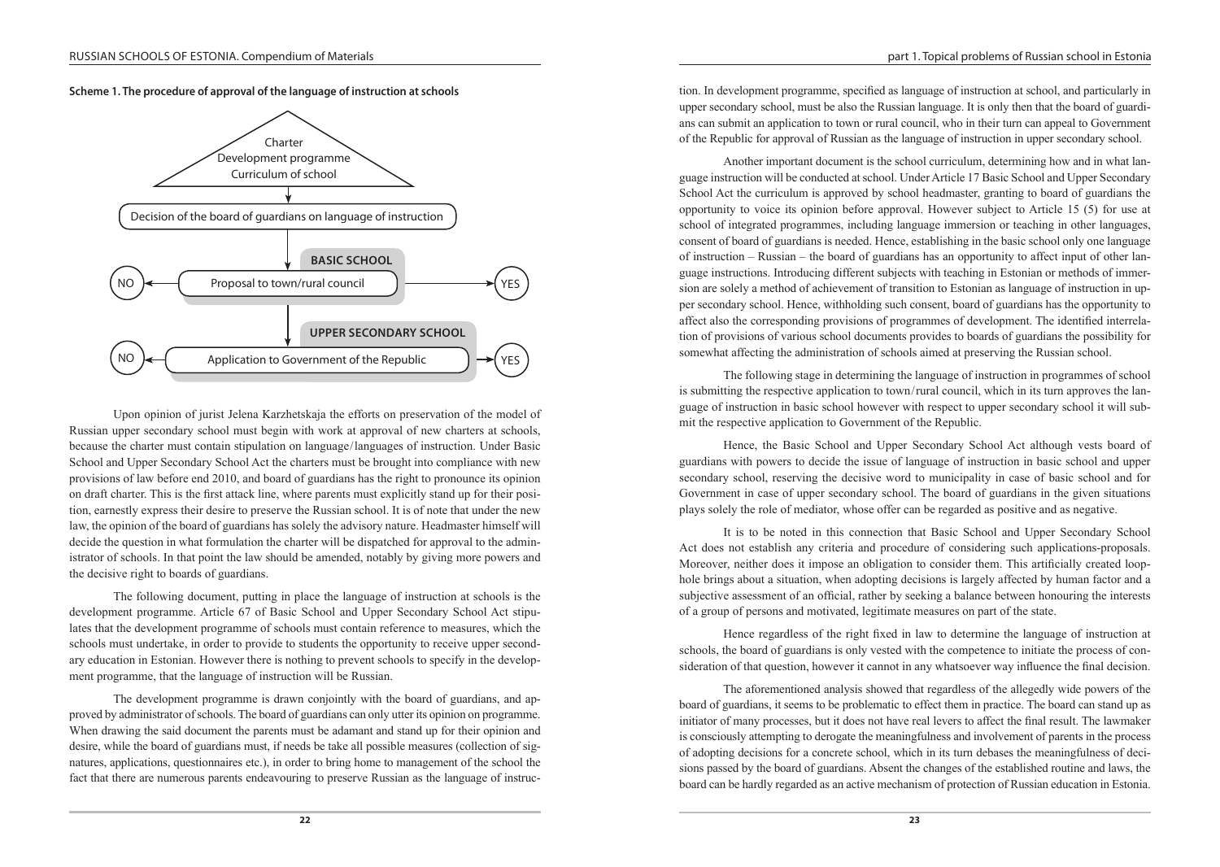**Scheme 1. The procedure of approval of the language of instruction at schools**

Charter
Development programme
Curriculum of school

↓

Decision of the board of guardians on language of instruction

↓

**BASIC SCHOOL**

NO ← Proposal to town/rural council → YES

↓

**UPPER SECONDARY SCHOOL**

NO ← Application to Government of the Republic → YES

Upon opinion of jurist Jelena Karzhetskaja the efforts on preservation of the model of Russian upper secondary school must begin with work at approval of new charters at schools, because the charter must contain stipulation on language/languages of instruction. Under Basic School and Upper Secondary School Act the charters must be brought into compliance with new provisions of law before end 2010, and board of guardians has the right to pronounce its opinion on draft charter. This is the first attack line, where parents must explicitly stand up for their position, earnestly express their desire to preserve the Russian school. It is of note that under the new law, the opinion of the board of guardians has solely the advisory nature. Headmaster himself will decide the question in what formulation the charter will be dispatched for approval to the administrator of schools. In that point the law should be amended, notably by giving more powers and the decisive right to boards of guardians.

The following document, putting in place the language of instruction at schools is the development programme. Article 67 of Basic School and Upper Secondary School Act stipulates that the development programme of schools must contain reference to measures, which the schools must undertake, in order to provide to students the opportunity to receive upper secondary education in Estonian. However there is nothing to prevent schools to specify in the development programme, that the language of instruction will be Russian.

The development programme is drawn conjointly with the board of guardians, and approved by administrator of schools. The board of guardians can only utter its opinion on programme. When drawing the said document the parents must be adamant and stand up for their opinion and desire, while the board of guardians must, if needs be take all possible measures (collection of signatures, applications, questionnaires etc.), in order to bring home to management of the school the fact that there are numerous parents endeavouring to preserve Russian as the language of instruction. In development programme, specified as language of instruction at school, and particularly in upper secondary school, must be also the Russian language. It is only then that the board of guardians can submit an application to town or rural council, who in their turn can appeal to Government of the Republic for approval of Russian as the language of instruction in upper secondary school.

Another important document is the school curriculum, determining how and in what language instruction will be conducted at school. Under Article 17 Basic School and Upper Secondary School Act the curriculum is approved by school headmaster, granting to board of guardians the opportunity to voice its opinion before approval. However subject to Article 15 (5) for use at school of integrated programmes, including language immersion or teaching in other languages, consent of board of guardians is needed. Hence, establishing in the basic school only one language of instruction – Russian – the board of guardians has an opportunity to affect input of other language instructions. Introducing different subjects with teaching in Estonian or methods of immersion are solely a method of achievement of transition to Estonian as language of instruction in upper secondary school. Hence, withholding such consent, board of guardians has the opportunity to affect also the corresponding provisions of programmes of development. The identified interrelation of provisions of various school documents provides to boards of guardians the possibility for somewhat affecting the administration of schools aimed at preserving the Russian school.

The following stage in determining the language of instruction in programmes of school is submitting the respective application to town/rural council, which in its turn approves the language of instruction in basic school however with respect to upper secondary school it will submit the respective application to Government of the Republic.

Hence, the Basic School and Upper Secondary School Act although vests board of guardians with powers to decide the issue of language of instruction in basic school and upper secondary school, reserving the decisive word to municipality in case of basic school and for Government in case of upper secondary school. The board of guardians in the given situations plays solely the role of mediator, whose offer can be regarded as positive and as negative.

It is to be noted in this connection that Basic School and Upper Secondary School Act does not establish any criteria and procedure of considering such applications-proposals. Moreover, neither does it impose an obligation to consider them. This artificially created loophole brings about a situation, when adopting decisions is largely affected by human factor and a subjective assessment of an official, rather by seeking a balance between honouring the interests of a group of persons and motivated, legitimate measures on part of the state.

Hence regardless of the right fixed in law to determine the language of instruction at schools, the board of guardians is only vested with the competence to initiate the process of consideration of that question, however it cannot in any whatsoever way influence the final decision.

The aforementioned analysis showed that regardless of the allegedly wide powers of the board of guardians, it seems to be problematic to effect them in practice. The board can stand up as initiator of many processes, but it does not have real levers to affect the final result. The lawmaker is consciously attempting to derogate the meaningfulness and involvement of parents in the process of adopting decisions for a concrete school, which in its turn debases the meaningfulness of decisions passed by the board of guardians. Absent the changes of the established routine and laws, the board can be hardly regarded as an active mechanism of protection of Russian education in Estonia.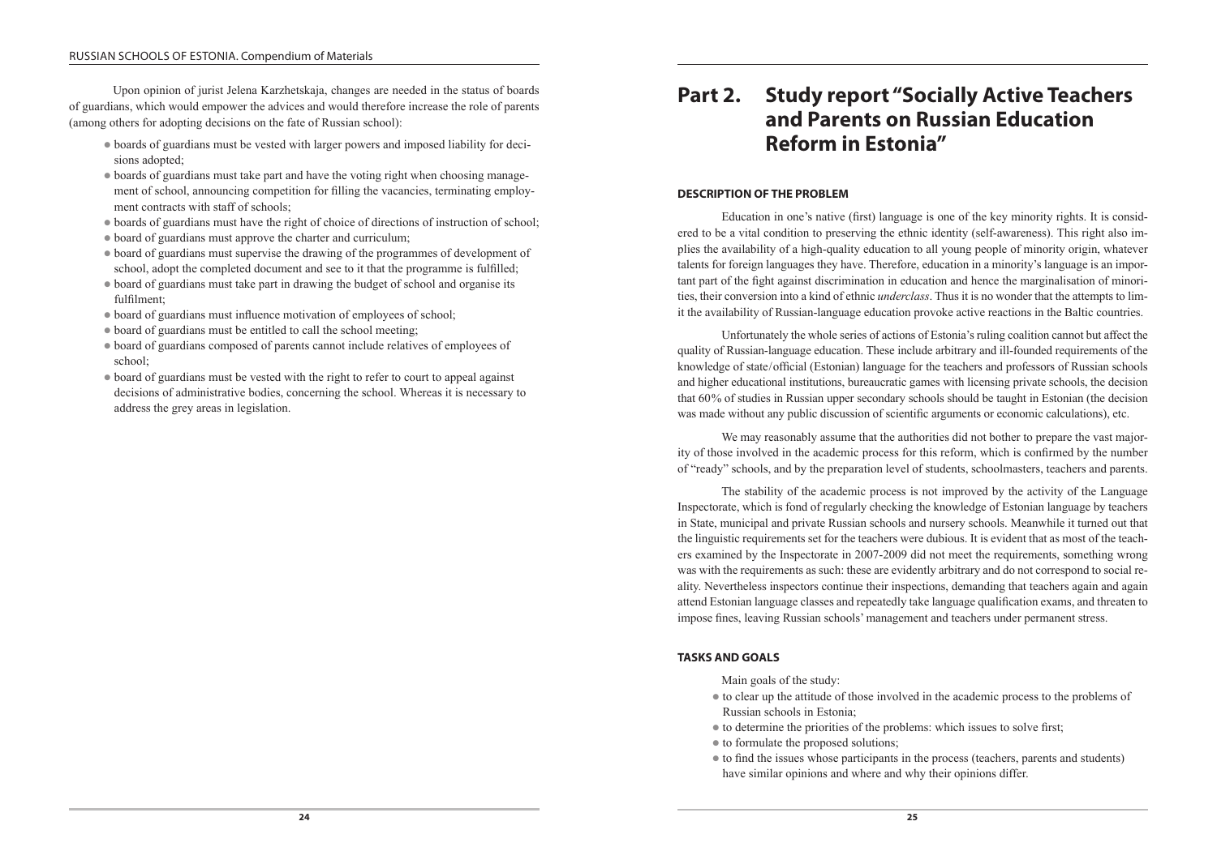Upon opinion of jurist Jelena Karzhetskaja, changes are needed in the status of boards of guardians, which would empower the advices and would therefore increase the role of parents (among others for adopting decisions on the fate of Russian school):

- boards of guardians must be vested with larger powers and imposed liability for decisions adopted;
- boards of guardians must take part and have the voting right when choosing management of school, announcing competition for filling the vacancies, terminating employment contracts with staff of schools;
- boards of guardians must have the right of choice of directions of instruction of school;
- board of guardians must approve the charter and curriculum;
- board of guardians must supervise the drawing of the programmes of development of school, adopt the completed document and see to it that the programme is fulfilled;
- board of guardians must take part in drawing the budget of school and organise its fulfilment;
- board of guardians must influence motivation of employees of school;
- board of guardians must be entitled to call the school meeting;
- board of guardians composed of parents cannot include relatives of employees of school;
- board of guardians must be vested with the right to refer to court to appeal against decisions of administrative bodies, concerning the school. Whereas it is necessary to address the grey areas in legislation.

# Part 2. Study report "Socially Active Teachers and Parents on Russian Education Reform in Estonia"

### DESCRIPTION OF THE PROBLEM

Education in one's native (first) language is one of the key minority rights. It is considered to be a vital condition to preserving the ethnic identity (self-awareness). This right also implies the availability of a high-quality education to all young people of minority origin, whatever talents for foreign languages they have. Therefore, education in a minority's language is an important part of the fight against discrimination in education and hence the marginalisation of minorities, their conversion into a kind of ethnic *underclass*. Thus it is no wonder that the attempts to limit the availability of Russian-language education provoke active reactions in the Baltic countries.

Unfortunately the whole series of actions of Estonia's ruling coalition cannot but affect the quality of Russian-language education. These include arbitrary and ill-founded requirements of the knowledge of state/official (Estonian) language for the teachers and professors of Russian schools and higher educational institutions, bureaucratic games with licensing private schools, the decision that 60% of studies in Russian upper secondary schools should be taught in Estonian (the decision was made without any public discussion of scientific arguments or economic calculations), etc.

We may reasonably assume that the authorities did not bother to prepare the vast majority of those involved in the academic process for this reform, which is confirmed by the number of "ready" schools, and by the preparation level of students, schoolmasters, teachers and parents.

The stability of the academic process is not improved by the activity of the Language Inspectorate, which is fond of regularly checking the knowledge of Estonian language by teachers in State, municipal and private Russian schools and nursery schools. Meanwhile it turned out that the linguistic requirements set for the teachers were dubious. It is evident that as most of the teachers examined by the Inspectorate in 2007-2009 did not meet the requirements, something wrong was with the requirements as such: these are evidently arbitrary and do not correspond to social reality. Nevertheless inspectors continue their inspections, demanding that teachers again and again attend Estonian language classes and repeatedly take language qualification exams, and threaten to impose fines, leaving Russian schools' management and teachers under permanent stress.

### TASKS AND GOALS

Main goals of the study:

- to clear up the attitude of those involved in the academic process to the problems of Russian schools in Estonia;
- to determine the priorities of the problems: which issues to solve first;
- to formulate the proposed solutions;
- to find the issues whose participants in the process (teachers, parents and students) have similar opinions and where and why their opinions differ.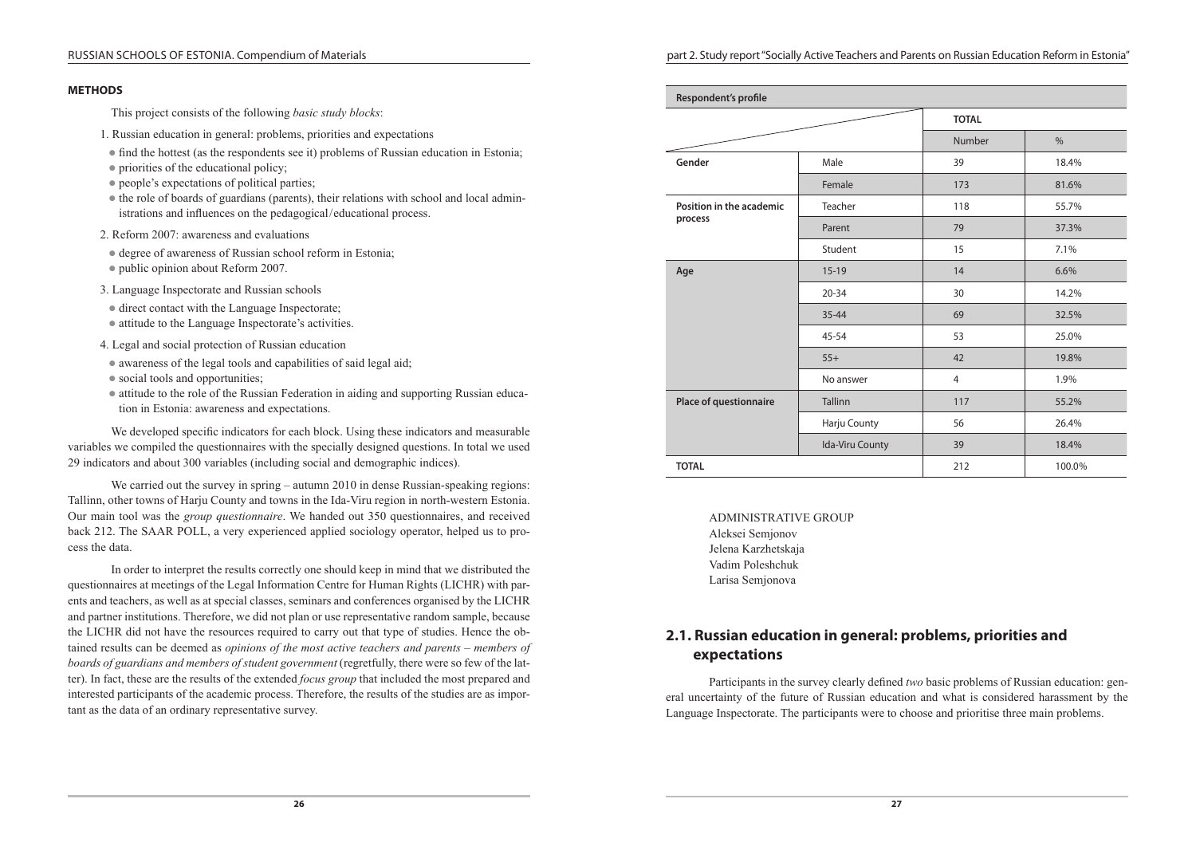**METHODS**

This project consists of the following *basic study blocks*:

1. Russian education in general: problems, priorities and expectations
   - find the hottest (as the respondents see it) problems of Russian education in Estonia;
   - priorities of the educational policy;
   - people's expectations of political parties;
   - the role of boards of guardians (parents), their relations with school and local administrations and influences on the pedagogical/educational process.
2. Reform 2007: awareness and evaluations
   - degree of awareness of Russian school reform in Estonia;
   - public opinion about Reform 2007.
3. Language Inspectorate and Russian schools
   - direct contact with the Language Inspectorate;
   - attitude to the Language Inspectorate's activities.
4. Legal and social protection of Russian education
   - awareness of the legal tools and capabilities of said legal aid;
   - social tools and opportunities;
   - attitude to the role of the Russian Federation in aiding and supporting Russian education in Estonia: awareness and expectations.

We developed specific indicators for each block. Using these indicators and measurable variables we compiled the questionnaires with the specially designed questions. In total we used 29 indicators and about 300 variables (including social and demographic indices).

We carried out the survey in spring – autumn 2010 in dense Russian-speaking regions: Tallinn, other towns of Harju County and towns in the Ida-Viru region in north-western Estonia. Our main tool was the *group questionnaire*. We handed out 350 questionnaires, and received back 212. The SAAR POLL, a very experienced applied sociology operator, helped us to process the data.

In order to interpret the results correctly one should keep in mind that we distributed the questionnaires at meetings of the Legal Information Centre for Human Rights (LICHR) with parents and teachers, as well as at special classes, seminars and conferences organised by the LICHR and partner institutions. Therefore, we did not plan or use representative random sample, because the LICHR did not have the resources required to carry out that type of studies. Hence the obtained results can be deemed as *opinions of the most active teachers and parents – members of boards of guardians and members of student government* (regretfully, there were so few of the latter). In fact, these are the results of the extended *focus group* that included the most prepared and interested participants of the academic process. Therefore, the results of the studies are as important as the data of an ordinary representative survey.

**Respondent's profile**

| | | TOTAL | |
|---|---|---|---|
| | | Number | % |
| **Gender** | Male | 39 | 18.4% |
| | Female | 173 | 81.6% |
| **Position in the academic process** | Teacher | 118 | 55.7% |
| | Parent | 79 | 37.3% |
| | Student | 15 | 7.1% |
| **Age** | 15-19 | 14 | 6.6% |
| | 20-34 | 30 | 14.2% |
| | 35-44 | 69 | 32.5% |
| | 45-54 | 53 | 25.0% |
| | 55+ | 42 | 19.8% |
| | No answer | 4 | 1.9% |
| **Place of questionnaire** | Tallinn | 117 | 55.2% |
| | Harju County | 56 | 26.4% |
| | Ida-Viru County | 39 | 18.4% |
| **TOTAL** | | 212 | 100.0% |

ADMINISTRATIVE GROUP
Aleksei Semjonov
Jelena Karzhetskaja
Vadim Poleshchuk
Larisa Semjonova

## 2.1. Russian education in general: problems, priorities and expectations

Participants in the survey clearly defined *two* basic problems of Russian education: general uncertainty of the future of Russian education and what is considered harassment by the Language Inspectorate. The participants were to choose and prioritise three main problems.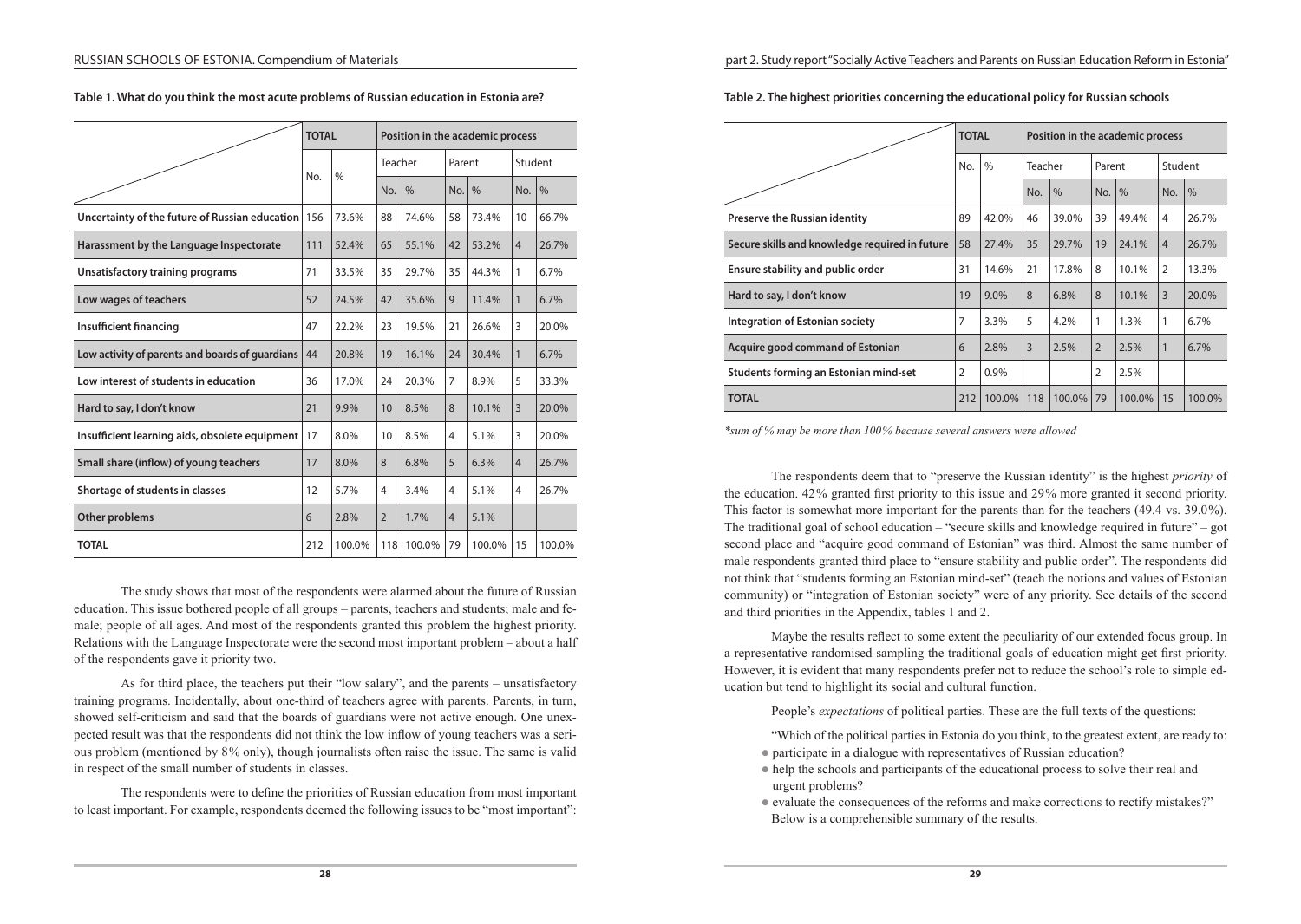**Table 1. What do you think the most acute problems of Russian education in Estonia are?**

| | TOTAL | | Position in the academic process | | | | | |
|---|---|---|---|---|---|---|---|---|
| | No. | % | Teacher | | Parent | | Student | |
| | | | No. | % | No. | % | No. | % |
| **Uncertainty of the future of Russian education** | 156 | 73.6% | 88 | 74.6% | 58 | 73.4% | 10 | 66.7% |
| **Harassment by the Language Inspectorate** | 111 | 52.4% | 65 | 55.1% | 42 | 53.2% | 4 | 26.7% |
| **Unsatisfactory training programs** | 71 | 33.5% | 35 | 29.7% | 35 | 44.3% | 1 | 6.7% |
| **Low wages of teachers** | 52 | 24.5% | 42 | 35.6% | 9 | 11.4% | 1 | 6.7% |
| **Insufficient financing** | 47 | 22.2% | 23 | 19.5% | 21 | 26.6% | 3 | 20.0% |
| **Low activity of parents and boards of guardians** | 44 | 20.8% | 19 | 16.1% | 24 | 30.4% | 1 | 6.7% |
| **Low interest of students in education** | 36 | 17.0% | 24 | 20.3% | 7 | 8.9% | 5 | 33.3% |
| **Hard to say, I don't know** | 21 | 9.9% | 10 | 8.5% | 8 | 10.1% | 3 | 20.0% |
| **Insufficient learning aids, obsolete equipment** | 17 | 8.0% | 10 | 8.5% | 4 | 5.1% | 3 | 20.0% |
| **Small share (inflow) of young teachers** | 17 | 8.0% | 8 | 6.8% | 5 | 6.3% | 4 | 26.7% |
| **Shortage of students in classes** | 12 | 5.7% | 4 | 3.4% | 4 | 5.1% | 4 | 26.7% |
| **Other problems** | 6 | 2.8% | 2 | 1.7% | 4 | 5.1% | | |
| **TOTAL** | 212 | 100.0% | 118 | 100.0% | 79 | 100.0% | 15 | 100.0% |

The study shows that most of the respondents were alarmed about the future of Russian education. This issue bothered people of all groups – parents, teachers and students; male and female; people of all ages. And most of the respondents granted this problem the highest priority. Relations with the Language Inspectorate were the second most important problem – about a half of the respondents gave it priority two.

As for third place, the teachers put their "low salary", and the parents – unsatisfactory training programs. Incidentally, about one-third of teachers agree with parents. Parents, in turn, showed self-criticism and said that the boards of guardians were not active enough. One unexpected result was that the respondents did not think the low inflow of young teachers was a serious problem (mentioned by 8% only), though journalists often raise the issue. The same is valid in respect of the small number of students in classes.

The respondents were to define the priorities of Russian education from most important to least important. For example, respondents deemed the following issues to be "most important":

**Table 2. The highest priorities concerning the educational policy for Russian schools**

| | TOTAL | | Position in the academic process | | | | | |
|---|---|---|---|---|---|---|---|---|
| | No. | % | Teacher | | Parent | | Student | |
| | | | No. | % | No. | % | No. | % |
| **Preserve the Russian identity** | 89 | 42.0% | 46 | 39.0% | 39 | 49.4% | 4 | 26.7% |
| **Secure skills and knowledge required in future** | 58 | 27.4% | 35 | 29.7% | 19 | 24.1% | 4 | 26.7% |
| **Ensure stability and public order** | 31 | 14.6% | 21 | 17.8% | 8 | 10.1% | 2 | 13.3% |
| **Hard to say, I don't know** | 19 | 9.0% | 8 | 6.8% | 8 | 10.1% | 3 | 20.0% |
| **Integration of Estonian society** | 7 | 3.3% | 5 | 4.2% | 1 | 1.3% | 1 | 6.7% |
| **Acquire good command of Estonian** | 6 | 2.8% | 3 | 2.5% | 2 | 2.5% | 1 | 6.7% |
| **Students forming an Estonian mind-set** | 2 | 0.9% | | | 2 | 2.5% | | |
| **TOTAL** | 212 | 100.0% | 118 | 100.0% | 79 | 100.0% | 15 | 100.0% |

*\*sum of % may be more than 100% because several answers were allowed*

The respondents deem that to "preserve the Russian identity" is the highest *priority* of the education. 42% granted first priority to this issue and 29% more granted it second priority. This factor is somewhat more important for the parents than for the teachers (49.4 vs. 39.0%). The traditional goal of school education – "secure skills and knowledge required in future" – got second place and "acquire good command of Estonian" was third. Almost the same number of male respondents granted third place to "ensure stability and public order". The respondents did not think that "students forming an Estonian mind-set" (teach the notions and values of Estonian community) or "integration of Estonian society" were of any priority. See details of the second and third priorities in the Appendix, tables 1 and 2.

Maybe the results reflect to some extent the peculiarity of our extended focus group. In a representative randomised sampling the traditional goals of education might get first priority. However, it is evident that many respondents prefer not to reduce the school's role to simple education but tend to highlight its social and cultural function.

People's *expectations* of political parties. These are the full texts of the questions:

"Which of the political parties in Estonia do you think, to the greatest extent, are ready to:

- participate in a dialogue with representatives of Russian education?
- help the schools and participants of the educational process to solve their real and urgent problems?
- evaluate the consequences of the reforms and make corrections to rectify mistakes?"

Below is a comprehensible summary of the results.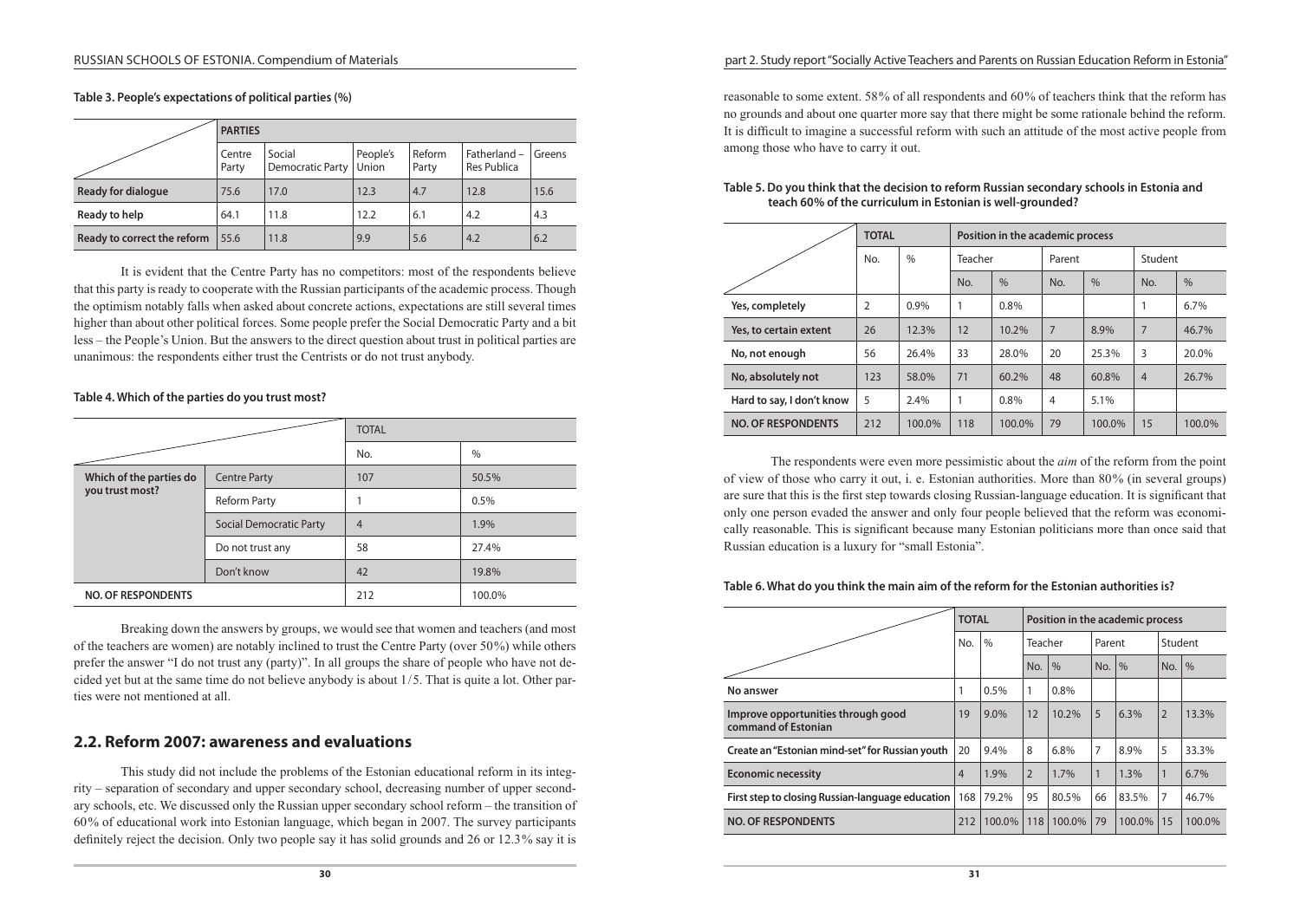**Table 3. People's expectations of political parties (%)**

| | PARTIES | | | | | |
|---|---|---|---|---|---|---|
| | Centre Party | Social Democratic Party | People's Union | Reform Party | Fatherland – Res Publica | Greens |
| **Ready for dialogue** | 75.6 | 17.0 | 12.3 | 4.7 | 12.8 | 15.6 |
| **Ready to help** | 64.1 | 11.8 | 12.2 | 6.1 | 4.2 | 4.3 |
| **Ready to correct the reform** | 55.6 | 11.8 | 9.9 | 5.6 | 4.2 | 6.2 |

It is evident that the Centre Party has no competitors: most of the respondents believe that this party is ready to cooperate with the Russian participants of the academic process. Though the optimism notably falls when asked about concrete actions, expectations are still several times higher than about other political forces. Some people prefer the Social Democratic Party and a bit less – the People's Union. But the answers to the direct question about trust in political parties are unanimous: the respondents either trust the Centrists or do not trust anybody.

**Table 4. Which of the parties do you trust most?**

| | | TOTAL | |
|---|---|---|---|
| | | No. | % |
| **Which of the parties do you trust most?** | Centre Party | 107 | 50.5% |
| | Reform Party | 1 | 0.5% |
| | Social Democratic Party | 4 | 1.9% |
| | Do not trust any | 58 | 27.4% |
| | Don't know | 42 | 19.8% |
| **NO. OF RESPONDENTS** | | 212 | 100.0% |

Breaking down the answers by groups, we would see that women and teachers (and most of the teachers are women) are notably inclined to trust the Centre Party (over 50%) while others prefer the answer "I do not trust any (party)". In all groups the share of people who have not decided yet but at the same time do not believe anybody is about 1/5. That is quite a lot. Other parties were not mentioned at all.

## 2.2. Reform 2007: awareness and evaluations

This study did not include the problems of the Estonian educational reform in its integrity – separation of secondary and upper secondary school, decreasing number of upper secondary schools, etc. We discussed only the Russian upper secondary school reform – the transition of 60% of educational work into Estonian language, which began in 2007. The survey participants definitely reject the decision. Only two people say it has solid grounds and 26 or 12.3% say it is reasonable to some extent. 58% of all respondents and 60% of teachers think that the reform has no grounds and about one quarter more say that there might be some rationale behind the reform. It is difficult to imagine a successful reform with such an attitude of the most active people from among those who have to carry it out.

**Table 5. Do you think that the decision to reform Russian secondary schools in Estonia and teach 60% of the curriculum in Estonian is well-grounded?**

| | TOTAL | | Position in the academic process | | | | | |
|---|---|---|---|---|---|---|---|---|
| | No. | % | Teacher | | Parent | | Student | |
| | | | No. | % | No. | % | No. | % |
| **Yes, completely** | 2 | 0.9% | 1 | 0.8% | | | 1 | 6.7% |
| **Yes, to certain extent** | 26 | 12.3% | 12 | 10.2% | 7 | 8.9% | 7 | 46.7% |
| **No, not enough** | 56 | 26.4% | 33 | 28.0% | 20 | 25.3% | 3 | 20.0% |
| **No, absolutely not** | 123 | 58.0% | 71 | 60.2% | 48 | 60.8% | 4 | 26.7% |
| **Hard to say, I don't know** | 5 | 2.4% | 1 | 0.8% | 4 | 5.1% | | |
| **NO. OF RESPONDENTS** | 212 | 100.0% | 118 | 100.0% | 79 | 100.0% | 15 | 100.0% |

The respondents were even more pessimistic about the *aim* of the reform from the point of view of those who carry it out, i. e. Estonian authorities. More than 80% (in several groups) are sure that this is the first step towards closing Russian-language education. It is significant that only one person evaded the answer and only four people believed that the reform was economically reasonable. This is significant because many Estonian politicians more than once said that Russian education is a luxury for "small Estonia".

**Table 6. What do you think the main aim of the reform for the Estonian authorities is?**

| | TOTAL | | Position in the academic process | | | | | |
|---|---|---|---|---|---|---|---|---|
| | No. | % | Teacher | | Parent | | Student | |
| | | | No. | % | No. | % | No. | % |
| **No answer** | 1 | 0.5% | 1 | 0.8% | | | | |
| **Improve opportunities through good command of Estonian** | 19 | 9.0% | 12 | 10.2% | 5 | 6.3% | 2 | 13.3% |
| **Create an "Estonian mind-set" for Russian youth** | 20 | 9.4% | 8 | 6.8% | 7 | 8.9% | 5 | 33.3% |
| **Economic necessity** | 4 | 1.9% | 2 | 1.7% | 1 | 1.3% | 1 | 6.7% |
| **First step to closing Russian-language education** | 168 | 79.2% | 95 | 80.5% | 66 | 83.5% | 7 | 46.7% |
| **NO. OF RESPONDENTS** | 212 | 100.0% | 118 | 100.0% | 79 | 100.0% | 15 | 100.0% |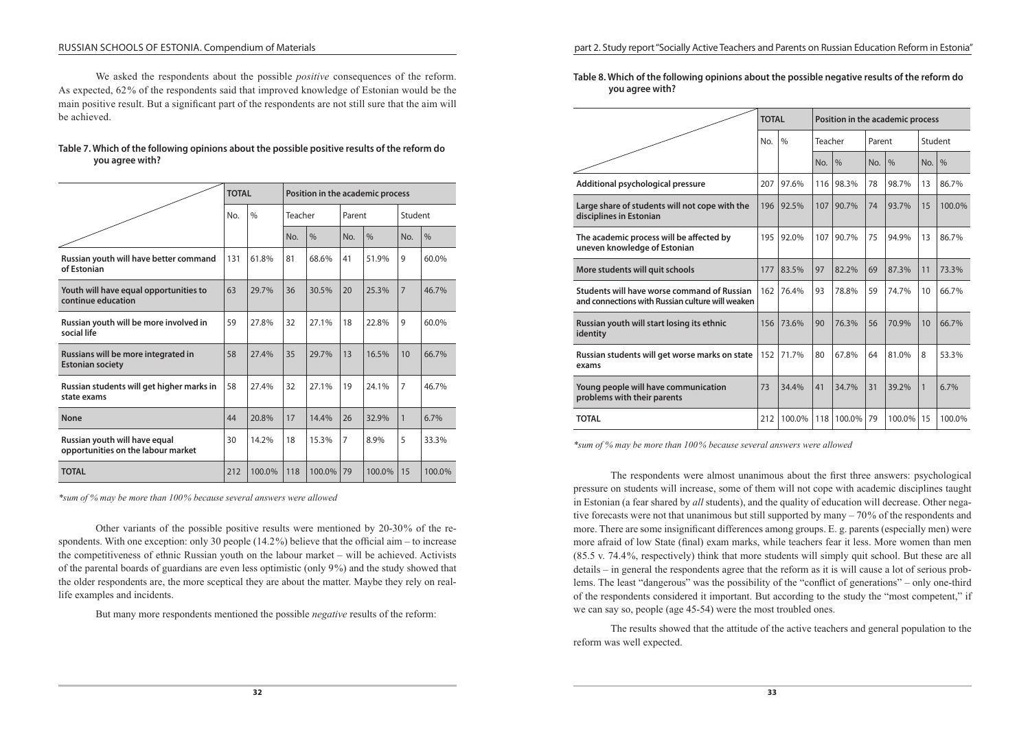We asked the respondents about the possible *positive* consequences of the reform. As expected, 62% of the respondents said that improved knowledge of Estonian would be the main positive result. But a significant part of the respondents are not still sure that the aim will be achieved.

**Table 7. Which of the following opinions about the possible positive results of the reform do you agree with?**

| | TOTAL | | Position in the academic process | | | | | |
|---|---|---|---|---|---|---|---|---|
| | No. | % | Teacher | | Parent | | Student | |
| | | | No. | % | No. | % | No. | % |
| **Russian youth will have better command of Estonian** | 131 | 61.8% | 81 | 68.6% | 41 | 51.9% | 9 | 60.0% |
| **Youth will have equal opportunities to continue education** | 63 | 29.7% | 36 | 30.5% | 20 | 25.3% | 7 | 46.7% |
| **Russian youth will be more involved in social life** | 59 | 27.8% | 32 | 27.1% | 18 | 22.8% | 9 | 60.0% |
| **Russians will be more integrated in Estonian society** | 58 | 27.4% | 35 | 29.7% | 13 | 16.5% | 10 | 66.7% |
| **Russian students will get higher marks in state exams** | 58 | 27.4% | 32 | 27.1% | 19 | 24.1% | 7 | 46.7% |
| **None** | 44 | 20.8% | 17 | 14.4% | 26 | 32.9% | 1 | 6.7% |
| **Russian youth will have equal opportunities on the labour market** | 30 | 14.2% | 18 | 15.3% | 7 | 8.9% | 5 | 33.3% |
| **TOTAL** | 212 | 100.0% | 118 | 100.0% | 79 | 100.0% | 15 | 100.0% |

*\*sum of % may be more than 100% because several answers were allowed*

Other variants of the possible positive results were mentioned by 20-30% of the respondents. With one exception: only 30 people (14.2%) believe that the official aim – to increase the competitiveness of ethnic Russian youth on the labour market – will be achieved. Activists of the parental boards of guardians are even less optimistic (only 9%) and the study showed that the older respondents are, the more sceptical they are about the matter. Maybe they rely on real-life examples and incidents.

But many more respondents mentioned the possible *negative* results of the reform:

**Table 8. Which of the following opinions about the possible negative results of the reform do you agree with?**

| | TOTAL | | Position in the academic process | | | | | |
|---|---|---|---|---|---|---|---|---|
| | No. | % | Teacher | | Parent | | Student | |
| | | | No. | % | No. | % | No. | % |
| **Additional psychological pressure** | 207 | 97.6% | 116 | 98.3% | 78 | 98.7% | 13 | 86.7% |
| **Large share of students will not cope with the disciplines in Estonian** | 196 | 92.5% | 107 | 90.7% | 74 | 93.7% | 15 | 100.0% |
| **The academic process will be affected by uneven knowledge of Estonian** | 195 | 92.0% | 107 | 90.7% | 75 | 94.9% | 13 | 86.7% |
| **More students will quit schools** | 177 | 83.5% | 97 | 82.2% | 69 | 87.3% | 11 | 73.3% |
| **Students will have worse command of Russian and connections with Russian culture will weaken** | 162 | 76.4% | 93 | 78.8% | 59 | 74.7% | 10 | 66.7% |
| **Russian youth will start losing its ethnic identity** | 156 | 73.6% | 90 | 76.3% | 56 | 70.9% | 10 | 66.7% |
| **Russian students will get worse marks on state exams** | 152 | 71.7% | 80 | 67.8% | 64 | 81.0% | 8 | 53.3% |
| **Young people will have communication problems with their parents** | 73 | 34.4% | 41 | 34.7% | 31 | 39.2% | 1 | 6.7% |
| **TOTAL** | 212 | 100.0% | 118 | 100.0% | 79 | 100.0% | 15 | 100.0% |

*\*sum of % may be more than 100% because several answers were allowed*

The respondents were almost unanimous about the first three answers: psychological pressure on students will increase, some of them will not cope with academic disciplines taught in Estonian (a fear shared by *all* students), and the quality of education will decrease. Other negative forecasts were not that unanimous but still supported by many – 70% of the respondents and more. There are some insignificant differences among groups. E. g. parents (especially men) were more afraid of low State (final) exam marks, while teachers fear it less. More women than men (85.5 v. 74.4%, respectively) think that more students will simply quit school. But these are all details – in general the respondents agree that the reform as it is will cause a lot of serious problems. The least "dangerous" was the possibility of the "conflict of generations" – only one-third of the respondents considered it important. But according to the study the "most competent," if we can say so, people (age 45-54) were the most troubled ones.

The results showed that the attitude of the active teachers and general population to the reform was well expected.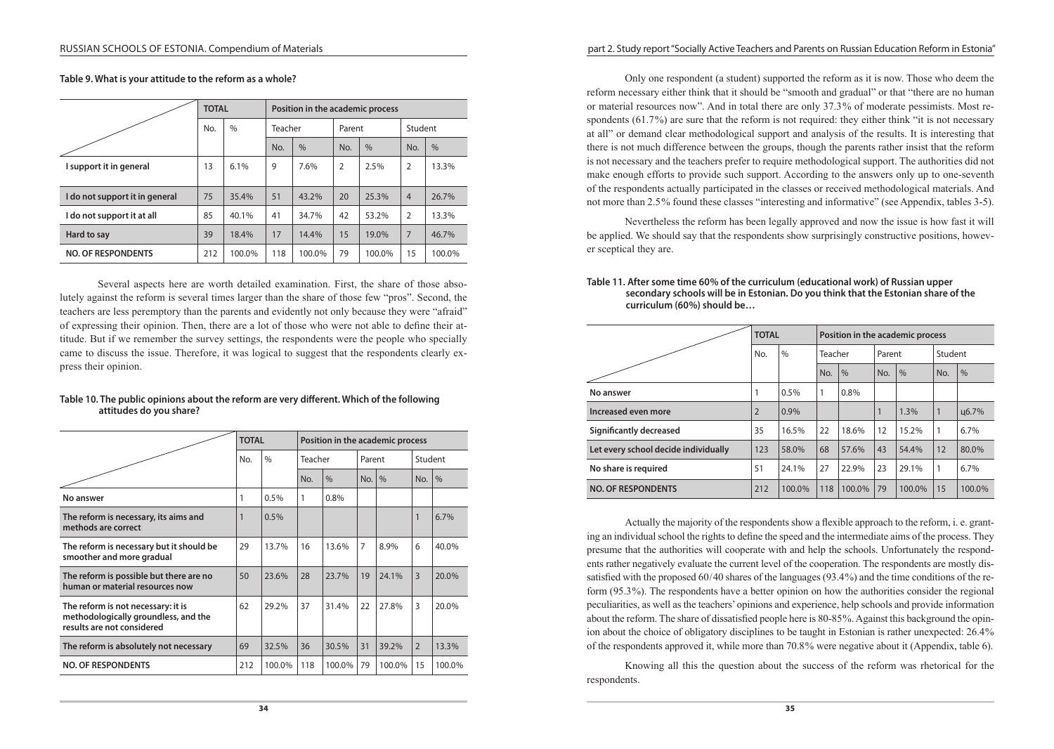**Table 9. What is your attitude to the reform as a whole?**

| | TOTAL | | Position in the academic process | | | | | |
|---|---|---|---|---|---|---|---|---|
| | No. | % | Teacher | | Parent | | Student | |
| | | | No. | % | No. | % | No. | % |
| **I support it in general** | 13 | 6.1% | 9 | 7.6% | 2 | 2.5% | 2 | 13.3% |
| **I do not support it in general** | 75 | 35.4% | 51 | 43.2% | 20 | 25.3% | 4 | 26.7% |
| **I do not support it at all** | 85 | 40.1% | 41 | 34.7% | 42 | 53.2% | 2 | 13.3% |
| **Hard to say** | 39 | 18.4% | 17 | 14.4% | 15 | 19.0% | 7 | 46.7% |
| **NO. OF RESPONDENTS** | 212 | 100.0% | 118 | 100.0% | 79 | 100.0% | 15 | 100.0% |

Several aspects here are worth detailed examination. First, the share of those absolutely against the reform is several times larger than the share of those few "pros". Second, the teachers are less peremptory than the parents and evidently not only because they were "afraid" of expressing their opinion. Then, there are a lot of those who were not able to define their attitude. But if we remember the survey settings, the respondents were the people who specially came to discuss the issue. Therefore, it was logical to suggest that the respondents clearly express their opinion.

**Table 10. The public opinions about the reform are very different. Which of the following attitudes do you share?**

| | TOTAL | | Position in the academic process | | | | | |
|---|---|---|---|---|---|---|---|---|
| | No. | % | Teacher | | Parent | | Student | |
| | | | No. | % | No. | % | No. | % |
| **No answer** | 1 | 0.5% | 1 | 0.8% | | | | |
| **The reform is necessary, its aims and methods are correct** | 1 | 0.5% | | | | | 1 | 6.7% |
| **The reform is necessary but it should be smoother and more gradual** | 29 | 13.7% | 16 | 13.6% | 7 | 8.9% | 6 | 40.0% |
| **The reform is possible but there are no human or material resources now** | 50 | 23.6% | 28 | 23.7% | 19 | 24.1% | 3 | 20.0% |
| **The reform is not necessary: it is methodologically groundless, and the results are not considered** | 62 | 29.2% | 37 | 31.4% | 22 | 27.8% | 3 | 20.0% |
| **The reform is absolutely not necessary** | 69 | 32.5% | 36 | 30.5% | 31 | 39.2% | 2 | 13.3% |
| **NO. OF RESPONDENTS** | 212 | 100.0% | 118 | 100.0% | 79 | 100.0% | 15 | 100.0% |

Only one respondent (a student) supported the reform as it is now. Those who deem the reform necessary either think that it should be "smooth and gradual" or that "there are no human or material resources now". And in total there are only 37.3% of moderate pessimists. Most respondents (61.7%) are sure that the reform is not required: they either think "it is not necessary at all" or demand clear methodological support and analysis of the results. It is interesting that there is not much difference between the groups, though the parents rather insist that the reform is not necessary and the teachers prefer to require methodological support. The authorities did not make enough efforts to provide such support. According to the answers only up to one-seventh of the respondents actually participated in the classes or received methodological materials. And not more than 2.5% found these classes "interesting and informative" (see Appendix, tables 3-5).

Nevertheless the reform has been legally approved and now the issue is how fast it will be applied. We should say that the respondents show surprisingly constructive positions, however sceptical they are.

**Table 11. After some time 60% of the curriculum (educational work) of Russian upper secondary schools will be in Estonian. Do you think that the Estonian share of the curriculum (60%) should be…**

| | TOTAL | | Position in the academic process | | | | | |
|---|---|---|---|---|---|---|---|---|
| | No. | % | Teacher | | Parent | | Student | |
| | | | No. | % | No. | % | No. | % |
| **No answer** | 1 | 0.5% | 1 | 0.8% | | | | |
| **Increased even more** | 2 | 0.9% | | | 1 | 1.3% | 1 | ц6.7% |
| **Significantly decreased** | 35 | 16.5% | 22 | 18.6% | 12 | 15.2% | 1 | 6.7% |
| **Let every school decide individually** | 123 | 58.0% | 68 | 57.6% | 43 | 54.4% | 12 | 80.0% |
| **No share is required** | 51 | 24.1% | 27 | 22.9% | 23 | 29.1% | 1 | 6.7% |
| **NO. OF RESPONDENTS** | 212 | 100.0% | 118 | 100.0% | 79 | 100.0% | 15 | 100.0% |

Actually the majority of the respondents show a flexible approach to the reform, i. e. granting an individual school the rights to define the speed and the intermediate aims of the process. They presume that the authorities will cooperate with and help the schools. Unfortunately the respondents rather negatively evaluate the current level of the cooperation. The respondents are mostly dissatisfied with the proposed 60/40 shares of the languages (93.4%) and the time conditions of the reform (95.3%). The respondents have a better opinion on how the authorities consider the regional peculiarities, as well as the teachers' opinions and experience, help schools and provide information about the reform. The share of dissatisfied people here is 80-85%. Against this background the opinion about the choice of obligatory disciplines to be taught in Estonian is rather unexpected: 26.4% of the respondents approved it, while more than 70.8% were negative about it (Appendix, table 6).

Knowing all this the question about the success of the reform was rhetorical for the respondents.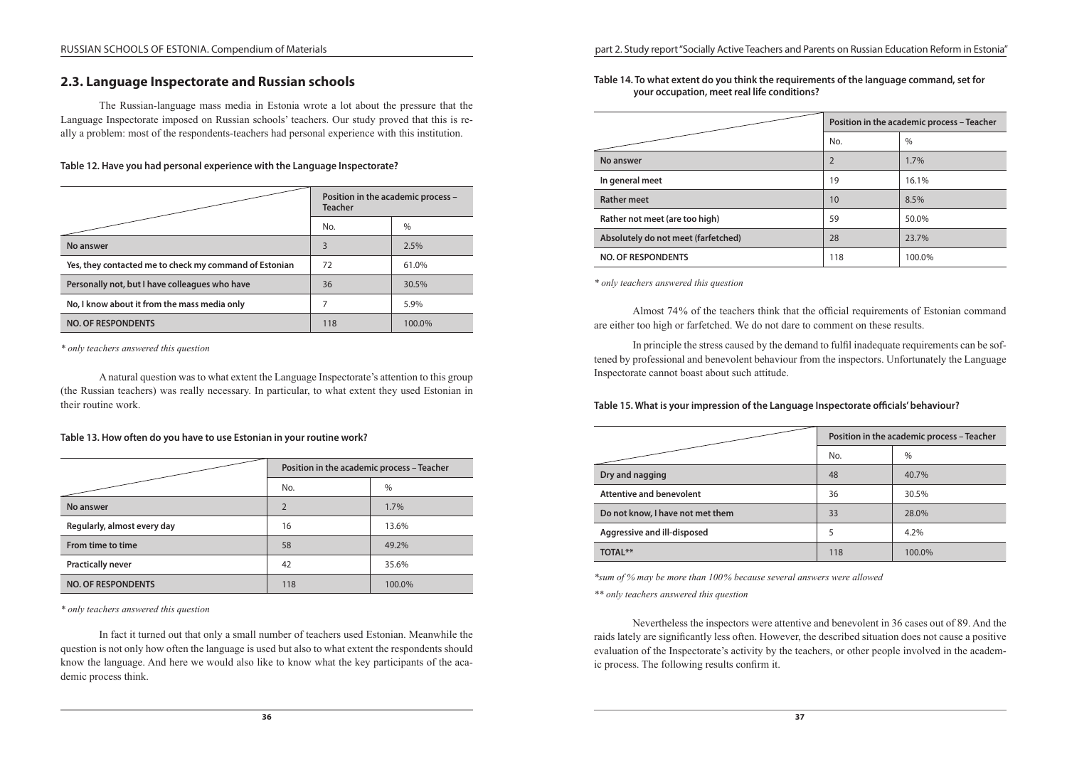## 2.3. Language Inspectorate and Russian schools

The Russian-language mass media in Estonia wrote a lot about the pressure that the Language Inspectorate imposed on Russian schools' teachers. Our study proved that this is really a problem: most of the respondents-teachers had personal experience with this institution.

**Table 12. Have you had personal experience with the Language Inspectorate?**

| | Position in the academic process – Teacher | |
|---|---|---|
| | No. | % |
| **No answer** | 3 | 2.5% |
| **Yes, they contacted me to check my command of Estonian** | 72 | 61.0% |
| **Personally not, but I have colleagues who have** | 36 | 30.5% |
| **No, I know about it from the mass media only** | 7 | 5.9% |
| **NO. OF RESPONDENTS** | 118 | 100.0% |

*\* only teachers answered this question*

A natural question was to what extent the Language Inspectorate's attention to this group (the Russian teachers) was really necessary. In particular, to what extent they used Estonian in their routine work.

**Table 13. How often do you have to use Estonian in your routine work?**

| | Position in the academic process – Teacher | |
|---|---|---|
| | No. | % |
| **No answer** | 2 | 1.7% |
| **Regularly, almost every day** | 16 | 13.6% |
| **From time to time** | 58 | 49.2% |
| **Practically never** | 42 | 35.6% |
| **NO. OF RESPONDENTS** | 118 | 100.0% |

*\* only teachers answered this question*

In fact it turned out that only a small number of teachers used Estonian. Meanwhile the question is not only how often the language is used but also to what extent the respondents should know the language. And here we would also like to know what the key participants of the academic process think.

**Table 14. To what extent do you think the requirements of the language command, set for your occupation, meet real life conditions?**

| | Position in the academic process – Teacher | |
|---|---|---|
| | No. | % |
| **No answer** | 2 | 1.7% |
| **In general meet** | 19 | 16.1% |
| **Rather meet** | 10 | 8.5% |
| **Rather not meet (are too high)** | 59 | 50.0% |
| **Absolutely do not meet (farfetched)** | 28 | 23.7% |
| **NO. OF RESPONDENTS** | 118 | 100.0% |

*\* only teachers answered this question*

Almost 74% of the teachers think that the official requirements of Estonian command are either too high or farfetched. We do not dare to comment on these results.

In principle the stress caused by the demand to fulfil inadequate requirements can be softened by professional and benevolent behaviour from the inspectors. Unfortunately the Language Inspectorate cannot boast about such attitude.

**Table 15. What is your impression of the Language Inspectorate officials' behaviour?**

| | Position in the academic process – Teacher | |
|---|---|---|
| | No. | % |
| **Dry and nagging** | 48 | 40.7% |
| **Attentive and benevolent** | 36 | 30.5% |
| **Do not know, I have not met them** | 33 | 28.0% |
| **Aggressive and ill-disposed** | 5 | 4.2% |
| **TOTAL\*\*** | 118 | 100.0% |

*\*sum of % may be more than 100% because several answers were allowed*

*\*\* only teachers answered this question*

Nevertheless the inspectors were attentive and benevolent in 36 cases out of 89. And the raids lately are significantly less often. However, the described situation does not cause a positive evaluation of the Inspectorate's activity by the teachers, or other people involved in the academic process. The following results confirm it.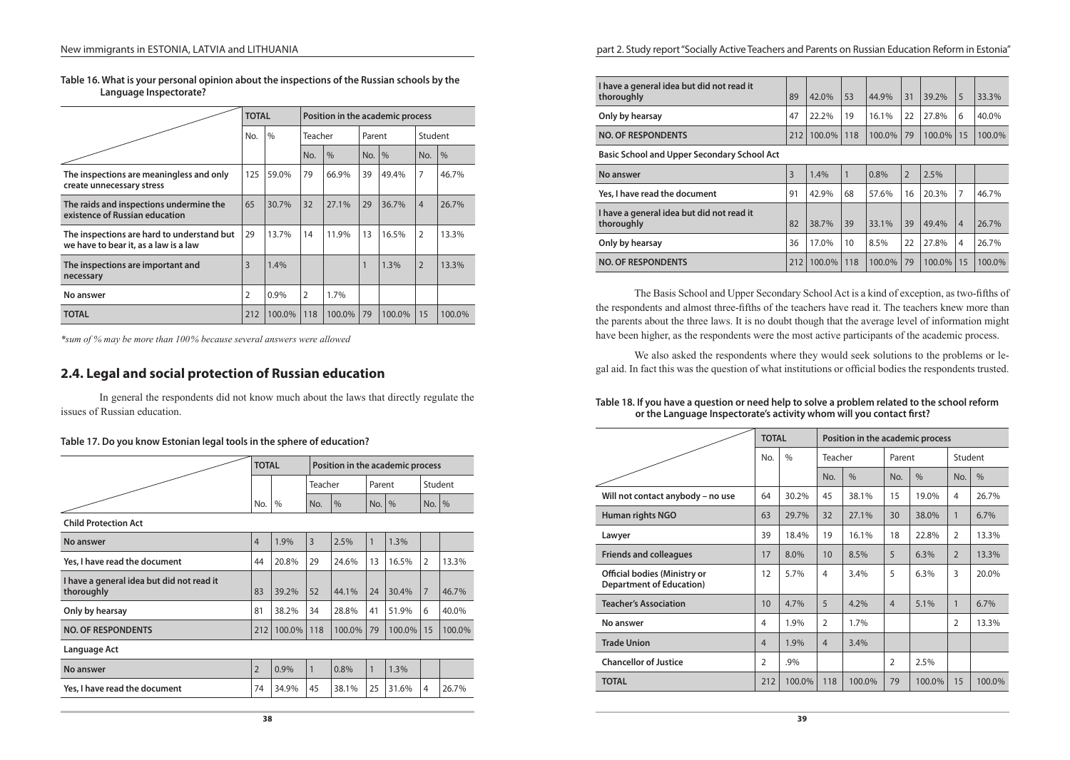**Table 16. What is your personal opinion about the inspections of the Russian schools by the Language Inspectorate?**

| | TOTAL | | Position in the academic process | | | | | |
|---|---|---|---|---|---|---|---|---|
| | No. | % | Teacher | | Parent | | Student | |
| | | | No. | % | No. | % | No. | % |
| **The inspections are meaningless and only create unnecessary stress** | 125 | 59.0% | 79 | 66.9% | 39 | 49.4% | 7 | 46.7% |
| **The raids and inspections undermine the existence of Russian education** | 65 | 30.7% | 32 | 27.1% | 29 | 36.7% | 4 | 26.7% |
| **The inspections are hard to understand but we have to bear it, as a law is a law** | 29 | 13.7% | 14 | 11.9% | 13 | 16.5% | 2 | 13.3% |
| **The inspections are important and necessary** | 3 | 1.4% | | | 1 | 1.3% | 2 | 13.3% |
| **No answer** | 2 | 0.9% | 2 | 1.7% | | | | |
| **TOTAL** | 212 | 100.0% | 118 | 100.0% | 79 | 100.0% | 15 | 100.0% |

*\*sum of % may be more than 100% because several answers were allowed*

## 2.4. Legal and social protection of Russian education

In general the respondents did not know much about the laws that directly regulate the issues of Russian education.

**Table 17. Do you know Estonian legal tools in the sphere of education?**

| | TOTAL | | Position in the academic process | | | | | |
|---|---|---|---|---|---|---|---|---|
| | | | Teacher | | Parent | | Student | |
| | No. | % | No. | % | No. | % | No. | % |
| **Child Protection Act** | | | | | | | | |
| **No answer** | 4 | 1.9% | 3 | 2.5% | 1 | 1.3% | | |
| **Yes, I have read the document** | 44 | 20.8% | 29 | 24.6% | 13 | 16.5% | 2 | 13.3% |
| **I have a general idea but did not read it thoroughly** | 83 | 39.2% | 52 | 44.1% | 24 | 30.4% | 7 | 46.7% |
| **Only by hearsay** | 81 | 38.2% | 34 | 28.8% | 41 | 51.9% | 6 | 40.0% |
| **NO. OF RESPONDENTS** | 212 | 100.0% | 118 | 100.0% | 79 | 100.0% | 15 | 100.0% |
| **Language Act** | | | | | | | | |
| **No answer** | 2 | 0.9% | 1 | 0.8% | 1 | 1.3% | | |
| **Yes, I have read the document** | 74 | 34.9% | 45 | 38.1% | 25 | 31.6% | 4 | 26.7% |
| **I have a general idea but did not read it thoroughly** | 89 | 42.0% | 53 | 44.9% | 31 | 39.2% | 5 | 33.3% |
| **Only by hearsay** | 47 | 22.2% | 19 | 16.1% | 22 | 27.8% | 6 | 40.0% |
| **NO. OF RESPONDENTS** | 212 | 100.0% | 118 | 100.0% | 79 | 100.0% | 15 | 100.0% |
| **Basic School and Upper Secondary School Act** | | | | | | | | |
| **No answer** | 3 | 1.4% | 1 | 0.8% | 2 | 2.5% | | |
| **Yes, I have read the document** | 91 | 42.9% | 68 | 57.6% | 16 | 20.3% | 7 | 46.7% |
| **I have a general idea but did not read it thoroughly** | 82 | 38.7% | 39 | 33.1% | 39 | 49.4% | 4 | 26.7% |
| **Only by hearsay** | 36 | 17.0% | 10 | 8.5% | 22 | 27.8% | 4 | 26.7% |
| **NO. OF RESPONDENTS** | 212 | 100.0% | 118 | 100.0% | 79 | 100.0% | 15 | 100.0% |

The Basis School and Upper Secondary School Act is a kind of exception, as two-fifths of the respondents and almost three-fifths of the teachers have read it. The teachers knew more than the parents about the three laws. It is no doubt though that the average level of information might have been higher, as the respondents were the most active participants of the academic process.

We also asked the respondents where they would seek solutions to the problems or legal aid. In fact this was the question of what institutions or official bodies the respondents trusted.

**Table 18. If you have a question or need help to solve a problem related to the school reform or the Language Inspectorate's activity whom will you contact first?**

| | TOTAL | | Position in the academic process | | | | | |
|---|---|---|---|---|---|---|---|---|
| | No. | % | Teacher | | Parent | | Student | |
| | | | No. | % | No. | % | No. | % |
| **Will not contact anybody – no use** | 64 | 30.2% | 45 | 38.1% | 15 | 19.0% | 4 | 26.7% |
| **Human rights NGO** | 63 | 29.7% | 32 | 27.1% | 30 | 38.0% | 1 | 6.7% |
| **Lawyer** | 39 | 18.4% | 19 | 16.1% | 18 | 22.8% | 2 | 13.3% |
| **Friends and colleagues** | 17 | 8.0% | 10 | 8.5% | 5 | 6.3% | 2 | 13.3% |
| **Official bodies (Ministry or Department of Education)** | 12 | 5.7% | 4 | 3.4% | 5 | 6.3% | 3 | 20.0% |
| **Teacher's Association** | 10 | 4.7% | 5 | 4.2% | 4 | 5.1% | 1 | 6.7% |
| **No answer** | 4 | 1.9% | 2 | 1.7% | | | 2 | 13.3% |
| **Trade Union** | 4 | 1.9% | 4 | 3.4% | | | | |
| **Chancellor of Justice** | 2 | .9% | | | 2 | 2.5% | | |
| **TOTAL** | 212 | 100.0% | 118 | 100.0% | 79 | 100.0% | 15 | 100.0% |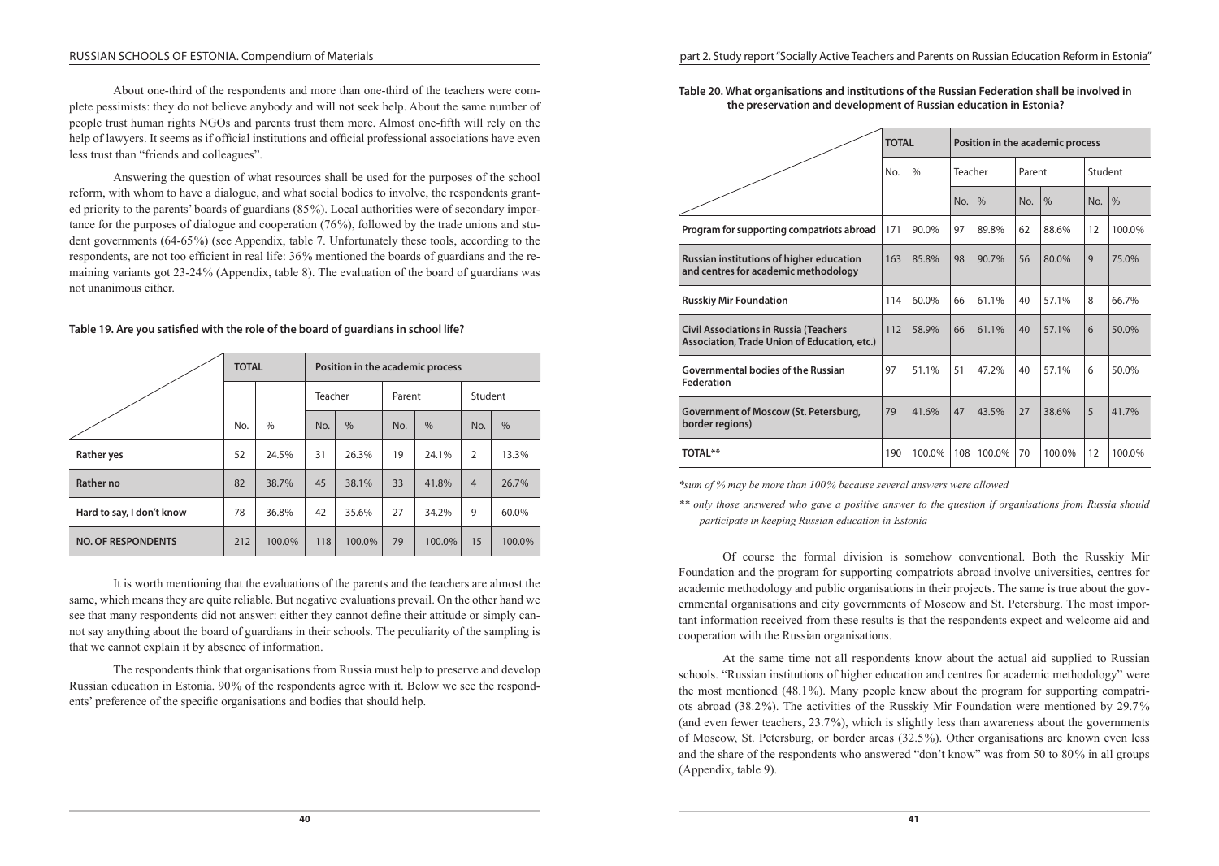About one-third of the respondents and more than one-third of the teachers were complete pessimists: they do not believe anybody and will not seek help. About the same number of people trust human rights NGOs and parents trust them more. Almost one-fifth will rely on the help of lawyers. It seems as if official institutions and official professional associations have even less trust than "friends and colleagues".

Answering the question of what resources shall be used for the purposes of the school reform, with whom to have a dialogue, and what social bodies to involve, the respondents granted priority to the parents' boards of guardians (85%). Local authorities were of secondary importance for the purposes of dialogue and cooperation (76%), followed by the trade unions and student governments (64-65%) (see Appendix, table 7. Unfortunately these tools, according to the respondents, are not too efficient in real life: 36% mentioned the boards of guardians and the remaining variants got 23-24% (Appendix, table 8). The evaluation of the board of guardians was not unanimous either.

**Table 19. Are you satisfied with the role of the board of guardians in school life?**

| | TOTAL | | Position in the academic process | | | | | |
|---|---|---|---|---|---|---|---|---|
| | | | Teacher | | Parent | | Student | |
| | No. | % | No. | % | No. | % | No. | % |
| **Rather yes** | 52 | 24.5% | 31 | 26.3% | 19 | 24.1% | 2 | 13.3% |
| **Rather no** | 82 | 38.7% | 45 | 38.1% | 33 | 41.8% | 4 | 26.7% |
| **Hard to say, I don't know** | 78 | 36.8% | 42 | 35.6% | 27 | 34.2% | 9 | 60.0% |
| **NO. OF RESPONDENTS** | 212 | 100.0% | 118 | 100.0% | 79 | 100.0% | 15 | 100.0% |

It is worth mentioning that the evaluations of the parents and the teachers are almost the same, which means they are quite reliable. But negative evaluations prevail. On the other hand we see that many respondents did not answer: either they cannot define their attitude or simply cannot say anything about the board of guardians in their schools. The peculiarity of the sampling is that we cannot explain it by absence of information.

The respondents think that organisations from Russia must help to preserve and develop Russian education in Estonia. 90% of the respondents agree with it. Below we see the respondents' preference of the specific organisations and bodies that should help.

**Table 20. What organisations and institutions of the Russian Federation shall be involved in the preservation and development of Russian education in Estonia?**

| | TOTAL | | Position in the academic process | | | | | |
|---|---|---|---|---|---|---|---|---|
| | No. | % | Teacher | | Parent | | Student | |
| | | | No. | % | No. | % | No. | % |
| **Program for supporting compatriots abroad** | 171 | 90.0% | 97 | 89.8% | 62 | 88.6% | 12 | 100.0% |
| **Russian institutions of higher education and centres for academic methodology** | 163 | 85.8% | 98 | 90.7% | 56 | 80.0% | 9 | 75.0% |
| **Russkiy Mir Foundation** | 114 | 60.0% | 66 | 61.1% | 40 | 57.1% | 8 | 66.7% |
| **Civil Associations in Russia (Teachers Association, Trade Union of Education, etc.)** | 112 | 58.9% | 66 | 61.1% | 40 | 57.1% | 6 | 50.0% |
| **Governmental bodies of the Russian Federation** | 97 | 51.1% | 51 | 47.2% | 40 | 57.1% | 6 | 50.0% |
| **Government of Moscow (St. Petersburg, border regions)** | 79 | 41.6% | 47 | 43.5% | 27 | 38.6% | 5 | 41.7% |
| **TOTAL**** | 190 | 100.0% | 108 | 100.0% | 70 | 100.0% | 12 | 100.0% |

*\*sum of % may be more than 100% because several answers were allowed*

*\*\* only those answered who gave a positive answer to the question if organisations from Russia should participate in keeping Russian education in Estonia*

Of course the formal division is somehow conventional. Both the Russkiy Mir Foundation and the program for supporting compatriots abroad involve universities, centres for academic methodology and public organisations in their projects. The same is true about the governmental organisations and city governments of Moscow and St. Petersburg. The most important information received from these results is that the respondents expect and welcome aid and cooperation with the Russian organisations.

At the same time not all respondents know about the actual aid supplied to Russian schools. "Russian institutions of higher education and centres for academic methodology" were the most mentioned (48.1%). Many people knew about the program for supporting compatriots abroad (38.2%). The activities of the Russkiy Mir Foundation were mentioned by 29.7% (and even fewer teachers, 23.7%), which is slightly less than awareness about the governments of Moscow, St. Petersburg, or border areas (32.5%). Other organisations are known even less and the share of the respondents who answered "don't know" was from 50 to 80% in all groups (Appendix, table 9).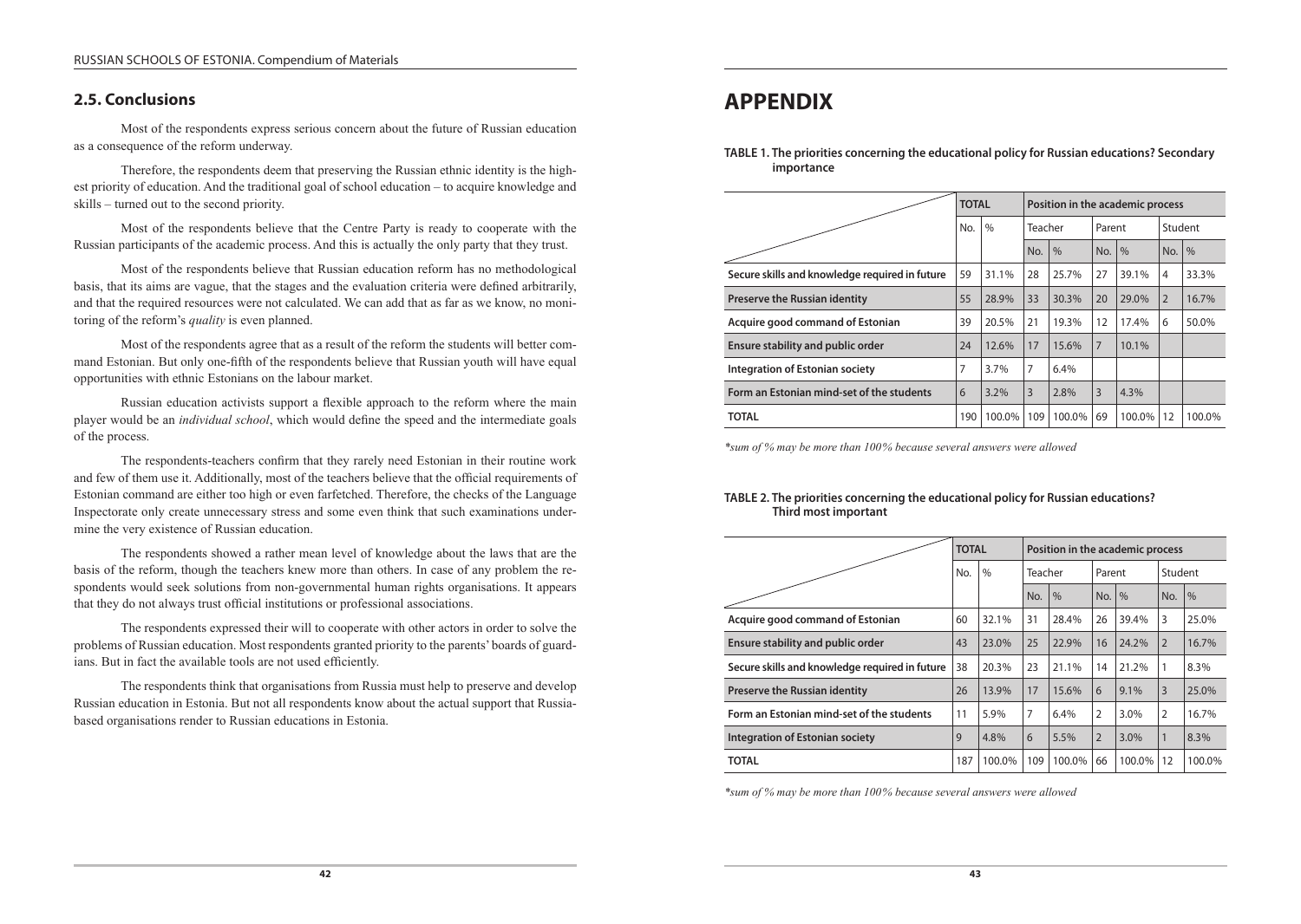## 2.5. Conclusions

Most of the respondents express serious concern about the future of Russian education as a consequence of the reform underway.

Therefore, the respondents deem that preserving the Russian ethnic identity is the highest priority of education. And the traditional goal of school education – to acquire knowledge and skills – turned out to the second priority.

Most of the respondents believe that the Centre Party is ready to cooperate with the Russian participants of the academic process. And this is actually the only party that they trust.

Most of the respondents believe that Russian education reform has no methodological basis, that its aims are vague, that the stages and the evaluation criteria were defined arbitrarily, and that the required resources were not calculated. We can add that as far as we know, no monitoring of the reform's *quality* is even planned.

Most of the respondents agree that as a result of the reform the students will better command Estonian. But only one-fifth of the respondents believe that Russian youth will have equal opportunities with ethnic Estonians on the labour market.

Russian education activists support a flexible approach to the reform where the main player would be an *individual school*, which would define the speed and the intermediate goals of the process.

The respondents-teachers confirm that they rarely need Estonian in their routine work and few of them use it. Additionally, most of the teachers believe that the official requirements of Estonian command are either too high or even farfetched. Therefore, the checks of the Language Inspectorate only create unnecessary stress and some even think that such examinations undermine the very existence of Russian education.

The respondents showed a rather mean level of knowledge about the laws that are the basis of the reform, though the teachers knew more than others. In case of any problem the respondents would seek solutions from non-governmental human rights organisations. It appears that they do not always trust official institutions or professional associations.

The respondents expressed their will to cooperate with other actors in order to solve the problems of Russian education. Most respondents granted priority to the parents' boards of guardians. But in fact the available tools are not used efficiently.

The respondents think that organisations from Russia must help to preserve and develop Russian education in Estonia. But not all respondents know about the actual support that Russia-based organisations render to Russian educations in Estonia.

# APPENDIX

**TABLE 1. The priorities concerning the educational policy for Russian educations? Secondary importance**

| | TOTAL | | Position in the academic process | | | | | |
|---|---|---|---|---|---|---|---|---|
| | No. | % | Teacher | | Parent | | Student | |
| | | | No. | % | No. | % | No. | % |
| **Secure skills and knowledge required in future** | 59 | 31.1% | 28 | 25.7% | 27 | 39.1% | 4 | 33.3% |
| **Preserve the Russian identity** | 55 | 28.9% | 33 | 30.3% | 20 | 29.0% | 2 | 16.7% |
| **Acquire good command of Estonian** | 39 | 20.5% | 21 | 19.3% | 12 | 17.4% | 6 | 50.0% |
| **Ensure stability and public order** | 24 | 12.6% | 17 | 15.6% | 7 | 10.1% | | |
| **Integration of Estonian society** | 7 | 3.7% | 7 | 6.4% | | | | |
| **Form an Estonian mind-set of the students** | 6 | 3.2% | 3 | 2.8% | 3 | 4.3% | | |
| **TOTAL** | 190 | 100.0% | 109 | 100.0% | 69 | 100.0% | 12 | 100.0% |

*\*sum of % may be more than 100% because several answers were allowed*

**TABLE 2. The priorities concerning the educational policy for Russian educations? Third most important**

| | TOTAL | | Position in the academic process | | | | | |
|---|---|---|---|---|---|---|---|---|
| | No. | % | Teacher | | Parent | | Student | |
| | | | No. | % | No. | % | No. | % |
| **Acquire good command of Estonian** | 60 | 32.1% | 31 | 28.4% | 26 | 39.4% | 3 | 25.0% |
| **Ensure stability and public order** | 43 | 23.0% | 25 | 22.9% | 16 | 24.2% | 2 | 16.7% |
| **Secure skills and knowledge required in future** | 38 | 20.3% | 23 | 21.1% | 14 | 21.2% | 1 | 8.3% |
| **Preserve the Russian identity** | 26 | 13.9% | 17 | 15.6% | 6 | 9.1% | 3 | 25.0% |
| **Form an Estonian mind-set of the students** | 11 | 5.9% | 7 | 6.4% | 2 | 3.0% | 2 | 16.7% |
| **Integration of Estonian society** | 9 | 4.8% | 6 | 5.5% | 2 | 3.0% | 1 | 8.3% |
| **TOTAL** | 187 | 100.0% | 109 | 100.0% | 66 | 100.0% | 12 | 100.0% |

*\*sum of % may be more than 100% because several answers were allowed*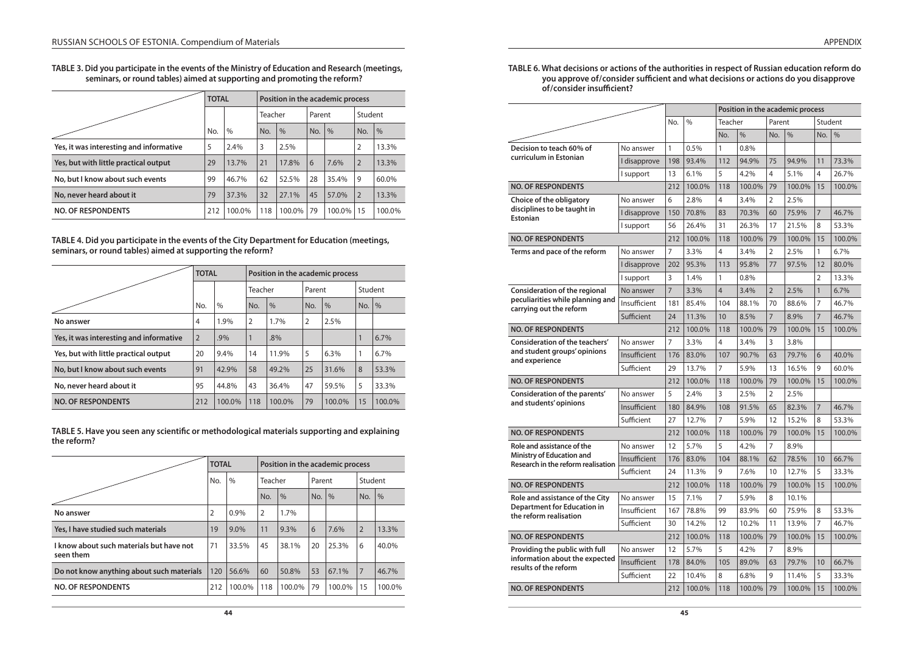**TABLE 3. Did you participate in the events of the Ministry of Education and Research (meetings, seminars, or round tables) aimed at supporting and promoting the reform?**

| | TOTAL | | Position in the academic process | | | | | |
|---|---|---|---|---|---|---|---|---|
| | | | Teacher | | Parent | | Student | |
| | No. | % | No. | % | No. | % | No. | % |
| Yes, it was interesting and informative | 5 | 2.4% | 3 | 2.5% | | | 2 | 13.3% |
| Yes, but with little practical output | 29 | 13.7% | 21 | 17.8% | 6 | 7.6% | 2 | 13.3% |
| No, but I know about such events | 99 | 46.7% | 62 | 52.5% | 28 | 35.4% | 9 | 60.0% |
| No, never heard about it | 79 | 37.3% | 32 | 27.1% | 45 | 57.0% | 2 | 13.3% |
| NO. OF RESPONDENTS | 212 | 100.0% | 118 | 100.0% | 79 | 100.0% | 15 | 100.0% |

**TABLE 4. Did you participate in the events of the City Department for Education (meetings, seminars, or round tables) aimed at supporting the reform?**

| | TOTAL | | Position in the academic process | | | | | |
|---|---|---|---|---|---|---|---|---|
| | | | Teacher | | Parent | | Student | |
| | No. | % | No. | % | No. | % | No. | % |
| No answer | 4 | 1.9% | 2 | 1.7% | 2 | 2.5% | | |
| Yes, it was interesting and informative | 2 | .9% | 1 | .8% | | | 1 | 6.7% |
| Yes, but with little practical output | 20 | 9.4% | 14 | 11.9% | 5 | 6.3% | 1 | 6.7% |
| No, but I know about such events | 91 | 42.9% | 58 | 49.2% | 25 | 31.6% | 8 | 53.3% |
| No, never heard about it | 95 | 44.8% | 43 | 36.4% | 47 | 59.5% | 5 | 33.3% |
| NO. OF RESPONDENTS | 212 | 100.0% | 118 | 100.0% | 79 | 100.0% | 15 | 100.0% |

**TABLE 5. Have you seen any scientific or methodological materials supporting and explaining the reform?**

| | TOTAL | | Position in the academic process | | | | | |
|---|---|---|---|---|---|---|---|---|
| | No. | % | Teacher | | Parent | | Student | |
| | | | No. | % | No. | % | No. | % |
| No answer | 2 | 0.9% | 2 | 1.7% | | | | |
| Yes, I have studied such materials | 19 | 9.0% | 11 | 9.3% | 6 | 7.6% | 2 | 13.3% |
| I know about such materials but have not seen them | 71 | 33.5% | 45 | 38.1% | 20 | 25.3% | 6 | 40.0% |
| Do not know anything about such materials | 120 | 56.6% | 60 | 50.8% | 53 | 67.1% | 7 | 46.7% |
| NO. OF RESPONDENTS | 212 | 100.0% | 118 | 100.0% | 79 | 100.0% | 15 | 100.0% |

**TABLE 6. What decisions or actions of the authorities in respect of Russian education reform do you approve of/consider sufficient and what decisions or actions do you disapprove of/consider insufficient?**

| | | | | Position in the academic process | | | | | |
|---|---|---|---|---|---|---|---|---|---|
| | | No. | % | Teacher | | Parent | | Student | |
| | | | | No. | % | No. | % | No. | % |
| Decision to teach 60% of curriculum in Estonian | No answer | 1 | 0.5% | 1 | 0.8% | | | | |
| | I disapprove | 198 | 93.4% | 112 | 94.9% | 75 | 94.9% | 11 | 73.3% |
| | I support | 13 | 6.1% | 5 | 4.2% | 4 | 5.1% | 4 | 26.7% |
| NO. OF RESPONDENTS | | 212 | 100.0% | 118 | 100.0% | 79 | 100.0% | 15 | 100.0% |
| Choice of the obligatory disciplines to be taught in Estonian | No answer | 6 | 2.8% | 4 | 3.4% | 2 | 2.5% | | |
| | I disapprove | 150 | 70.8% | 83 | 70.3% | 60 | 75.9% | 7 | 46.7% |
| | I support | 56 | 26.4% | 31 | 26.3% | 17 | 21.5% | 8 | 53.3% |
| NO. OF RESPONDENTS | | 212 | 100.0% | 118 | 100.0% | 79 | 100.0% | 15 | 100.0% |
| Terms and pace of the reform | No answer | 7 | 3.3% | 4 | 3.4% | 2 | 2.5% | 1 | 6.7% |
| | I disapprove | 202 | 95.3% | 113 | 95.8% | 77 | 97.5% | 12 | 80.0% |
| | I support | 3 | 1.4% | 1 | 0.8% | | | 2 | 13.3% |
| Consideration of the regional peculiarities while planning and carrying out the reform | No answer | 7 | 3.3% | 4 | 3.4% | 2 | 2.5% | 1 | 6.7% |
| | Insufficient | 181 | 85.4% | 104 | 88.1% | 70 | 88.6% | 7 | 46.7% |
| | Sufficient | 24 | 11.3% | 10 | 8.5% | 7 | 8.9% | 7 | 46.7% |
| NO. OF RESPONDENTS | | 212 | 100.0% | 118 | 100.0% | 79 | 100.0% | 15 | 100.0% |
| Consideration of the teachers' and student groups' opinions and experience | No answer | 7 | 3.3% | 4 | 3.4% | 3 | 3.8% | | |
| | Insufficient | 176 | 83.0% | 107 | 90.7% | 63 | 79.7% | 6 | 40.0% |
| | Sufficient | 29 | 13.7% | 7 | 5.9% | 13 | 16.5% | 9 | 60.0% |
| NO. OF RESPONDENTS | | 212 | 100.0% | 118 | 100.0% | 79 | 100.0% | 15 | 100.0% |
| Consideration of the parents' and students' opinions | No answer | 5 | 2.4% | 3 | 2.5% | 2 | 2.5% | | |
| | Insufficient | 180 | 84.9% | 108 | 91.5% | 65 | 82.3% | 7 | 46.7% |
| | Sufficient | 27 | 12.7% | 7 | 5.9% | 12 | 15.2% | 8 | 53.3% |
| NO. OF RESPONDENTS | | 212 | 100.0% | 118 | 100.0% | 79 | 100.0% | 15 | 100.0% |
| Role and assistance of the Ministry of Education and Research in the reform realisation | No answer | 12 | 5.7% | 5 | 4.2% | 7 | 8.9% | | |
| | Insufficient | 176 | 83.0% | 104 | 88.1% | 62 | 78.5% | 10 | 66.7% |
| | Sufficient | 24 | 11.3% | 9 | 7.6% | 10 | 12.7% | 5 | 33.3% |
| NO. OF RESPONDENTS | | 212 | 100.0% | 118 | 100.0% | 79 | 100.0% | 15 | 100.0% |
| Role and assistance of the City Department for Education in the reform realisation | No answer | 15 | 7.1% | 7 | 5.9% | 8 | 10.1% | | |
| | Insufficient | 167 | 78.8% | 99 | 83.9% | 60 | 75.9% | 8 | 53.3% |
| | Sufficient | 30 | 14.2% | 12 | 10.2% | 11 | 13.9% | 7 | 46.7% |
| NO. OF RESPONDENTS | | 212 | 100.0% | 118 | 100.0% | 79 | 100.0% | 15 | 100.0% |
| Providing the public with full information about the expected results of the reform | No answer | 12 | 5.7% | 5 | 4.2% | 7 | 8.9% | | |
| | Insufficient | 178 | 84.0% | 105 | 89.0% | 63 | 79.7% | 10 | 66.7% |
| | Sufficient | 22 | 10.4% | 8 | 6.8% | 9 | 11.4% | 5 | 33.3% |
| NO. OF RESPONDENTS | | 212 | 100.0% | 118 | 100.0% | 79 | 100.0% | 15 | 100.0% |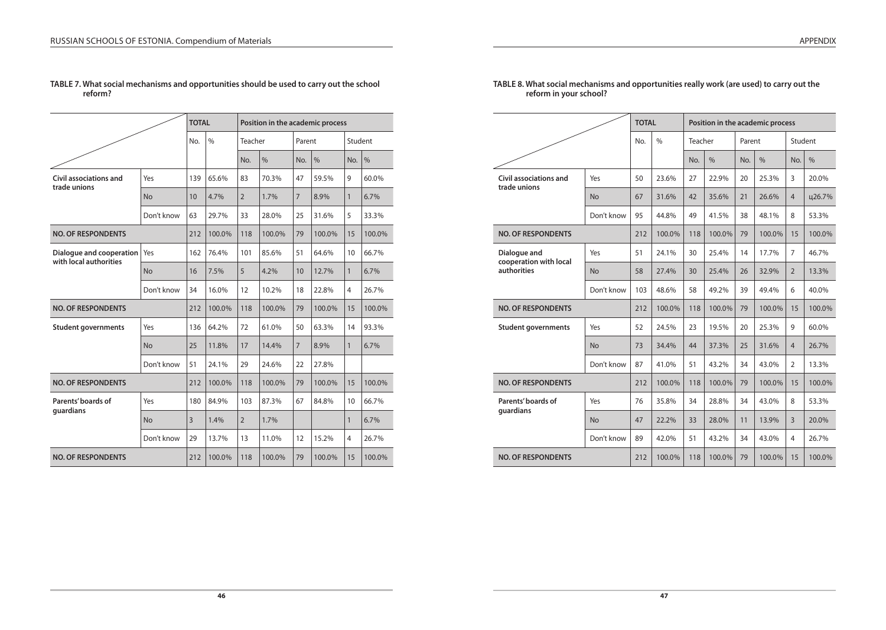**TABLE 7. What social mechanisms and opportunities should be used to carry out the school reform?**

| | | TOTAL | | Position in the academic process | | | | | |
|---|---|---|---|---|---|---|---|---|---|
| | | | | Teacher | | Parent | | Student | |
| | | No. | % | No. | % | No. | % | No. | % |
| **Civil associations and trade unions** | Yes | 139 | 65.6% | 83 | 70.3% | 47 | 59.5% | 9 | 60.0% |
| | No | 10 | 4.7% | 2 | 1.7% | 7 | 8.9% | 1 | 6.7% |
| | Don't know | 63 | 29.7% | 33 | 28.0% | 25 | 31.6% | 5 | 33.3% |
| **NO. OF RESPONDENTS** | | 212 | 100.0% | 118 | 100.0% | 79 | 100.0% | 15 | 100.0% |
| **Dialogue and cooperation with local authorities** | Yes | 162 | 76.4% | 101 | 85.6% | 51 | 64.6% | 10 | 66.7% |
| | No | 16 | 7.5% | 5 | 4.2% | 10 | 12.7% | 1 | 6.7% |
| | Don't know | 34 | 16.0% | 12 | 10.2% | 18 | 22.8% | 4 | 26.7% |
| **NO. OF RESPONDENTS** | | 212 | 100.0% | 118 | 100.0% | 79 | 100.0% | 15 | 100.0% |
| **Student governments** | Yes | 136 | 64.2% | 72 | 61.0% | 50 | 63.3% | 14 | 93.3% |
| | No | 25 | 11.8% | 17 | 14.4% | 7 | 8.9% | 1 | 6.7% |
| | Don't know | 51 | 24.1% | 29 | 24.6% | 22 | 27.8% | | |
| **NO. OF RESPONDENTS** | | 212 | 100.0% | 118 | 100.0% | 79 | 100.0% | 15 | 100.0% |
| **Parents' boards of guardians** | Yes | 180 | 84.9% | 103 | 87.3% | 67 | 84.8% | 10 | 66.7% |
| | No | 3 | 1.4% | 2 | 1.7% | | | 1 | 6.7% |
| | Don't know | 29 | 13.7% | 13 | 11.0% | 12 | 15.2% | 4 | 26.7% |
| **NO. OF RESPONDENTS** | | 212 | 100.0% | 118 | 100.0% | 79 | 100.0% | 15 | 100.0% |

**TABLE 8. What social mechanisms and opportunities really work (are used) to carry out the reform in your school?**

| | | TOTAL | | Position in the academic process | | | | | |
|---|---|---|---|---|---|---|---|---|---|
| | | | | Teacher | | Parent | | Student | |
| | | No. | % | No. | % | No. | % | No. | % |
| **Civil associations and trade unions** | Yes | 50 | 23.6% | 27 | 22.9% | 20 | 25.3% | 3 | 20.0% |
| | No | 67 | 31.6% | 42 | 35.6% | 21 | 26.6% | 4 | ц26.7% |
| | Don't know | 95 | 44.8% | 49 | 41.5% | 38 | 48.1% | 8 | 53.3% |
| **NO. OF RESPONDENTS** | | 212 | 100.0% | 118 | 100.0% | 79 | 100.0% | 15 | 100.0% |
| **Dialogue and cooperation with local authorities** | Yes | 51 | 24.1% | 30 | 25.4% | 14 | 17.7% | 7 | 46.7% |
| | No | 58 | 27.4% | 30 | 25.4% | 26 | 32.9% | 2 | 13.3% |
| | Don't know | 103 | 48.6% | 58 | 49.2% | 39 | 49.4% | 6 | 40.0% |
| **NO. OF RESPONDENTS** | | 212 | 100.0% | 118 | 100.0% | 79 | 100.0% | 15 | 100.0% |
| **Student governments** | Yes | 52 | 24.5% | 23 | 19.5% | 20 | 25.3% | 9 | 60.0% |
| | No | 73 | 34.4% | 44 | 37.3% | 25 | 31.6% | 4 | 26.7% |
| | Don't know | 87 | 41.0% | 51 | 43.2% | 34 | 43.0% | 2 | 13.3% |
| **NO. OF RESPONDENTS** | | 212 | 100.0% | 118 | 100.0% | 79 | 100.0% | 15 | 100.0% |
| **Parents' boards of guardians** | Yes | 76 | 35.8% | 34 | 28.8% | 34 | 43.0% | 8 | 53.3% |
| | No | 47 | 22.2% | 33 | 28.0% | 11 | 13.9% | 3 | 20.0% |
| | Don't know | 89 | 42.0% | 51 | 43.2% | 34 | 43.0% | 4 | 26.7% |
| **NO. OF RESPONDENTS** | | 212 | 100.0% | 118 | 100.0% | 79 | 100.0% | 15 | 100.0% |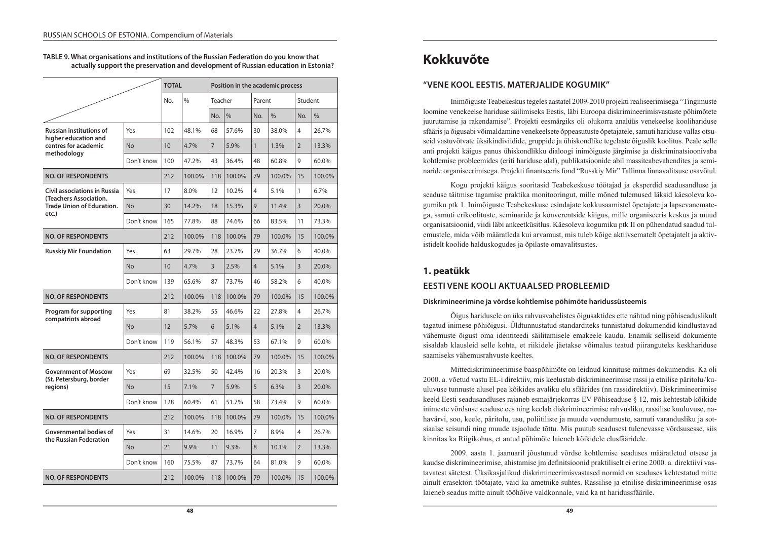**TABLE 9. What organisations and institutions of the Russian Federation do you know that actually support the preservation and development of Russian education in Estonia?**

| | | TOTAL | | Position in the academic process | | | | | |
|---|---|---|---|---|---|---|---|---|---|
| | | | | Teacher | | Parent | | Student | |
| | | No. | % | No. | % | No. | % | No. | % |
| Russian institutions of higher education and centres for academic methodology | Yes | 102 | 48.1% | 68 | 57.6% | 30 | 38.0% | 4 | 26.7% |
| | No | 10 | 4.7% | 7 | 5.9% | 1 | 1.3% | 2 | 13.3% |
| | Don't know | 100 | 47.2% | 43 | 36.4% | 48 | 60.8% | 9 | 60.0% |
| NO. OF RESPONDENTS | | 212 | 100.0% | 118 | 100.0% | 79 | 100.0% | 15 | 100.0% |
| Civil associations in Russia (Teachers Association. Trade Union of Education. etc.) | Yes | 17 | 8.0% | 12 | 10.2% | 4 | 5.1% | 1 | 6.7% |
| | No | 30 | 14.2% | 18 | 15.3% | 9 | 11.4% | 3 | 20.0% |
| | Don't know | 165 | 77.8% | 88 | 74.6% | 66 | 83.5% | 11 | 73.3% |
| NO. OF RESPONDENTS | | 212 | 100.0% | 118 | 100.0% | 79 | 100.0% | 15 | 100.0% |
| Russkiy Mir Foundation | Yes | 63 | 29.7% | 28 | 23.7% | 29 | 36.7% | 6 | 40.0% |
| | No | 10 | 4.7% | 3 | 2.5% | 4 | 5.1% | 3 | 20.0% |
| | Don't know | 139 | 65.6% | 87 | 73.7% | 46 | 58.2% | 6 | 40.0% |
| NO. OF RESPONDENTS | | 212 | 100.0% | 118 | 100.0% | 79 | 100.0% | 15 | 100.0% |
| Program for supporting compatriots abroad | Yes | 81 | 38.2% | 55 | 46.6% | 22 | 27.8% | 4 | 26.7% |
| | No | 12 | 5.7% | 6 | 5.1% | 4 | 5.1% | 2 | 13.3% |
| | Don't know | 119 | 56.1% | 57 | 48.3% | 53 | 67.1% | 9 | 60.0% |
| NO. OF RESPONDENTS | | 212 | 100.0% | 118 | 100.0% | 79 | 100.0% | 15 | 100.0% |
| Government of Moscow (St. Petersburg, border regions) | Yes | 69 | 32.5% | 50 | 42.4% | 16 | 20.3% | 3 | 20.0% |
| | No | 15 | 7.1% | 7 | 5.9% | 5 | 6.3% | 3 | 20.0% |
| | Don't know | 128 | 60.4% | 61 | 51.7% | 58 | 73.4% | 9 | 60.0% |
| NO. OF RESPONDENTS | | 212 | 100.0% | 118 | 100.0% | 79 | 100.0% | 15 | 100.0% |
| Governmental bodies of the Russian Federation | Yes | 31 | 14.6% | 20 | 16.9% | 7 | 8.9% | 4 | 26.7% |
| | No | 21 | 9.9% | 11 | 9.3% | 8 | 10.1% | 2 | 13.3% |
| | Don't know | 160 | 75.5% | 87 | 73.7% | 64 | 81.0% | 9 | 60.0% |
| NO. OF RESPONDENTS | | 212 | 100.0% | 118 | 100.0% | 79 | 100.0% | 15 | 100.0% |

# Kokkuvõte

## "VENE KOOL EESTIS. MATERJALIDE KOGUMIK"

Inimõiguste Teabekeskus tegeles aastatel 2009-2010 projekti realiseerimisega "Tingimuste loomine venekeelse hariduse säilimiseks Eestis, läbi Euroopa diskrimineerimisvastaste põhimõtete juurutamise ja rakendamise". Projekti eesmärgiks oli olukorra analüüs venekeelse koolihariduse sfääris ja õigusabi võimaldamine venekeelsete õppeasutuste õpetajatele, samuti hariduse vallas otsuseid vastuvõtvate üksikindiviidide, gruppide ja ühiskondlike tegelaste õiguslik koolitus. Peale selle anti projekti käigus panus ühiskondlikku dialoogi inimõiguste järgimise ja diskriminatsioonivaba kohtlemise probleemides (eriti hariduse alal), publikatsioonide abil massiteabevahendites ja seminaride organiseerimisega. Projekti finantseeris fond "Russkiy Mir" Tallinna linnavalitsuse osavõtul.

Kogu projekti käigus sooritasid Teabekeskuse töötajad ja eksperdid seadusandluse ja seaduse täitmise tagamise praktika monitooringut, mille mõned tulemused läksid käesoleva kogumiku ptk 1. Inimõiguste Teabekeskuse esindajate kokkusaamistel õpetajate ja lapsevanematega, samuti erikoolituste, seminaride ja konverentside käigus, mille organiseeris keskus ja muud organisatsioonid, viidi läbi ankeetküsitlus. Käesoleva kogumiku ptk II on pühendatud saadud tulemustele, mida võib määratleda kui arvamust, mis tuleb kõige aktiivsematelt õpetajatelt ja aktivistidelt koolide halduskogudes ja õpilaste omavalitsustes.

## 1. peatükk

## EESTI VENE KOOLI AKTUAALSED PROBLEEMID

### Diskrimineerimine ja võrdse kohtlemise põhimõte haridussüsteemis

Õigus haridusele on üks rahvusvahelistes õigusaktides ette nähtud ning põhiseaduslikult tagatud inimese põhiõigusi. Üldtunnustatud standarditeks tunnistatud dokumendid kindlustavad vähemuste õigust oma identiteedi säilitamisele emakeele kaudu. Enamik selliseid dokumente sisaldab klausleid selle kohta, et riikidele jäetakse võimalus teatud piiranguteks keskhariduse saamiseks vähemusrahvuste keeltes.

Mittediskrimineerimise baaspõhimõte on leidnud kinnituse mitmes dokumendis. Ka oli 2000. a. võetud vastu EL-i direktiiv, mis keelustab diskrimineerimise rassi ja etnilise päritolu/kuuluvuse tunnuste alusel pea kõikides avaliku elu sfäärides (nn rassidirektiiv). Diskrimineerimise keeld Eesti seadusandluses rajaneb esmajärjekorras EV Põhiseaduse § 12, mis kehtestab kõikide inimeste võrdsuse seaduse ees ning keelab diskrimineerimise rahvusliku, rassilise kuuluvuse, nahavärvi, soo, keele, päritolu, usu, poliitiliste ja muude veendumuste, samuti varandusliku ja sotsiaalse seisundi ning muude asjaolude tõttu. Mis puutub seadusest tulenevasse võrdsusesse, siis kinnitas ka Riigikohus, et antud põhimõte laieneb kõikidele elusfääridele.

2009. aasta 1. jaanuaril jõustunud võrdse kohtlemise seaduses määratletud otsese ja kaudse diskrimineerimise, ahistamise jm definitsioonid praktiliselt ei erine 2000. a. direktiivi vastavatest sätetest. Üksikasjalikud diskrimineerimisvastased normid on seaduses kehtestatud mitte ainult erasektori töötajate, vaid ka ametnike suhtes. Rassilise ja etnilise diskrimineerimise osas laieneb seadus mitte ainult tööhõive valdkonnale, vaid ka nt haridussfäärile.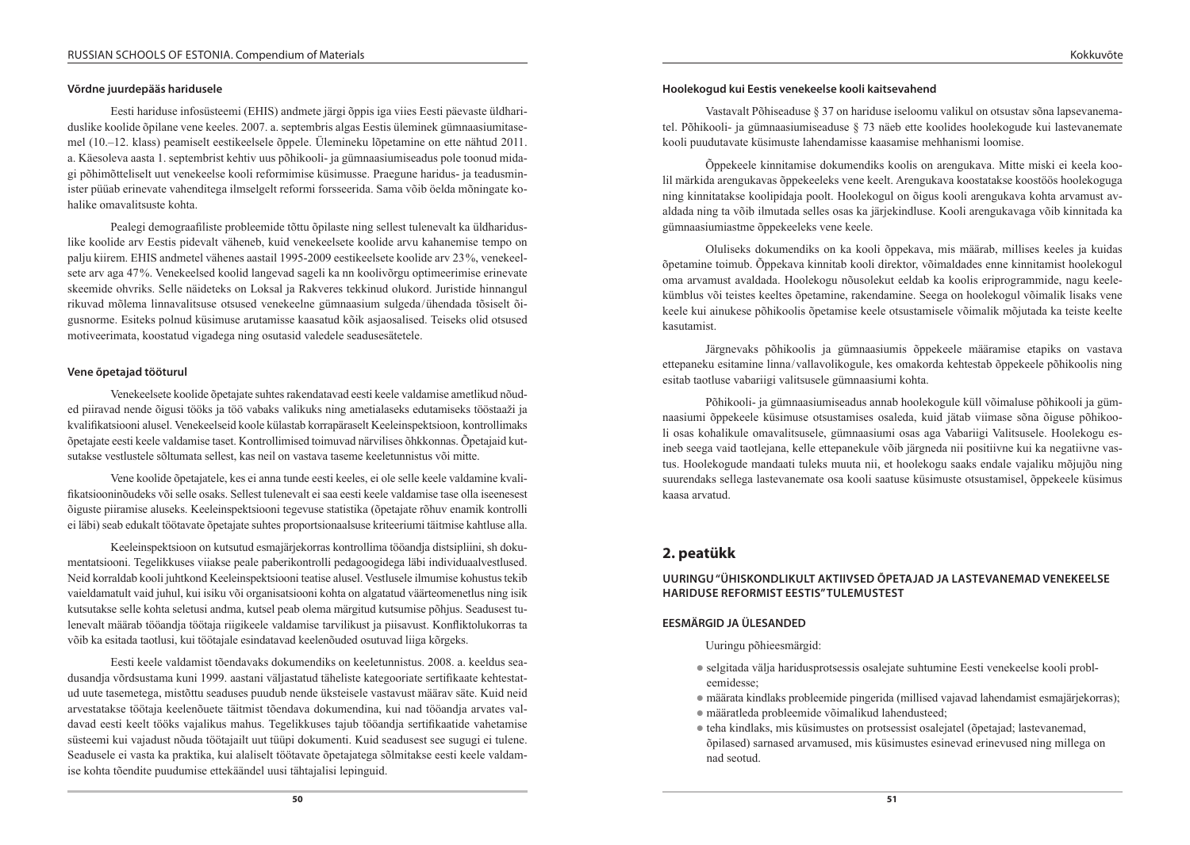#### Võrdne juurdepääs haridusele

Eesti hariduse infosüsteemi (EHIS) andmete järgi õppis iga viies Eesti päevaste üldhariduslike koolide õpilane vene keeles. 2007. a. septembris algas Eestis üleminek gümnaasiumitasemel (10.–12. klass) peamiselt eestikeelsele õppele. Ülemineku lõpetamine on ette nähtud 2011. a. Käesoleva aasta 1. septembrist kehtiv uus põhikooli- ja gümnaasiumiseadus pole toonud midagi põhimõtteliselt uut venekeelse kooli reformimise küsimusse. Praegune haridus- ja teadusminister püüab erinevate vahenditega ilmselgelt reformi forsseerida. Sama võib öelda mõningate kohalike omavalitsuste kohta.

Pealegi demograafiliste probleemide tõttu õpilaste ning sellest tulenevalt ka üldhariduslike koolide arv Eestis pidevalt väheneb, kuid venekeelsete koolide arvu kahanemise tempo on palju kiirem. EHIS andmetel vähenes aastail 1995-2009 eestikeelsete koolide arv 23%, venekeelsete arv aga 47%. Venekeelsed koolid langevad sageli ka nn koolivõrgu optimeerimise erinevate skeemide ohvriks. Selle näideteks on Loksal ja Rakveres tekkinud olukord. Juristide hinnangul rikuvad mõlema linnavalitsuse otsused venekeelne gümnaasium sulgeda/ühendada tõsiselt õigusnorme. Esiteks polnud küsimuse arutamisse kaasatud kõik asjaosalised. Teiseks olid otsused motiveerimata, koostatud vigadega ning osutasid valedele seadusesätetele.

#### Vene õpetajad tööturul

Venekeelsete koolide õpetajate suhtes rakendatavad eesti keele valdamise ametlikud nõuded piiravad nende õigusi töös ja töö vabaks valikuks ning ametialaseks edutamiseks tööstaaži ja kvalifikatsiooni alusel. Venekeelseid koole külastab korrapäraselt Keeleinspektsioon, kontrollimaks õpetajate eesti keele valdamise taset. Kontrollimised toimuvad närvilises õhkkonnas. Õpetajaid kutsutakse vestlustele sõltumata sellest, kas neil on vastava taseme keeletunnistus või mitte.

Vene koolide õpetajatele, kes ei anna tunde eesti keeles, ei ole selle keele valdamine kvalifikatsiooninõudeks või selle osaks. Sellest tulenevalt ei saa eesti keele valdamise tase olla iseenesest õiguste piiramise aluseks. Keeleinspektsiooni tegevuse statistika (õpetajate rõhuv enamik kontrolli ei läbi) seab edukalt töötavate õpetajate suhtes proportsionaalsuse kriteeriumi täitmise kahtluse alla.

Keeleinspektsioon on kutsutud esmajärjekorras kontrollima tööandja distsipliini, sh dokumentatsiooni. Tegelikkuses viiakse peale paberikontrolli pedagoogidega läbi individuaalvestlused. Neid korraldab kooli juhtkond Keeleinspektsiooni teatise alusel. Vestlusele ilmumise kohustus tekib vaieldamatult vaid juhul, kui isiku või organisatsiooni kohta on algatatud väärteomenetlus ning isik kutsutakse selle kohta seletusi andma, kutsel peab olema märgitud kutsumise põhjus. Seadusest tulenevalt määrab tööandja töötaja riigikeele valdamise tarvilikust ja piisavust. Konfliktolukorras ta võib ka esitada taotlusi, kui töötajale esindatavad keelenõuded osutuvad liiga kõrgeks.

Eesti keele valdamist tõendavaks dokumendiks on keeletunnistus. 2008. a. keeldus seadusandja võrdsustama kuni 1999. aastani väljastatud täheliste kategooriate sertifikaate kehtestatud uute tasemetega, mistõttu seaduses puudub nende üksteisele vastavust määrav säte. Kuid neid arvestatakse töötaja keelenõuete täitmist tõendava dokumendina, kui nad tööandja arvates valdavad eesti keelt tööks vajalikus mahus. Tegelikkuses tajub tööandja sertifikaatide vahetamise süsteemi kui vajadust nõuda töötajailt uut tüüpi dokumenti. Kuid seadusest see sugugi ei tulene. Seadusele ei vasta ka praktika, kui alaliselt töötavate õpetajatega sõlmitakse eesti keele valdamise kohta tõendite puudumise ettekäändel uusi tähtajalisi lepinguid.

#### Hoolekogud kui Eestis venekeelse kooli kaitsevahend

Vastavalt Põhiseaduse § 37 on hariduse iseloomu valikul on otsustav sõna lapsevanematel. Põhikooli- ja gümnaasiumiseaduse § 73 näeb ette koolides hoolekogude kui lastevanemate kooli puudutavate küsimuste lahendamisse kaasamise mehhanismi loomise.

Õppekeele kinnitamise dokumendiks koolis on arengukava. Mitte miski ei keela koolil märkida arengukavas õppekeeleks vene keelt. Arengukava koostatakse koostöös hoolekoguga ning kinnitatakse koolipidaja poolt. Hoolekogul on õigus kooli arengukava kohta arvamust avaldada ning ta võib ilmutada selles osas ka järjekindluse. Kooli arengukavaga võib kinnitada ka gümnaasiumiastme õppekeeleks vene keele.

Oluliseks dokumendiks on ka kooli õppekava, mis määrab, millises keeles ja kuidas õpetamine toimub. Õppekava kinnitab kooli direktor, võimaldades enne kinnitamist hoolekogul oma arvamust avaldada. Hoolekogu nõusolekut eeldab ka koolis eriprogrammide, nagu keelekümblus või teistes keeltes õpetamine, rakendamine. Seega on hoolekogul võimalik lisaks vene keele kui ainukese põhikoolis õpetamise keele otsustamisele võimalik mõjutada ka teiste keelte kasutamist.

Järgnevaks põhikoolis ja gümnaasiumis õppekeele määramise etapiks on vastava ettepaneku esitamine linna/vallavolikogule, kes omakorda kehtestab õppekeele põhikoolis ning esitab taotluse vabariigi valitsusele gümnaasiumi kohta.

Põhikooli- ja gümnaasiumiseadus annab hoolekogule küll võimaluse põhikooli ja gümnaasiumi õppekeele küsimuse otsustamises osaleda, kuid jätab viimase sõna õiguse põhikooli osas kohalikule omavalitsusele, gümnaasiumi osas aga Vabariigi Valitsusele. Hoolekogu esineb seega vaid taotlejana, kelle ettepanekule võib järgneda nii positiivne kui ka negatiivne vastus. Hoolekogude mandaati tuleks muuta nii, et hoolekogu saaks endale vajaliku mõjujõu ning suurendaks sellega lastevanemate osa kooli saatuse küsimuste otsustamisel, õppekeele küsimus kaasa arvatud.

## 2. peatükk

### UURINGU "ÜHISKONDLIKULT AKTIIVSED ÕPETAJAD JA LASTEVANEMAD VENEKEELSE HARIDUSE REFORMIST EESTIS" TULEMUSTEST

#### EESMÄRGID JA ÜLESANDED

Uuringu põhieesmärgid:

- selgitada välja haridusprotsessis osalejate suhtumine Eesti venekeelse kooli probleemidesse;
- määrata kindlaks probleemide pingerida (millised vajavad lahendamist esmajärjekorras);
- määratleda probleemide võimalikud lahendusteed;
- teha kindlaks, mis küsimustes on protsessist osalejatel (õpetajad; lastevanemad, õpilased) sarnased arvamused, mis küsimustes esinevad erinevused ning millega on nad seotud.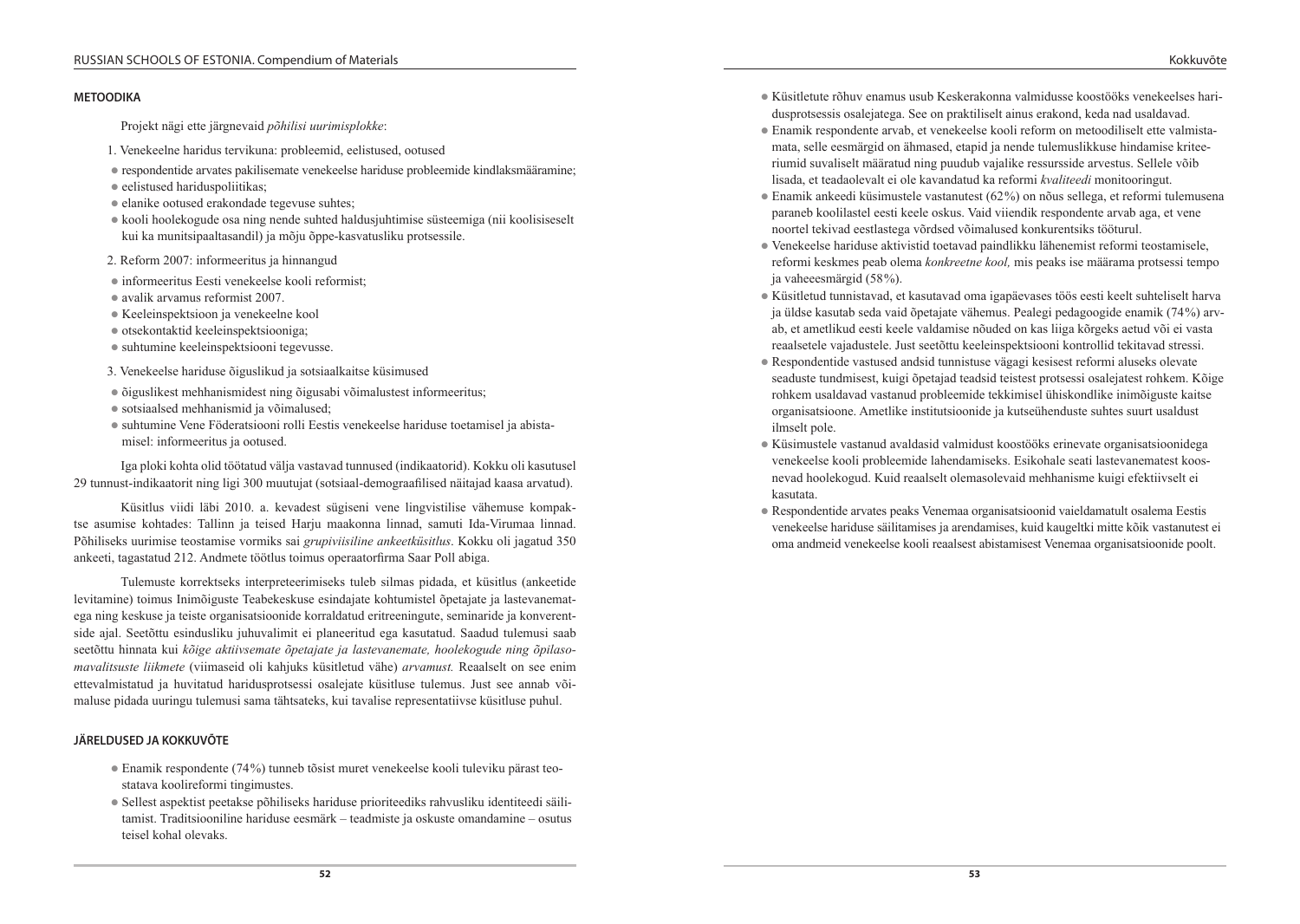## METOODIKA

Projekt nägi ette järgnevaid *põhilisi uurimisplokke*:

1. Venekeelne haridus tervikuna: probleemid, eelistused, ootused

- respondentide arvates pakilisemate venekeelse hariduse probleemide kindlaksmääramine;
- eelistused hariduspoliitikas;
- elanike ootused erakondade tegevuse suhtes;
- kooli hoolekogude osa ning nende suhted haldusjuhtimise süsteemiga (nii koolisiseselt kui ka munitsipaaltasandil) ja mõju õppe-kasvatusliku protsessile.

2. Reform 2007: informeeritus ja hinnangud

- informeeritus Eesti venekeelse kooli reformist;
- avalik arvamus reformist 2007.
- Keeleinspektsioon ja venekeelne kool
- otsekontaktid keeleinspektsiooniga;
- suhtumine keeleinspektsiooni tegevusse.

3. Venekeelse hariduse õiguslikud ja sotsiaalkaitse küsimused

- õiguslikest mehhanismidest ning õigusabi võimalustest informeeritus;
- sotsiaalsed mehhanismid ja võimalused;
- suhtumine Vene Föderatsiooni rolli Eestis venekeelse hariduse toetamisel ja abistamisel: informeeritus ja ootused.

Iga ploki kohta olid töötatud välja vastavad tunnused (indikaatorid). Kokku oli kasutusel 29 tunnust-indikaatorit ning ligi 300 muutujat (sotsiaal-demograafilised näitajad kaasa arvatud).

Küsitlus viidi läbi 2010. a. kevadest sügiseni vene lingvistilise vähemuse kompaktse asumise kohtades: Tallinn ja teised Harju maakonna linnad, samuti Ida-Virumaa linnad. Põhiliseks uurimise teostamise vormiks sai *grupiviisiline ankeetküsitlus*. Kokku oli jagatud 350 ankeeti, tagastatud 212. Andmete töötlus toimus operaatorfirma Saar Poll abiga.

Tulemuste korrektseks interpreteerimiseks tuleb silmas pidada, et küsitlus (ankeetide levitamine) toimus Inimõiguste Teabekeskuse esindajate kohtumistel õpetajate ja lastevanematega ning keskuse ja teiste organisatsioonide korraldatud eritreeningute, seminaride ja konverentside ajal. Seetõttu esindusliku juhuvalimit ei planeeritud ega kasutatud. Saadud tulemusi saab seetõttu hinnata kui *kõige aktiivsemate õpetajate ja lastevanemate, hoolekogude ning õpilasomavalitsuste liikmete* (viimaseid oli kahjuks küsitletud vähe) *arvamust.* Reaalselt on see enim ettevalmistatud ja huvitatud haridusprotsessi osalejate küsitluse tulemus. Just see annab võimaluse pidada uuringu tulemusi sama tähtsateks, kui tavalise representatiivse küsitluse puhul.

## JÄRELDUSED JA KOKKUVÕTE

- Enamik respondente (74%) tunneb tõsist muret venekeelse kooli tuleviku pärast teostatava koolireformi tingimustes.
- Sellest aspektist peetakse põhiliseks hariduse prioriteediks rahvusliku identiteedi säilitamist. Traditsiooniline hariduse eesmärk – teadmiste ja oskuste omandamine – osutus teisel kohal olevaks.
- Küsitletute rõhuv enamus usub Keskerakonna valmidusse koostööks venekeelses haridusprotsessis osalejatega. See on praktiliselt ainus erakond, keda nad usaldavad.
- Enamik respondente arvab, et venekeelse kooli reform on metoodiliselt ette valmistamata, selle eesmärgid on ähmased, etapid ja nende tulemuslikkuse hindamise kriteeriumid suvaliselt määratud ning puudub vajalike ressursside arvestus. Sellele võib lisada, et teadaolevalt ei ole kavandatud ka reformi *kvaliteedi* monitooringut.
- Enamik ankeedi küsimustele vastanutest (62%) on nõus sellega, et reformi tulemusena paraneb koolilastel eesti keele oskus. Vaid viiendik respondente arvab aga, et vene noortel tekivad eestlastega võrdsed võimalused konkurentsiks tööturul.
- Venekeelse hariduse aktivistid toetavad paindlikku lähenemist reformi teostamisele, reformi keskmes peab olema *konkreetne kool,* mis peaks ise määrama protsessi tempo ja vaheeesmärgid (58%).
- Küsitletud tunnistavad, et kasutavad oma igapäevases töös eesti keelt suhteliselt harva ja üldse kasutab seda vaid õpetajate vähemus. Pealegi pedagoogide enamik (74%) arvab, et ametlikud eesti keele valdamise nõuded on kas liiga kõrgeks aetud või ei vasta reaalsetele vajadustele. Just seetõttu keeleinspektsiooni kontrollid tekitavad stressi.
- Respondentide vastused andsid tunnistuse vägagi kesisest reformi aluseks olevate seaduste tundmisest, kuigi õpetajad teadsid teistest protsessi osalejatest rohkem. Kõige rohkem usaldavad vastanud probleemide tekkimisel ühiskondlike inimõiguste kaitse organisatsioone. Ametlike institutsioonide ja kutseühenduste suhtes suurt usaldust ilmselt pole.
- Küsimustele vastanud avaldasid valmidust koostööks erinevate organisatsioonidega venekeelse kooli probleemide lahendamiseks. Esikohale seati lastevanematest koosnevad hoolekogud. Kuid reaalselt olemasolevaid mehhanisme kuigi efektiivselt ei kasutata.
- Respondentide arvates peaks Venemaa organisatsioonid vaieldamatult osalema Eestis venekeelse hariduse säilitamises ja arendamises, kuid kaugeltki mitte kõik vastanutest ei oma andmeid venekeelse kooli reaalsest abistamisest Venemaa organisatsioonide poolt.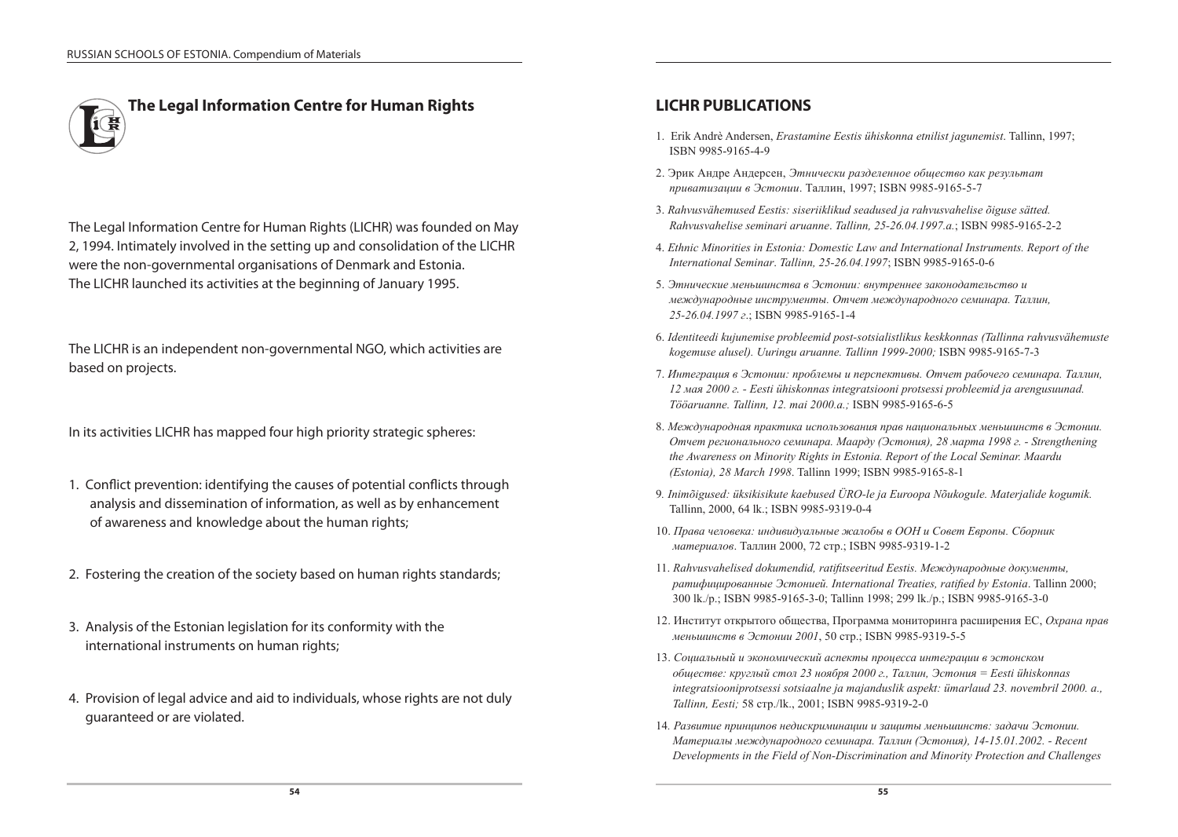## The Legal Information Centre for Human Rights

The Legal Information Centre for Human Rights (LICHR) was founded on May 2, 1994. Intimately involved in the setting up and consolidation of the LICHR were the non-governmental organisations of Denmark and Estonia. The LICHR launched its activities at the beginning of January 1995.

The LICHR is an independent non-governmental NGO, which activities are based on projects.

In its activities LICHR has mapped four high priority strategic spheres:

1. Conflict prevention: identifying the causes of potential conflicts through analysis and dissemination of information, as well as by enhancement of awareness and knowledge about the human rights;
2. Fostering the creation of the society based on human rights standards;
3. Analysis of the Estonian legislation for its conformity with the international instruments on human rights;
4. Provision of legal advice and aid to individuals, whose rights are not duly guaranteed or are violated.

## LICHR PUBLICATIONS

1. Erik Andrè Andersen, *Erastamine Eestis ühiskonna etnilist jagunemist*. Tallinn, 1997; ISBN 9985-9165-4-9
2. Эрик Андре Андерсен, *Этнически разделенное общество как результат приватизации в Эстонии*. Таллин, 1997; ISBN 9985-9165-5-7
3. *Rahvusvähemused Eestis: siseriiklikud seadused ja rahvusvahelise õiguse sätted. Rahvusvahelise seminari aruanne. Tallinn, 25-26.04.1997.a.*; ISBN 9985-9165-2-2
4. *Ethnic Minorities in Estonia: Domestic Law and International Instruments. Report of the International Seminar. Tallinn, 25-26.04.1997*; ISBN 9985-9165-0-6
5. *Этнические меньшинства в Эстонии: внутреннее законодательство и международные инструменты. Отчет международного семинара. Таллин, 25-26.04.1997 г.*; ISBN 9985-9165-1-4
6. *Identiteedi kujunemise probleemid post-sotsialistlikus keskkonnas (Tallinna rahvusvähemuste kogemuse alusel). Uuringu aruanne. Tallinn 1999-2000;* ISBN 9985-9165-7-3
7. *Интеграция в Эстонии: проблемы и перспективы. Отчет рабочего семинара. Таллин, 12 мая 2000 г. - Eesti ühiskonnas integratsiooni protsessi probleemid ja arengusuunad. Tööaruanne. Tallinn, 12. mai 2000.a.;* ISBN 9985-9165-6-5
8. *Международная практика использования прав национальных меньшинств в Эстонии. Отчет регионального семинара. Маарду (Эстония), 28 марта 1998 г. - Strengthening the Awareness on Minority Rights in Estonia. Report of the Local Seminar. Maardu (Estonia), 28 March 1998*. Tallinn 1999; ISBN 9985-9165-8-1
9. *Inimõigused: üksikisikute kaebused ÜRO-le ja Euroopa Nõukogule. Materjalide kogumik.* Tallinn, 2000, 64 lk.; ISBN 9985-9319-0-4
10. *Права человека: индивидуальные жалобы в ООН и Совет Европы. Сборник материалов*. Таллин 2000, 72 стр.; ISBN 9985-9319-1-2
11. *Rahvusvahelised dokumendid, ratifitseeritud Eestis. Международные документы, ратифицированные Эстонией. International Treaties, ratified by Estonia*. Tallinn 2000; 300 lk./p.; ISBN 9985-9165-3-0; Tallinn 1998; 299 lk./p.; ISBN 9985-9165-3-0
12. Институт открытого общества, Программа мониторинга расширения ЕС, *Охрана прав меньшинств в Эстонии 2001*, 50 стр.; ISBN 9985-9319-5-5
13. *Социальный и экономический аспекты процесса интеграции в эстонском обществе: круглый стол 23 ноября 2000 г., Таллин, Эстония = Eesti ühiskonnas integratsiooniprotsessi sotsiaalne ja majanduslik aspekt: ümarlaud 23. novembril 2000. a., Tallinn, Eesti;* 58 стр./lk., 2001; ISBN 9985-9319-2-0
14. *Развитие принципов недискриминации и защиты меньшинств: задачи Эстонии. Материалы международного семинара. Таллин (Эстония), 14-15.01.2002. - Recent Developments in the Field of Non-Discrimination and Minority Protection and Challenges*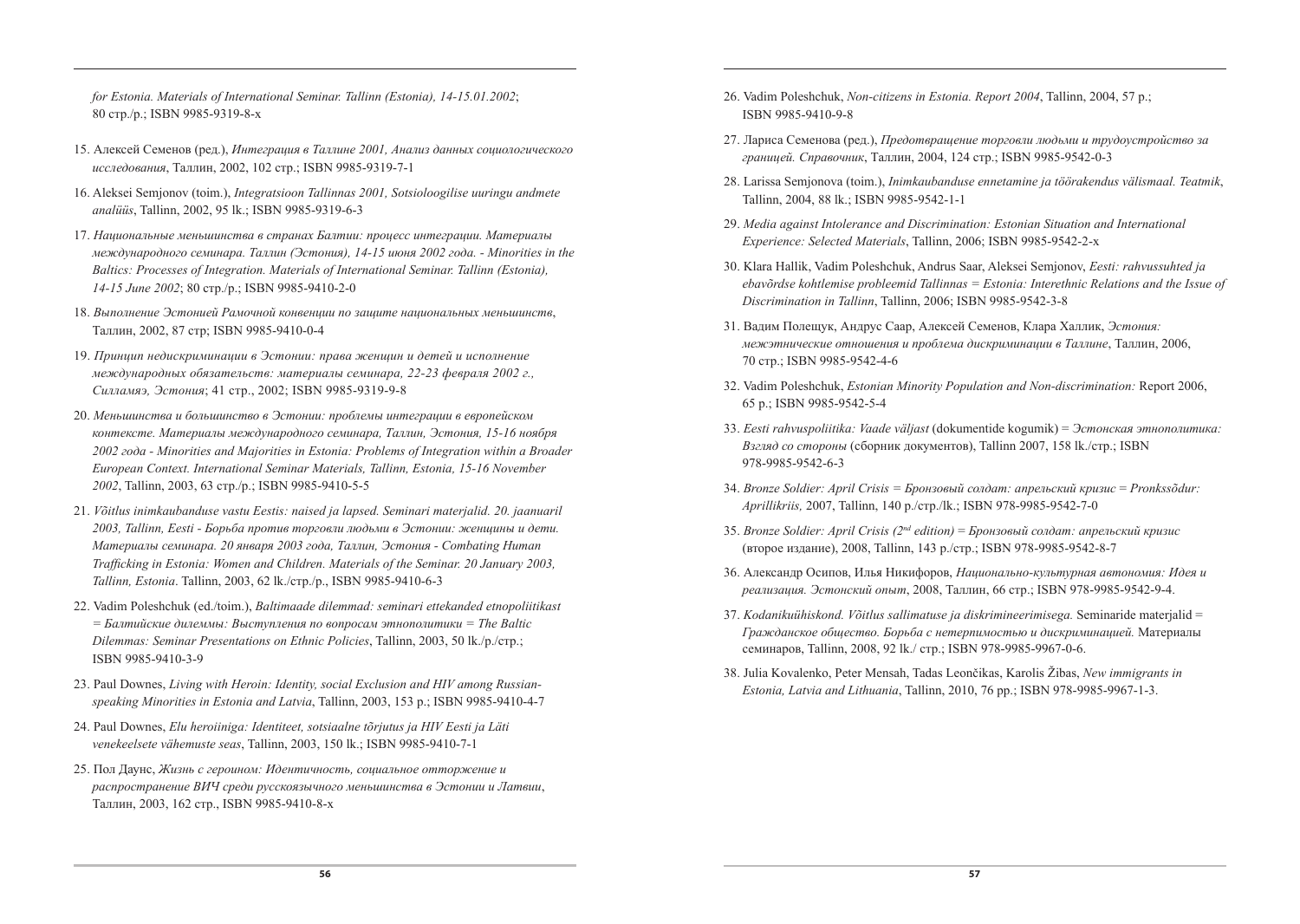*for Estonia. Materials of International Seminar. Tallinn (Estonia), 14-15.01.2002*; 80 стр./p.; ISBN 9985-9319-8-x

15. Алексей Семенов (ред.), *Интеграция в Таллине 2001, Анализ данных социологического исследования*, Таллин, 2002, 102 стр.; ISBN 9985-9319-7-1

16. Aleksei Semjonov (toim.), *Integratsioon Tallinnas 2001, Sotsioloogilise uuringu andmete analüüs*, Tallinn, 2002, 95 lk.; ISBN 9985-9319-6-3

17. *Национальные меньшинства в странах Балтии: процесс интеграции. Материалы международного семинара. Таллин (Эстония), 14-15 июня 2002 года. - Minorities in the Baltics: Processes of Integration. Materials of International Seminar. Tallinn (Estonia), 14-15 June 2002*; 80 стр./p.; ISBN 9985-9410-2-0

18. *Выполнение Эстонией Рамочной конвенции по защите национальных меньшинств*, Таллин, 2002, 87 стр; ISBN 9985-9410-0-4

19. *Принцип недискриминации в Эстонии: права женщин и детей и исполнение международных обязательств: материалы семинара, 22-23 февраля 2002 г., Силламяэ, Эстония*; 41 стр., 2002; ISBN 9985-9319-9-8

20. *Меньшинства и большинство в Эстонии: проблемы интеграции в европейском контексте. Материалы международного семинара, Таллин, Эстония, 15-16 ноября 2002 года - Minorities and Majorities in Estonia: Problems of Integration within a Broader European Context. International Seminar Materials, Tallinn, Estonia, 15-16 November 2002*, Tallinn, 2003, 63 стр./p.; ISBN 9985-9410-5-5

21. *Võitlus inimkaubanduse vastu Eestis: naised ja lapsed. Seminari materjalid. 20. jaanuaril 2003, Tallinn, Eesti - Борьба против торговли людьми в Эстонии: женщины и дети. Материалы семинара. 20 января 2003 года, Таллин, Эстония - Combating Human Trafficking in Estonia: Women and Children. Materials of the Seminar. 20 January 2003, Tallinn, Estonia*. Tallinn, 2003, 62 lk./стр./p., ISBN 9985-9410-6-3

22. Vadim Poleshchuk (ed./toim.), *Baltimaade dilemmad: seminari ettekanded etnopoliitikast = Балтийские дилеммы: Выступления по вопросам этнополитики = The Baltic Dilemmas: Seminar Presentations on Ethnic Policies*, Tallinn, 2003, 50 lk./p./стр.; ISBN 9985-9410-3-9

23. Paul Downes, *Living with Heroin: Identity, social Exclusion and HIV among Russian-speaking Minorities in Estonia and Latvia*, Tallinn, 2003, 153 p.; ISBN 9985-9410-4-7

24. Paul Downes, *Elu heroiiniga: Identiteet, sotsiaalne tõrjutus ja HIV Eesti ja Läti venekeelsete vähemuste seas*, Tallinn, 2003, 150 lk.; ISBN 9985-9410-7-1

25. Пол Даунс, *Жизнь с героином: Идентичность, социальное отторжение и распространение ВИЧ среди русскоязычного меньшинства в Эстонии и Латвии*, Таллин, 2003, 162 стр., ISBN 9985-9410-8-x

26. Vadim Poleshchuk, *Non-citizens in Estonia. Report 2004*, Tallinn, 2004, 57 p.; ISBN 9985-9410-9-8

27. Лариса Семенова (ред.), *Предотвращение торговли людьми и трудоустройство за границей. Справочник*, Таллин, 2004, 124 стр.; ISBN 9985-9542-0-3

28. Larissa Semjonova (toim.), *Inimkaubanduse ennetamine ja töörakendus välismaal. Teatmik*, Tallinn, 2004, 88 lk.; ISBN 9985-9542-1-1

29. *Media against Intolerance and Discrimination: Estonian Situation and International Experience: Selected Materials*, Tallinn, 2006; ISBN 9985-9542-2-x

30. Klara Hallik, Vadim Poleshchuk, Andrus Saar, Aleksei Semjonov, *Eesti: rahvussuhted ja ebavõrdse kohtlemise probleemid Tallinnas = Estonia: Interethnic Relations and the Issue of Discrimination in Tallinn*, Tallinn, 2006; ISBN 9985-9542-3-8

31. Вадим Полещук, Андрус Саар, Алексей Семенов, Клара Халлик, *Эстония: межэтнические отношения и проблема дискриминации в Таллине*, Таллин, 2006, 70 стр.; ISBN 9985-9542-4-6

32. Vadim Poleshchuk, *Estonian Minority Population and Non-discrimination:* Report 2006, 65 p.; ISBN 9985-9542-5-4

33. *Eesti rahvuspoliitika: Vaade väljast* (dokumentide kogumik) = *Эстонская этнополитика: Взгляд со стороны* (сборник документов), Tallinn 2007, 158 lk./стр.; ISBN 978-9985-9542-6-3

34. *Bronze Soldier: April Crisis = Бронзовый солдат: апрельский кризис = Pronkssõdur: Aprillikriis,* 2007, Tallinn, 140 p./стр./lk.; ISBN 978-9985-9542-7-0

35. *Bronze Soldier: April Crisis (2nd edition) = Бронзовый солдат: апрельский кризис* (второе издание), 2008, Tallinn, 143 p./стр.; ISBN 978-9985-9542-8-7

36. Александр Осипов, Илья Никифоров, *Национально-культурная автономия: Идея и реализация. Эстонский опыт*, 2008, Таллин, 66 стр.; ISBN 978-9985-9542-9-4.

37. *Kodanikuühiskond. Võitlus sallimatuse ja diskrimineerimisega.* Seminaride materjalid = *Гражданское общество. Борьба с нетерпимостью и дискриминацией.* Материалы семинаров, Tallinn, 2008, 92 lk./ стр.; ISBN 978-9985-9967-0-6.

38. Julia Kovalenko, Peter Mensah, Tadas Leončikas, Karolis Žibas, *New immigrants in Estonia, Latvia and Lithuania*, Tallinn, 2010, 76 pp.; ISBN 978-9985-9967-1-3.